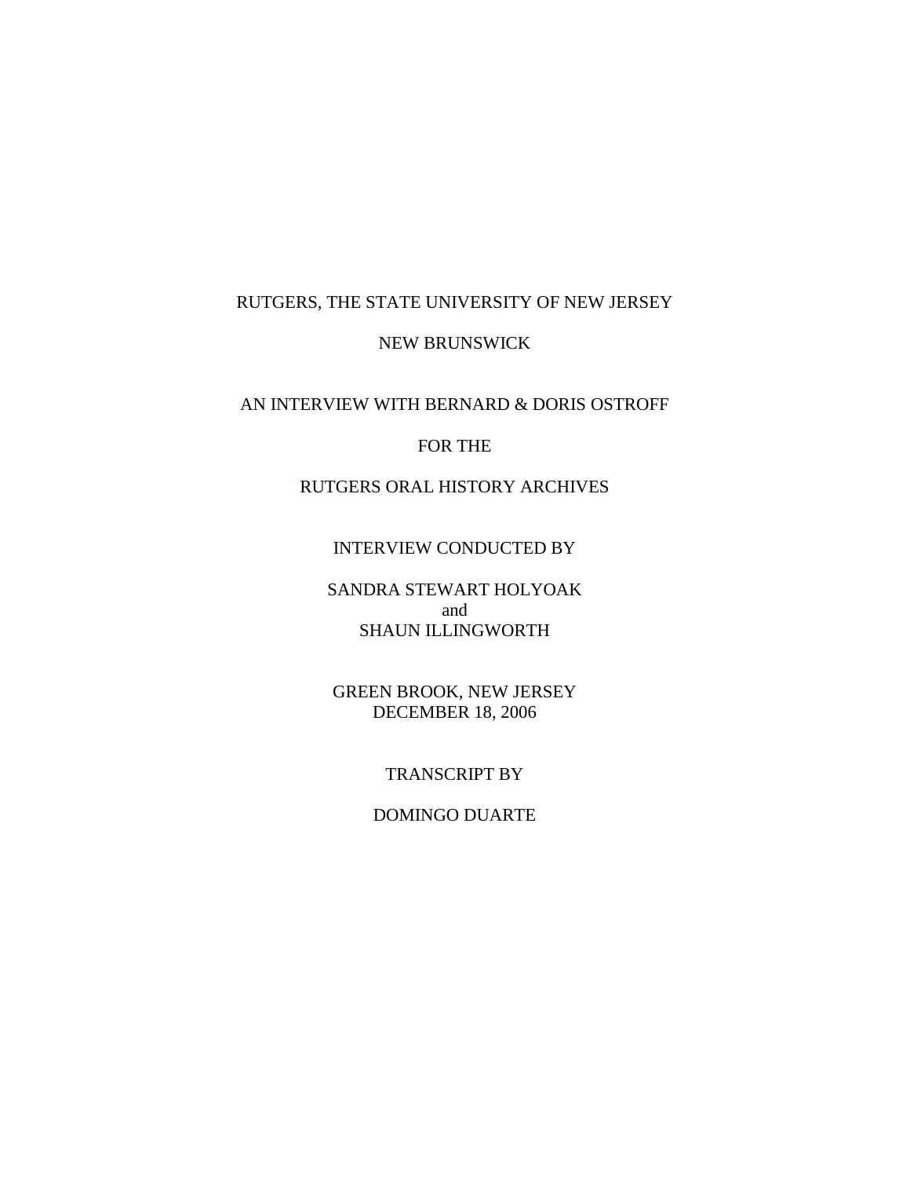RUTGERS, THE STATE UNIVERSITY OF NEW JERSEY

NEW BRUNSWICK

AN INTERVIEW WITH BERNARD & DORIS OSTROFF

FOR THE

RUTGERS ORAL HISTORY ARCHIVES

INTERVIEW CONDUCTED BY

SANDRA STEWART HOLYOAK
and
SHAUN ILLINGWORTH

GREEN BROOK, NEW JERSEY
DECEMBER 18, 2006

TRANSCRIPT BY

DOMINGO DUARTE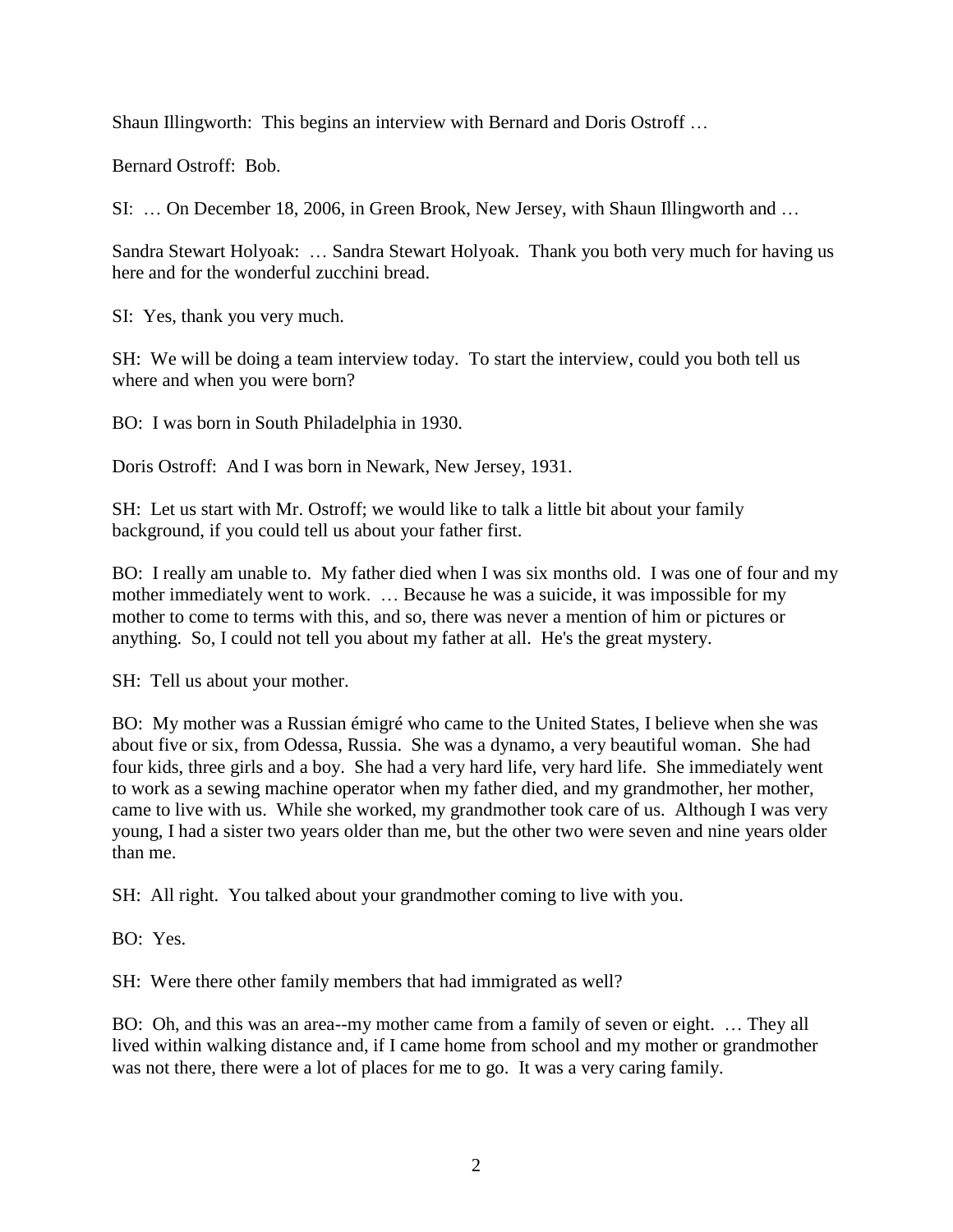Shaun Illingworth: This begins an interview with Bernard and Doris Ostroff …

Bernard Ostroff: Bob.

SI: … On December 18, 2006, in Green Brook, New Jersey, with Shaun Illingworth and …

Sandra Stewart Holyoak: … Sandra Stewart Holyoak. Thank you both very much for having us here and for the wonderful zucchini bread.

SI: Yes, thank you very much.

SH: We will be doing a team interview today. To start the interview, could you both tell us where and when you were born?

BO: I was born in South Philadelphia in 1930.

Doris Ostroff: And I was born in Newark, New Jersey, 1931.

SH: Let us start with Mr. Ostroff; we would like to talk a little bit about your family background, if you could tell us about your father first.

BO: I really am unable to. My father died when I was six months old. I was one of four and my mother immediately went to work. … Because he was a suicide, it was impossible for my mother to come to terms with this, and so, there was never a mention of him or pictures or anything. So, I could not tell you about my father at all. He's the great mystery.

SH: Tell us about your mother.

BO: My mother was a Russian émigré who came to the United States, I believe when she was about five or six, from Odessa, Russia. She was a dynamo, a very beautiful woman. She had four kids, three girls and a boy. She had a very hard life, very hard life. She immediately went to work as a sewing machine operator when my father died, and my grandmother, her mother, came to live with us. While she worked, my grandmother took care of us. Although I was very young, I had a sister two years older than me, but the other two were seven and nine years older than me.

SH: All right. You talked about your grandmother coming to live with you.

BO: Yes.

SH: Were there other family members that had immigrated as well?

BO: Oh, and this was an area--my mother came from a family of seven or eight. … They all lived within walking distance and, if I came home from school and my mother or grandmother was not there, there were a lot of places for me to go. It was a very caring family.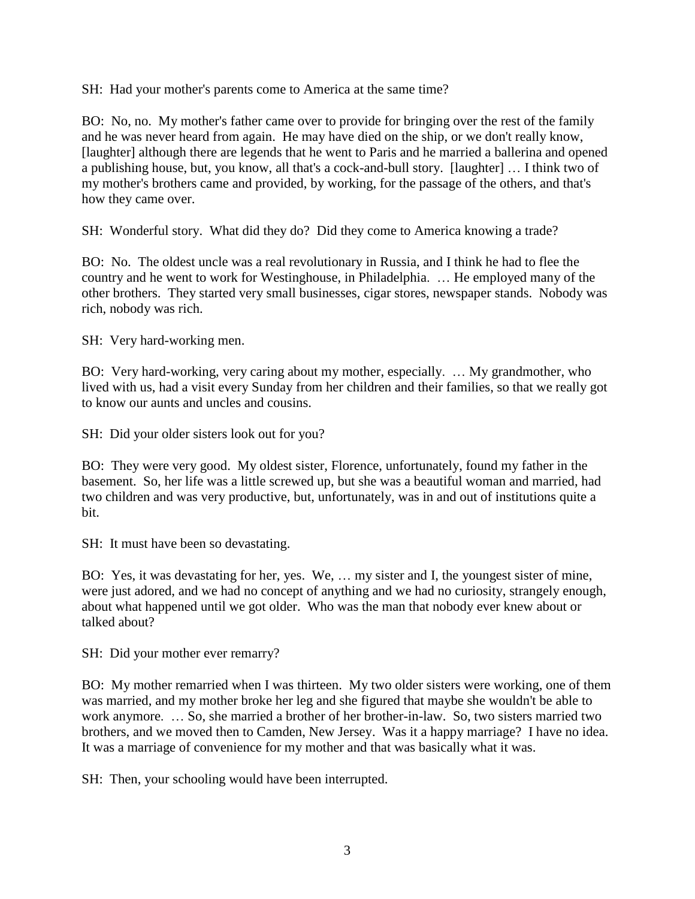SH: Had your mother's parents come to America at the same time?

BO: No, no. My mother's father came over to provide for bringing over the rest of the family and he was never heard from again. He may have died on the ship, or we don't really know, [laughter] although there are legends that he went to Paris and he married a ballerina and opened a publishing house, but, you know, all that's a cock-and-bull story. [laughter] … I think two of my mother's brothers came and provided, by working, for the passage of the others, and that's how they came over.

SH: Wonderful story. What did they do? Did they come to America knowing a trade?

BO: No. The oldest uncle was a real revolutionary in Russia, and I think he had to flee the country and he went to work for Westinghouse, in Philadelphia. … He employed many of the other brothers. They started very small businesses, cigar stores, newspaper stands. Nobody was rich, nobody was rich.

SH: Very hard-working men.

BO: Very hard-working, very caring about my mother, especially. … My grandmother, who lived with us, had a visit every Sunday from her children and their families, so that we really got to know our aunts and uncles and cousins.

SH: Did your older sisters look out for you?

BO: They were very good. My oldest sister, Florence, unfortunately, found my father in the basement. So, her life was a little screwed up, but she was a beautiful woman and married, had two children and was very productive, but, unfortunately, was in and out of institutions quite a bit.

SH: It must have been so devastating.

BO: Yes, it was devastating for her, yes. We, … my sister and I, the youngest sister of mine, were just adored, and we had no concept of anything and we had no curiosity, strangely enough, about what happened until we got older. Who was the man that nobody ever knew about or talked about?

SH: Did your mother ever remarry?

BO: My mother remarried when I was thirteen. My two older sisters were working, one of them was married, and my mother broke her leg and she figured that maybe she wouldn't be able to work anymore. … So, she married a brother of her brother-in-law. So, two sisters married two brothers, and we moved then to Camden, New Jersey. Was it a happy marriage? I have no idea. It was a marriage of convenience for my mother and that was basically what it was.

SH: Then, your schooling would have been interrupted.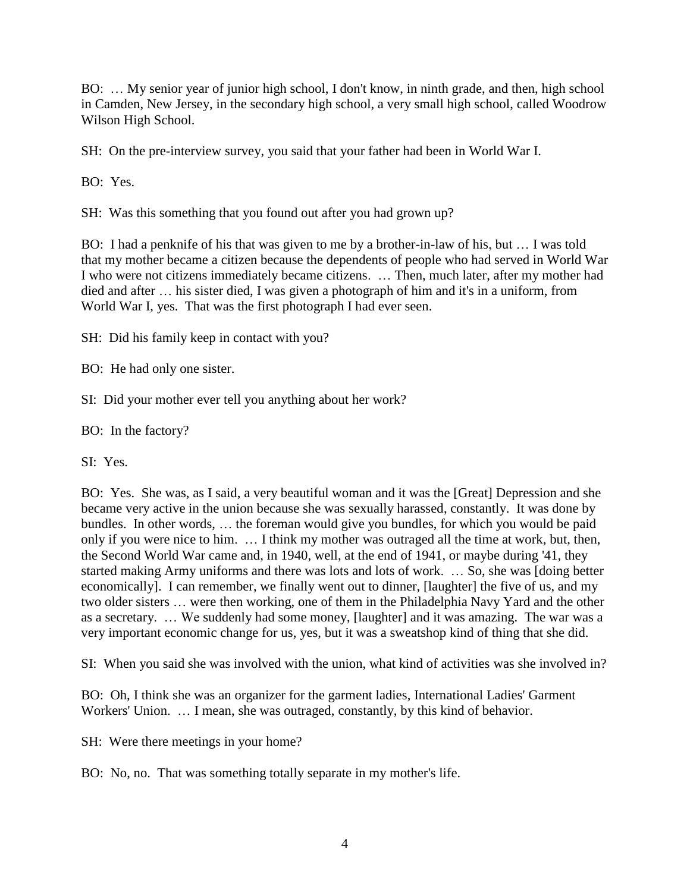BO: … My senior year of junior high school, I don't know, in ninth grade, and then, high school in Camden, New Jersey, in the secondary high school, a very small high school, called Woodrow Wilson High School.

SH: On the pre-interview survey, you said that your father had been in World War I.

BO: Yes.

SH: Was this something that you found out after you had grown up?

BO: I had a penknife of his that was given to me by a brother-in-law of his, but … I was told that my mother became a citizen because the dependents of people who had served in World War I who were not citizens immediately became citizens. … Then, much later, after my mother had died and after … his sister died, I was given a photograph of him and it's in a uniform, from World War I, yes. That was the first photograph I had ever seen.

SH: Did his family keep in contact with you?

BO: He had only one sister.

SI: Did your mother ever tell you anything about her work?

BO: In the factory?

SI: Yes.

BO: Yes. She was, as I said, a very beautiful woman and it was the [Great] Depression and she became very active in the union because she was sexually harassed, constantly. It was done by bundles. In other words, … the foreman would give you bundles, for which you would be paid only if you were nice to him. … I think my mother was outraged all the time at work, but, then, the Second World War came and, in 1940, well, at the end of 1941, or maybe during '41, they started making Army uniforms and there was lots and lots of work. … So, she was [doing better economically]. I can remember, we finally went out to dinner, [laughter] the five of us, and my two older sisters … were then working, one of them in the Philadelphia Navy Yard and the other as a secretary. … We suddenly had some money, [laughter] and it was amazing. The war was a very important economic change for us, yes, but it was a sweatshop kind of thing that she did.

SI: When you said she was involved with the union, what kind of activities was she involved in?

BO: Oh, I think she was an organizer for the garment ladies, International Ladies' Garment Workers' Union. … I mean, she was outraged, constantly, by this kind of behavior.

SH: Were there meetings in your home?

BO: No, no. That was something totally separate in my mother's life.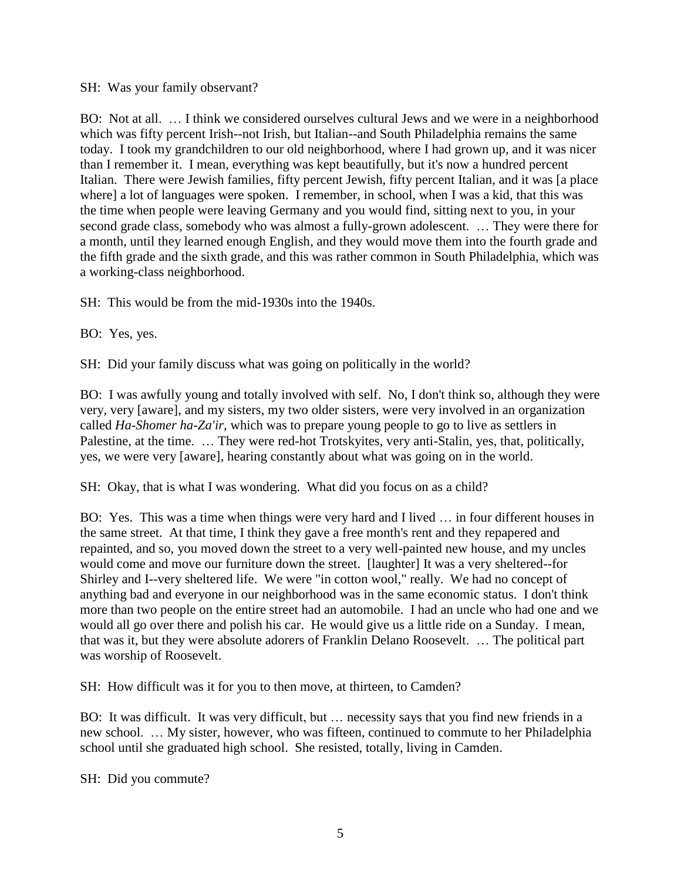SH: Was your family observant?

BO: Not at all. … I think we considered ourselves cultural Jews and we were in a neighborhood which was fifty percent Irish--not Irish, but Italian--and South Philadelphia remains the same today. I took my grandchildren to our old neighborhood, where I had grown up, and it was nicer than I remember it. I mean, everything was kept beautifully, but it's now a hundred percent Italian. There were Jewish families, fifty percent Jewish, fifty percent Italian, and it was [a place where] a lot of languages were spoken. I remember, in school, when I was a kid, that this was the time when people were leaving Germany and you would find, sitting next to you, in your second grade class, somebody who was almost a fully-grown adolescent. … They were there for a month, until they learned enough English, and they would move them into the fourth grade and the fifth grade and the sixth grade, and this was rather common in South Philadelphia, which was a working-class neighborhood.

SH: This would be from the mid-1930s into the 1940s.

BO: Yes, yes.

SH: Did your family discuss what was going on politically in the world?

BO: I was awfully young and totally involved with self. No, I don't think so, although they were very, very [aware], and my sisters, my two older sisters, were very involved in an organization called *Ha-Shomer ha-Za'ir*, which was to prepare young people to go to live as settlers in Palestine, at the time. … They were red-hot Trotskyites, very anti-Stalin, yes, that, politically, yes, we were very [aware], hearing constantly about what was going on in the world.

SH: Okay, that is what I was wondering. What did you focus on as a child?

BO: Yes. This was a time when things were very hard and I lived … in four different houses in the same street. At that time, I think they gave a free month's rent and they repapered and repainted, and so, you moved down the street to a very well-painted new house, and my uncles would come and move our furniture down the street. [laughter] It was a very sheltered--for Shirley and I--very sheltered life. We were "in cotton wool," really. We had no concept of anything bad and everyone in our neighborhood was in the same economic status. I don't think more than two people on the entire street had an automobile. I had an uncle who had one and we would all go over there and polish his car. He would give us a little ride on a Sunday. I mean, that was it, but they were absolute adorers of Franklin Delano Roosevelt. … The political part was worship of Roosevelt.

SH: How difficult was it for you to then move, at thirteen, to Camden?

BO: It was difficult. It was very difficult, but … necessity says that you find new friends in a new school. … My sister, however, who was fifteen, continued to commute to her Philadelphia school until she graduated high school. She resisted, totally, living in Camden.

SH: Did you commute?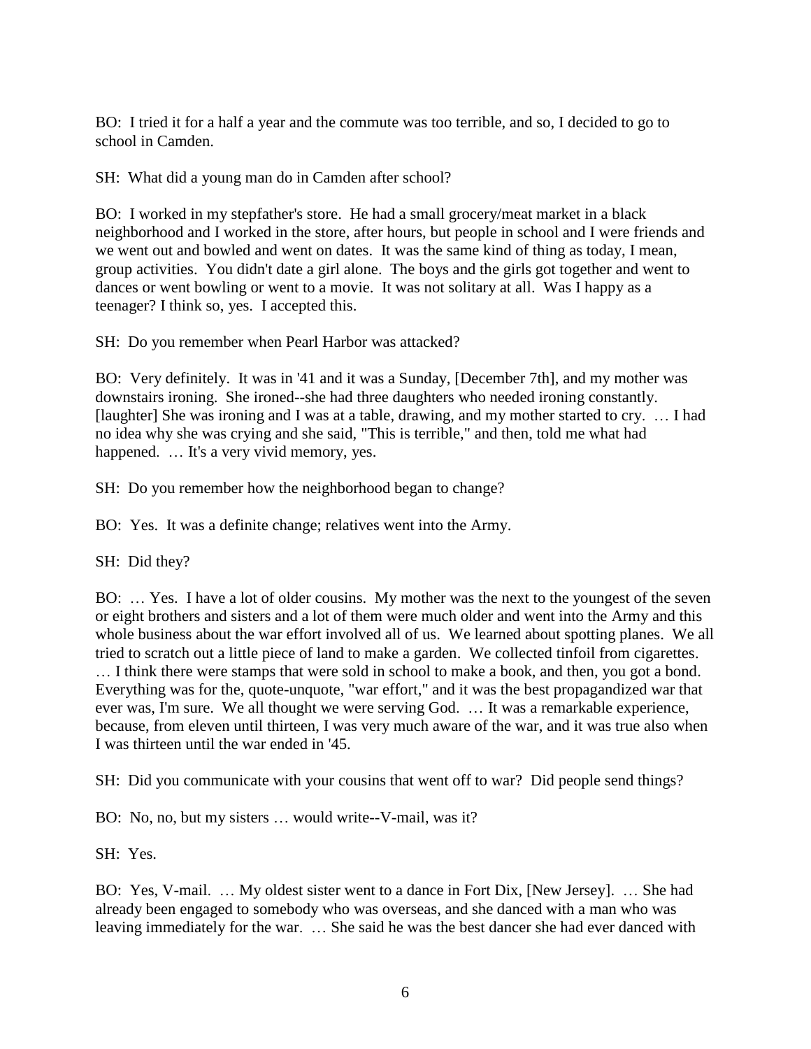BO: I tried it for a half a year and the commute was too terrible, and so, I decided to go to school in Camden.

SH: What did a young man do in Camden after school?

BO: I worked in my stepfather's store. He had a small grocery/meat market in a black neighborhood and I worked in the store, after hours, but people in school and I were friends and we went out and bowled and went on dates. It was the same kind of thing as today, I mean, group activities. You didn't date a girl alone. The boys and the girls got together and went to dances or went bowling or went to a movie. It was not solitary at all. Was I happy as a teenager? I think so, yes. I accepted this.

SH: Do you remember when Pearl Harbor was attacked?

BO: Very definitely. It was in '41 and it was a Sunday, [December 7th], and my mother was downstairs ironing. She ironed--she had three daughters who needed ironing constantly. [laughter] She was ironing and I was at a table, drawing, and my mother started to cry. … I had no idea why she was crying and she said, "This is terrible," and then, told me what had happened. … It's a very vivid memory, yes.

SH: Do you remember how the neighborhood began to change?

BO: Yes. It was a definite change; relatives went into the Army.

SH: Did they?

BO: … Yes. I have a lot of older cousins. My mother was the next to the youngest of the seven or eight brothers and sisters and a lot of them were much older and went into the Army and this whole business about the war effort involved all of us. We learned about spotting planes. We all tried to scratch out a little piece of land to make a garden. We collected tinfoil from cigarettes. … I think there were stamps that were sold in school to make a book, and then, you got a bond. Everything was for the, quote-unquote, "war effort," and it was the best propagandized war that ever was, I'm sure. We all thought we were serving God. … It was a remarkable experience, because, from eleven until thirteen, I was very much aware of the war, and it was true also when I was thirteen until the war ended in '45.

SH: Did you communicate with your cousins that went off to war? Did people send things?

BO: No, no, but my sisters … would write--V-mail, was it?

SH: Yes.

BO: Yes, V-mail. … My oldest sister went to a dance in Fort Dix, [New Jersey]. … She had already been engaged to somebody who was overseas, and she danced with a man who was leaving immediately for the war. … She said he was the best dancer she had ever danced with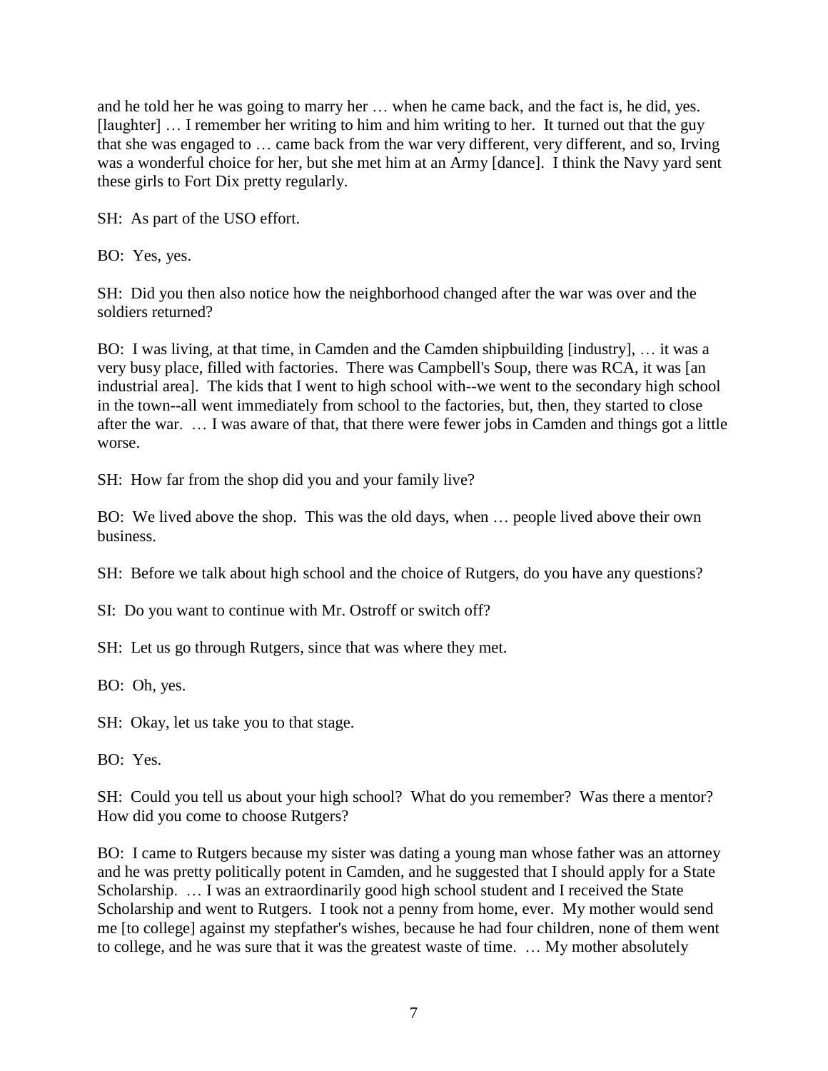and he told her he was going to marry her … when he came back, and the fact is, he did, yes. [laughter] … I remember her writing to him and him writing to her. It turned out that the guy that she was engaged to … came back from the war very different, very different, and so, Irving was a wonderful choice for her, but she met him at an Army [dance]. I think the Navy yard sent these girls to Fort Dix pretty regularly.

SH: As part of the USO effort.

BO: Yes, yes.

SH: Did you then also notice how the neighborhood changed after the war was over and the soldiers returned?

BO: I was living, at that time, in Camden and the Camden shipbuilding [industry], … it was a very busy place, filled with factories. There was Campbell's Soup, there was RCA, it was [an industrial area]. The kids that I went to high school with--we went to the secondary high school in the town--all went immediately from school to the factories, but, then, they started to close after the war. … I was aware of that, that there were fewer jobs in Camden and things got a little worse.

SH: How far from the shop did you and your family live?

BO: We lived above the shop. This was the old days, when … people lived above their own business.

SH: Before we talk about high school and the choice of Rutgers, do you have any questions?

SI: Do you want to continue with Mr. Ostroff or switch off?

SH: Let us go through Rutgers, since that was where they met.

BO: Oh, yes.

SH: Okay, let us take you to that stage.

BO: Yes.

SH: Could you tell us about your high school? What do you remember? Was there a mentor? How did you come to choose Rutgers?

BO: I came to Rutgers because my sister was dating a young man whose father was an attorney and he was pretty politically potent in Camden, and he suggested that I should apply for a State Scholarship. … I was an extraordinarily good high school student and I received the State Scholarship and went to Rutgers. I took not a penny from home, ever. My mother would send me [to college] against my stepfather's wishes, because he had four children, none of them went to college, and he was sure that it was the greatest waste of time. … My mother absolutely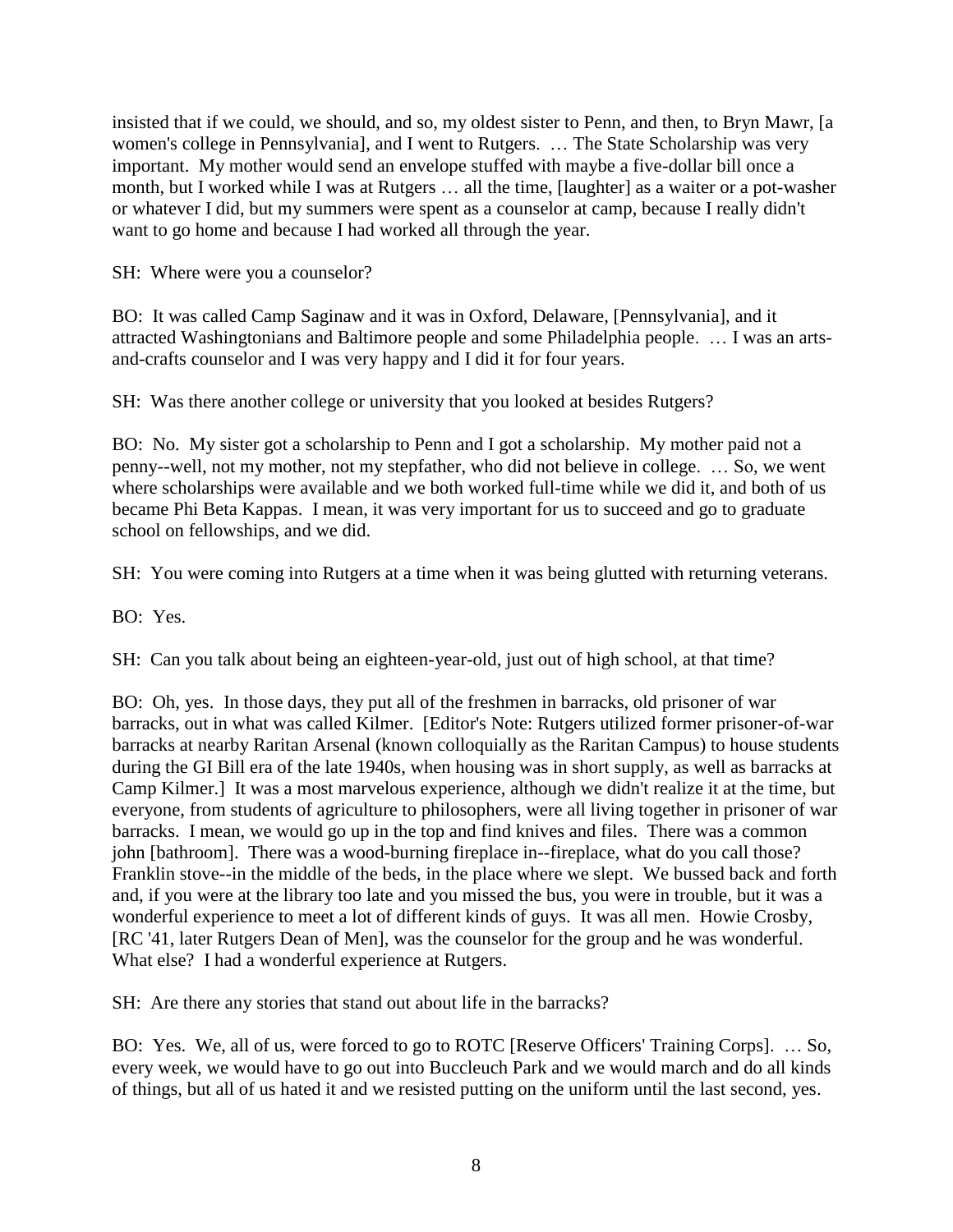insisted that if we could, we should, and so, my oldest sister to Penn, and then, to Bryn Mawr, [a women's college in Pennsylvania], and I went to Rutgers. … The State Scholarship was very important. My mother would send an envelope stuffed with maybe a five-dollar bill once a month, but I worked while I was at Rutgers … all the time, [laughter] as a waiter or a pot-washer or whatever I did, but my summers were spent as a counselor at camp, because I really didn't want to go home and because I had worked all through the year.

SH: Where were you a counselor?

BO: It was called Camp Saginaw and it was in Oxford, Delaware, [Pennsylvania], and it attracted Washingtonians and Baltimore people and some Philadelphia people. … I was an arts-and-crafts counselor and I was very happy and I did it for four years.

SH: Was there another college or university that you looked at besides Rutgers?

BO: No. My sister got a scholarship to Penn and I got a scholarship. My mother paid not a penny--well, not my mother, not my stepfather, who did not believe in college. … So, we went where scholarships were available and we both worked full-time while we did it, and both of us became Phi Beta Kappas. I mean, it was very important for us to succeed and go to graduate school on fellowships, and we did.

SH: You were coming into Rutgers at a time when it was being glutted with returning veterans.

BO: Yes.

SH: Can you talk about being an eighteen-year-old, just out of high school, at that time?

BO: Oh, yes. In those days, they put all of the freshmen in barracks, old prisoner of war barracks, out in what was called Kilmer. [Editor's Note: Rutgers utilized former prisoner-of-war barracks at nearby Raritan Arsenal (known colloquially as the Raritan Campus) to house students during the GI Bill era of the late 1940s, when housing was in short supply, as well as barracks at Camp Kilmer.] It was a most marvelous experience, although we didn't realize it at the time, but everyone, from students of agriculture to philosophers, were all living together in prisoner of war barracks. I mean, we would go up in the top and find knives and files. There was a common john [bathroom]. There was a wood-burning fireplace in--fireplace, what do you call those? Franklin stove--in the middle of the beds, in the place where we slept. We bussed back and forth and, if you were at the library too late and you missed the bus, you were in trouble, but it was a wonderful experience to meet a lot of different kinds of guys. It was all men. Howie Crosby, [RC '41, later Rutgers Dean of Men], was the counselor for the group and he was wonderful. What else? I had a wonderful experience at Rutgers.

SH: Are there any stories that stand out about life in the barracks?

BO: Yes. We, all of us, were forced to go to ROTC [Reserve Officers' Training Corps]. … So, every week, we would have to go out into Buccleuch Park and we would march and do all kinds of things, but all of us hated it and we resisted putting on the uniform until the last second, yes.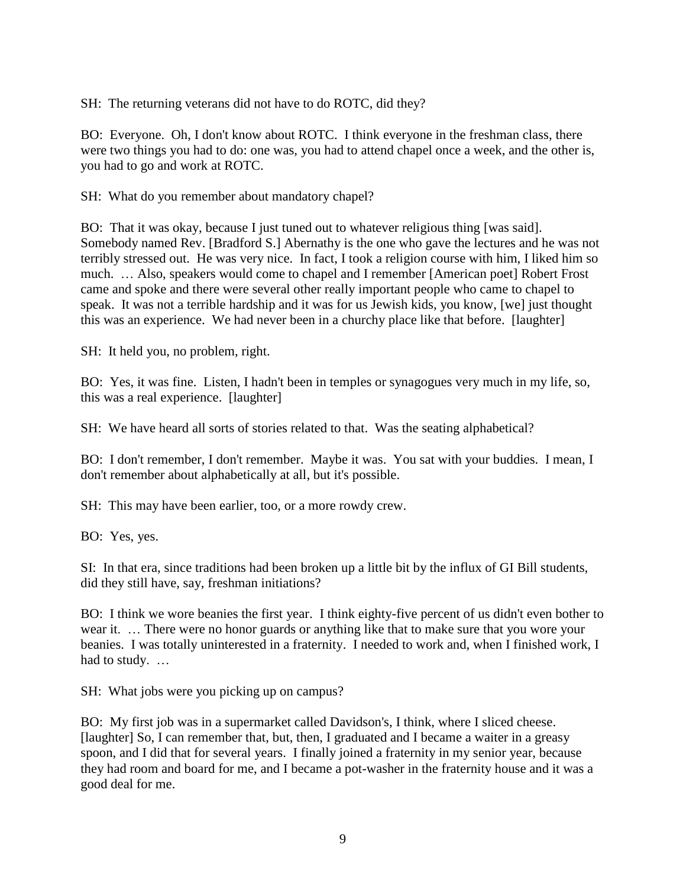SH: The returning veterans did not have to do ROTC, did they?

BO: Everyone. Oh, I don't know about ROTC. I think everyone in the freshman class, there were two things you had to do: one was, you had to attend chapel once a week, and the other is, you had to go and work at ROTC.

SH: What do you remember about mandatory chapel?

BO: That it was okay, because I just tuned out to whatever religious thing [was said]. Somebody named Rev. [Bradford S.] Abernathy is the one who gave the lectures and he was not terribly stressed out. He was very nice. In fact, I took a religion course with him, I liked him so much. … Also, speakers would come to chapel and I remember [American poet] Robert Frost came and spoke and there were several other really important people who came to chapel to speak. It was not a terrible hardship and it was for us Jewish kids, you know, [we] just thought this was an experience. We had never been in a churchy place like that before. [laughter]

SH: It held you, no problem, right.

BO: Yes, it was fine. Listen, I hadn't been in temples or synagogues very much in my life, so, this was a real experience. [laughter]

SH: We have heard all sorts of stories related to that. Was the seating alphabetical?

BO: I don't remember, I don't remember. Maybe it was. You sat with your buddies. I mean, I don't remember about alphabetically at all, but it's possible.

SH: This may have been earlier, too, or a more rowdy crew.

BO: Yes, yes.

SI: In that era, since traditions had been broken up a little bit by the influx of GI Bill students, did they still have, say, freshman initiations?

BO: I think we wore beanies the first year. I think eighty-five percent of us didn't even bother to wear it. … There were no honor guards or anything like that to make sure that you wore your beanies. I was totally uninterested in a fraternity. I needed to work and, when I finished work, I had to study. …

SH: What jobs were you picking up on campus?

BO: My first job was in a supermarket called Davidson's, I think, where I sliced cheese. [laughter] So, I can remember that, but, then, I graduated and I became a waiter in a greasy spoon, and I did that for several years. I finally joined a fraternity in my senior year, because they had room and board for me, and I became a pot-washer in the fraternity house and it was a good deal for me.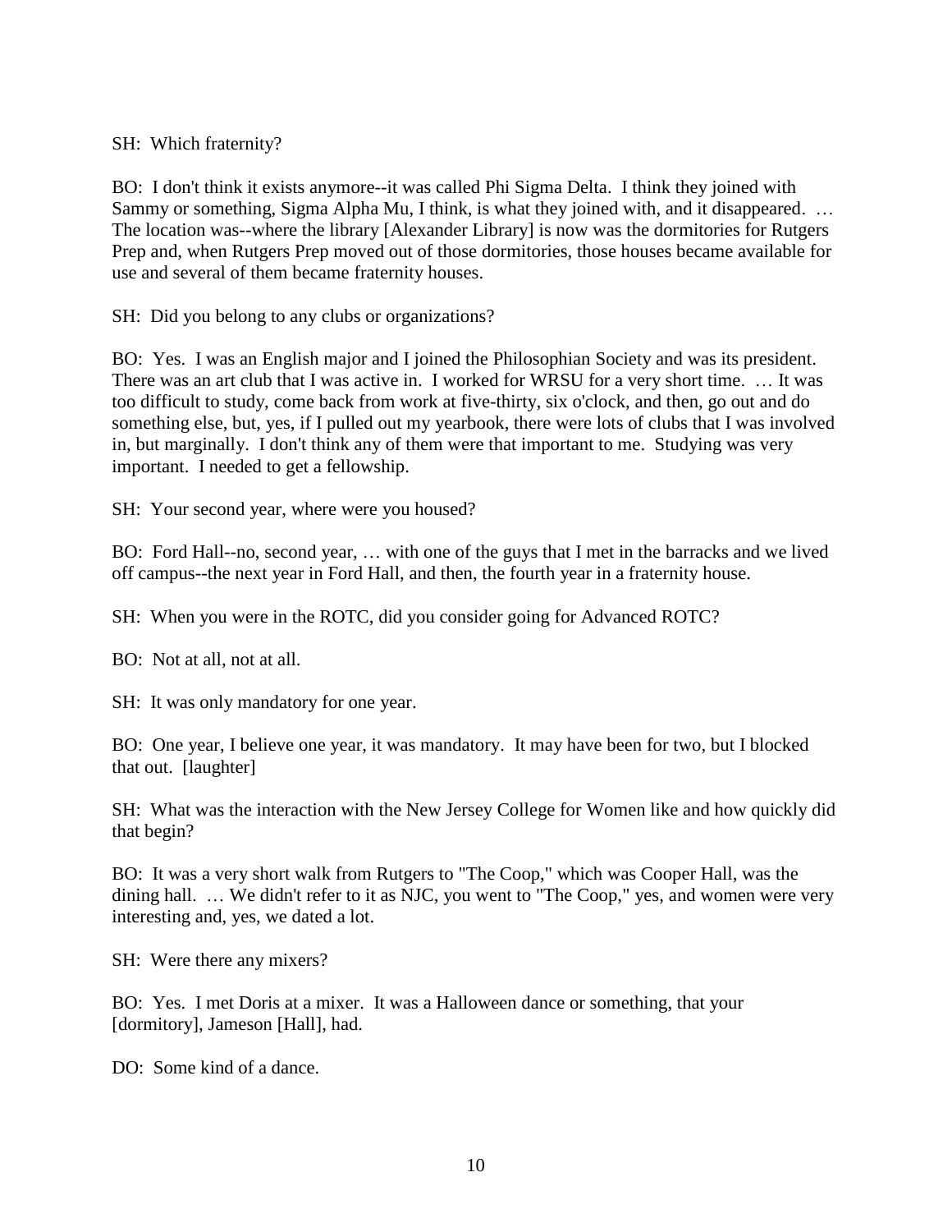SH: Which fraternity?

BO: I don't think it exists anymore--it was called Phi Sigma Delta. I think they joined with Sammy or something, Sigma Alpha Mu, I think, is what they joined with, and it disappeared. … The location was--where the library [Alexander Library] is now was the dormitories for Rutgers Prep and, when Rutgers Prep moved out of those dormitories, those houses became available for use and several of them became fraternity houses.

SH: Did you belong to any clubs or organizations?

BO: Yes. I was an English major and I joined the Philosophian Society and was its president. There was an art club that I was active in. I worked for WRSU for a very short time. … It was too difficult to study, come back from work at five-thirty, six o'clock, and then, go out and do something else, but, yes, if I pulled out my yearbook, there were lots of clubs that I was involved in, but marginally. I don't think any of them were that important to me. Studying was very important. I needed to get a fellowship.

SH: Your second year, where were you housed?

BO: Ford Hall--no, second year, … with one of the guys that I met in the barracks and we lived off campus--the next year in Ford Hall, and then, the fourth year in a fraternity house.

SH: When you were in the ROTC, did you consider going for Advanced ROTC?

BO: Not at all, not at all.

SH: It was only mandatory for one year.

BO: One year, I believe one year, it was mandatory. It may have been for two, but I blocked that out. [laughter]

SH: What was the interaction with the New Jersey College for Women like and how quickly did that begin?

BO: It was a very short walk from Rutgers to "The Coop," which was Cooper Hall, was the dining hall. … We didn't refer to it as NJC, you went to "The Coop," yes, and women were very interesting and, yes, we dated a lot.

SH: Were there any mixers?

BO: Yes. I met Doris at a mixer. It was a Halloween dance or something, that your [dormitory], Jameson [Hall], had.

DO: Some kind of a dance.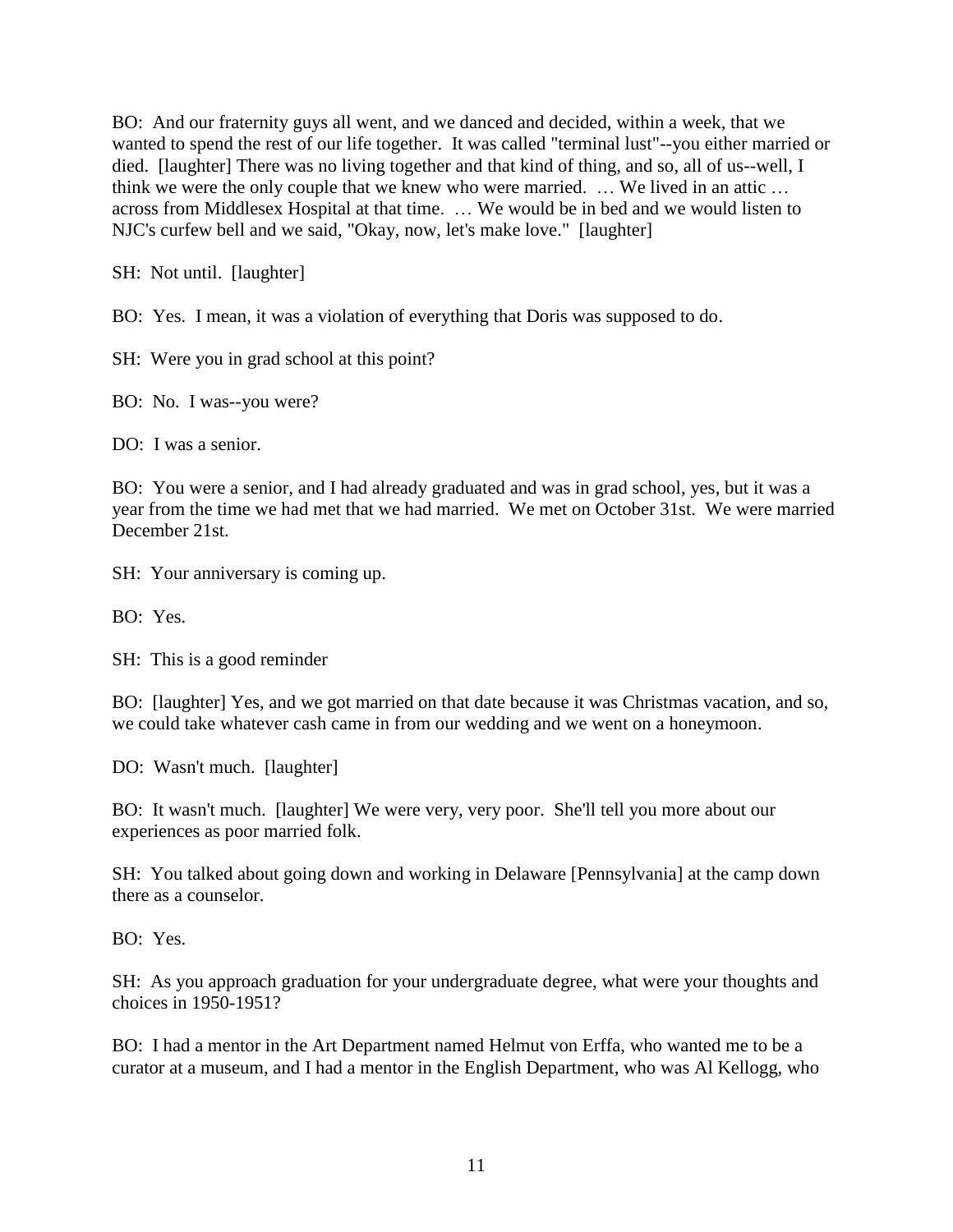BO: And our fraternity guys all went, and we danced and decided, within a week, that we wanted to spend the rest of our life together. It was called "terminal lust"--you either married or died. [laughter] There was no living together and that kind of thing, and so, all of us--well, I think we were the only couple that we knew who were married. … We lived in an attic … across from Middlesex Hospital at that time. … We would be in bed and we would listen to NJC's curfew bell and we said, "Okay, now, let's make love." [laughter]

SH: Not until. [laughter]

BO: Yes. I mean, it was a violation of everything that Doris was supposed to do.

SH: Were you in grad school at this point?

BO: No. I was--you were?

DO: I was a senior.

BO: You were a senior, and I had already graduated and was in grad school, yes, but it was a year from the time we had met that we had married. We met on October 31st. We were married December 21st.

SH: Your anniversary is coming up.

BO: Yes.

SH: This is a good reminder

BO: [laughter] Yes, and we got married on that date because it was Christmas vacation, and so, we could take whatever cash came in from our wedding and we went on a honeymoon.

DO: Wasn't much. [laughter]

BO: It wasn't much. [laughter] We were very, very poor. She'll tell you more about our experiences as poor married folk.

SH: You talked about going down and working in Delaware [Pennsylvania] at the camp down there as a counselor.

BO: Yes.

SH: As you approach graduation for your undergraduate degree, what were your thoughts and choices in 1950-1951?

BO: I had a mentor in the Art Department named Helmut von Erffa, who wanted me to be a curator at a museum, and I had a mentor in the English Department, who was Al Kellogg, who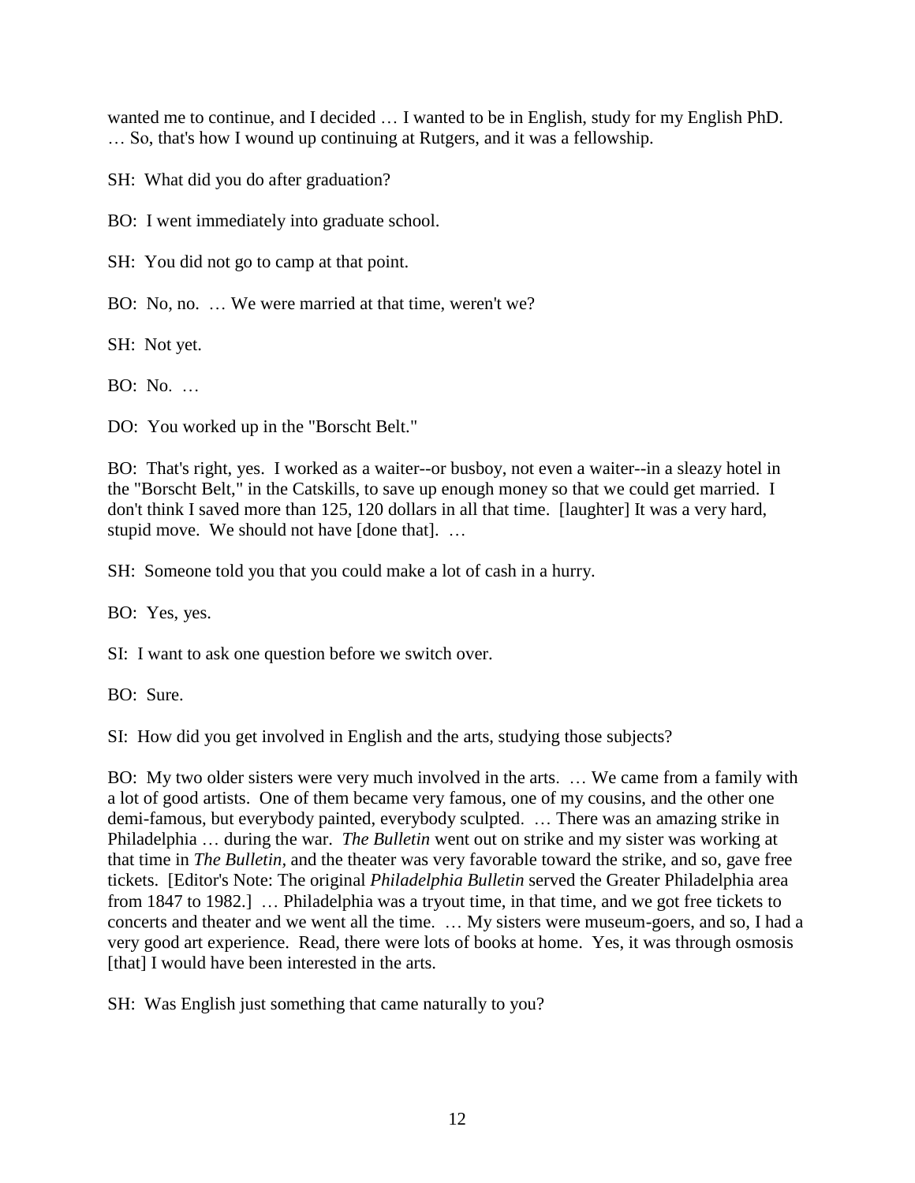wanted me to continue, and I decided … I wanted to be in English, study for my English PhD. … So, that's how I wound up continuing at Rutgers, and it was a fellowship.

SH: What did you do after graduation?

BO: I went immediately into graduate school.

SH: You did not go to camp at that point.

BO: No, no. … We were married at that time, weren't we?

SH: Not yet.

BO: No. …

DO: You worked up in the "Borscht Belt."

BO: That's right, yes. I worked as a waiter--or busboy, not even a waiter--in a sleazy hotel in the "Borscht Belt," in the Catskills, to save up enough money so that we could get married. I don't think I saved more than 125, 120 dollars in all that time. [laughter] It was a very hard, stupid move. We should not have [done that]. …

SH: Someone told you that you could make a lot of cash in a hurry.

BO: Yes, yes.

SI: I want to ask one question before we switch over.

BO: Sure.

SI: How did you get involved in English and the arts, studying those subjects?

BO: My two older sisters were very much involved in the arts. … We came from a family with a lot of good artists. One of them became very famous, one of my cousins, and the other one demi-famous, but everybody painted, everybody sculpted. … There was an amazing strike in Philadelphia … during the war. *The Bulletin* went out on strike and my sister was working at that time in *The Bulletin,* and the theater was very favorable toward the strike, and so, gave free tickets. [Editor's Note: The original *Philadelphia Bulletin* served the Greater Philadelphia area from 1847 to 1982.] … Philadelphia was a tryout time, in that time, and we got free tickets to concerts and theater and we went all the time. … My sisters were museum-goers, and so, I had a very good art experience. Read, there were lots of books at home. Yes, it was through osmosis [that] I would have been interested in the arts.

SH: Was English just something that came naturally to you?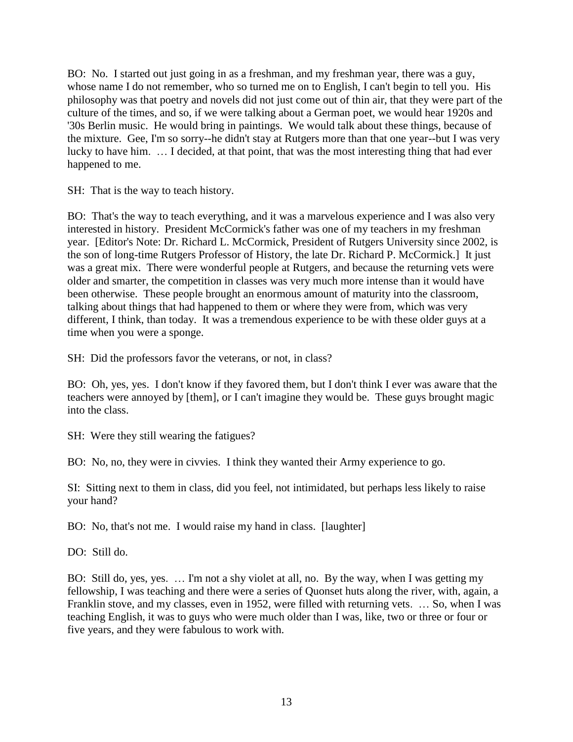BO: No. I started out just going in as a freshman, and my freshman year, there was a guy, whose name I do not remember, who so turned me on to English, I can't begin to tell you. His philosophy was that poetry and novels did not just come out of thin air, that they were part of the culture of the times, and so, if we were talking about a German poet, we would hear 1920s and '30s Berlin music. He would bring in paintings. We would talk about these things, because of the mixture. Gee, I'm so sorry--he didn't stay at Rutgers more than that one year--but I was very lucky to have him. … I decided, at that point, that was the most interesting thing that had ever happened to me.

SH: That is the way to teach history.

BO: That's the way to teach everything, and it was a marvelous experience and I was also very interested in history. President McCormick's father was one of my teachers in my freshman year. [Editor's Note: Dr. Richard L. McCormick, President of Rutgers University since 2002, is the son of long-time Rutgers Professor of History, the late Dr. Richard P. McCormick.] It just was a great mix. There were wonderful people at Rutgers, and because the returning vets were older and smarter, the competition in classes was very much more intense than it would have been otherwise. These people brought an enormous amount of maturity into the classroom, talking about things that had happened to them or where they were from, which was very different, I think, than today. It was a tremendous experience to be with these older guys at a time when you were a sponge.

SH: Did the professors favor the veterans, or not, in class?

BO: Oh, yes, yes. I don't know if they favored them, but I don't think I ever was aware that the teachers were annoyed by [them], or I can't imagine they would be. These guys brought magic into the class.

SH: Were they still wearing the fatigues?

BO: No, no, they were in civvies. I think they wanted their Army experience to go.

SI: Sitting next to them in class, did you feel, not intimidated, but perhaps less likely to raise your hand?

BO: No, that's not me. I would raise my hand in class. [laughter]

DO: Still do.

BO: Still do, yes, yes. … I'm not a shy violet at all, no. By the way, when I was getting my fellowship, I was teaching and there were a series of Quonset huts along the river, with, again, a Franklin stove, and my classes, even in 1952, were filled with returning vets. … So, when I was teaching English, it was to guys who were much older than I was, like, two or three or four or five years, and they were fabulous to work with.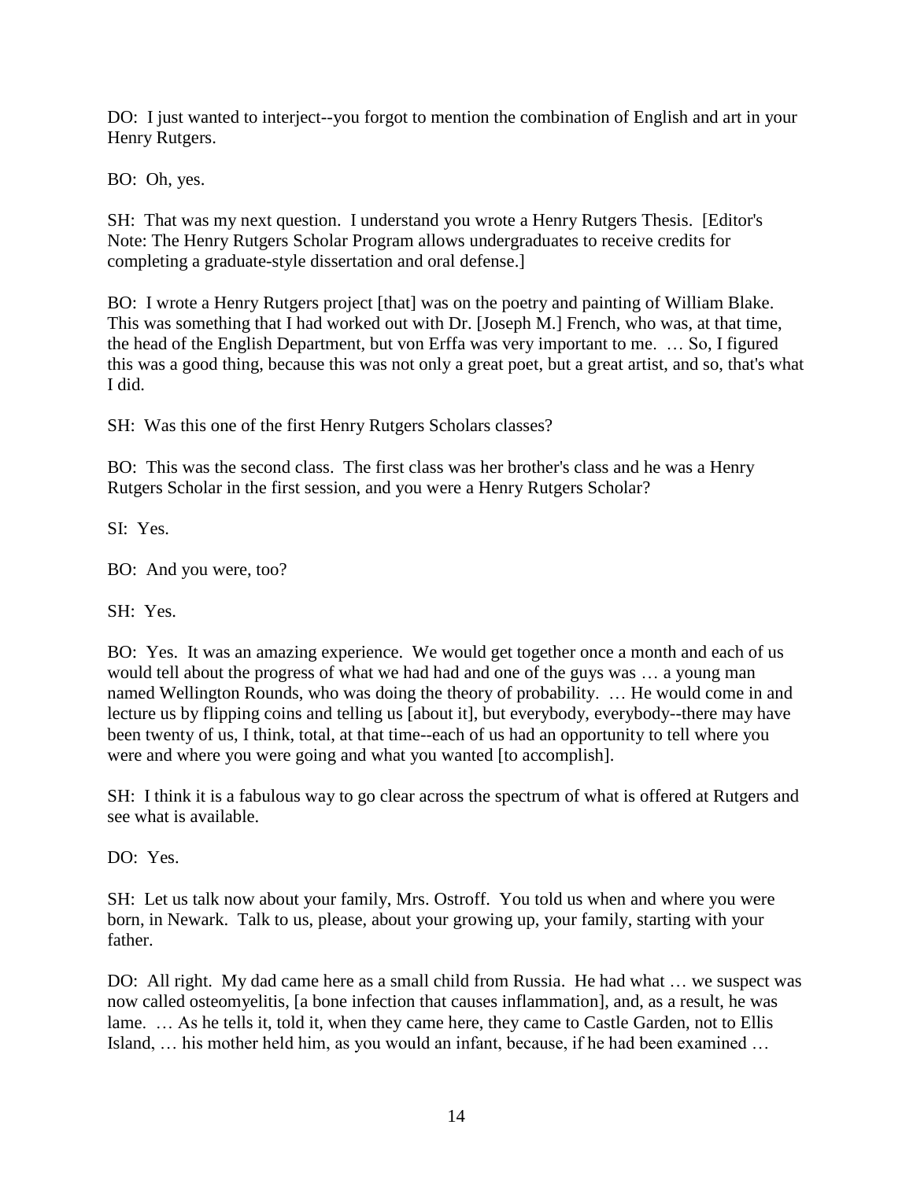DO: I just wanted to interject--you forgot to mention the combination of English and art in your Henry Rutgers.

BO: Oh, yes.

SH: That was my next question. I understand you wrote a Henry Rutgers Thesis. [Editor's Note: The Henry Rutgers Scholar Program allows undergraduates to receive credits for completing a graduate-style dissertation and oral defense.]

BO: I wrote a Henry Rutgers project [that] was on the poetry and painting of William Blake. This was something that I had worked out with Dr. [Joseph M.] French, who was, at that time, the head of the English Department, but von Erffa was very important to me. … So, I figured this was a good thing, because this was not only a great poet, but a great artist, and so, that's what I did.

SH: Was this one of the first Henry Rutgers Scholars classes?

BO: This was the second class. The first class was her brother's class and he was a Henry Rutgers Scholar in the first session, and you were a Henry Rutgers Scholar?

SI: Yes.

BO: And you were, too?

SH: Yes.

BO: Yes. It was an amazing experience. We would get together once a month and each of us would tell about the progress of what we had had and one of the guys was … a young man named Wellington Rounds, who was doing the theory of probability. … He would come in and lecture us by flipping coins and telling us [about it], but everybody, everybody--there may have been twenty of us, I think, total, at that time--each of us had an opportunity to tell where you were and where you were going and what you wanted [to accomplish].

SH: I think it is a fabulous way to go clear across the spectrum of what is offered at Rutgers and see what is available.

DO: Yes.

SH: Let us talk now about your family, Mrs. Ostroff. You told us when and where you were born, in Newark. Talk to us, please, about your growing up, your family, starting with your father.

DO: All right. My dad came here as a small child from Russia. He had what … we suspect was now called osteomyelitis, [a bone infection that causes inflammation], and, as a result, he was lame. … As he tells it, told it, when they came here, they came to Castle Garden, not to Ellis Island, … his mother held him, as you would an infant, because, if he had been examined …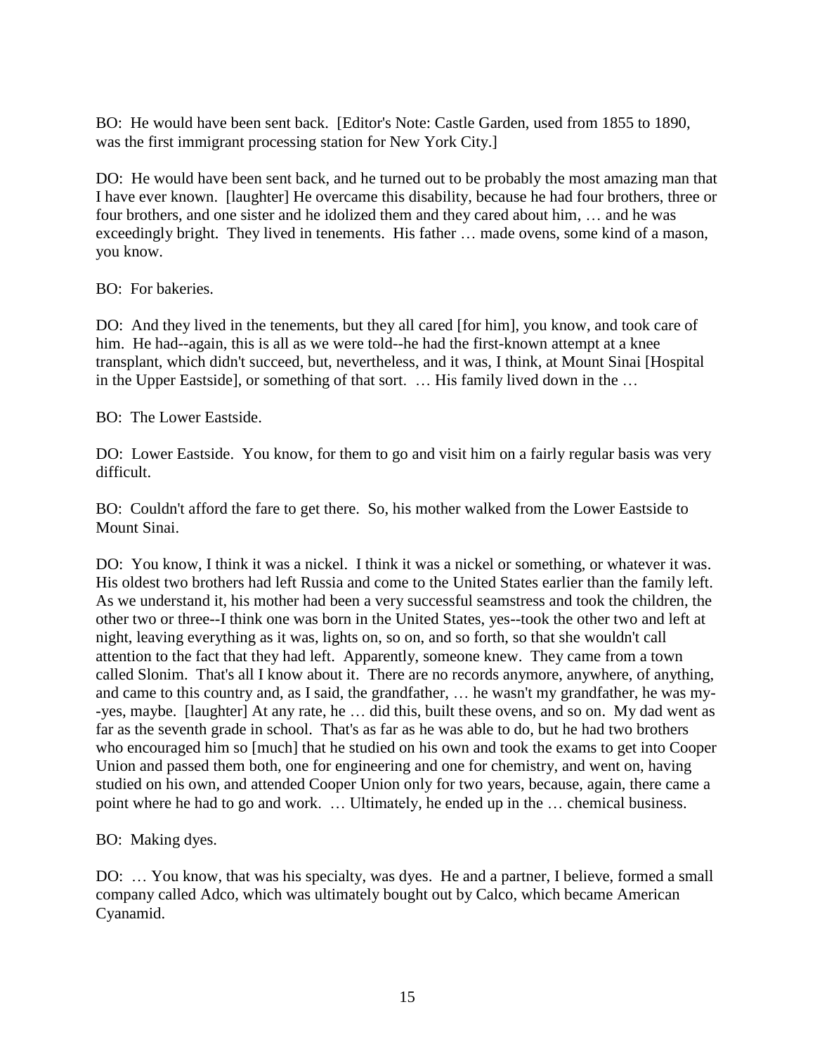BO: He would have been sent back. [Editor's Note: Castle Garden, used from 1855 to 1890, was the first immigrant processing station for New York City.]

DO: He would have been sent back, and he turned out to be probably the most amazing man that I have ever known. [laughter] He overcame this disability, because he had four brothers, three or four brothers, and one sister and he idolized them and they cared about him, … and he was exceedingly bright. They lived in tenements. His father … made ovens, some kind of a mason, you know.

BO: For bakeries.

DO: And they lived in the tenements, but they all cared [for him], you know, and took care of him. He had--again, this is all as we were told--he had the first-known attempt at a knee transplant, which didn't succeed, but, nevertheless, and it was, I think, at Mount Sinai [Hospital in the Upper Eastside], or something of that sort. … His family lived down in the …

BO: The Lower Eastside.

DO: Lower Eastside. You know, for them to go and visit him on a fairly regular basis was very difficult.

BO: Couldn't afford the fare to get there. So, his mother walked from the Lower Eastside to Mount Sinai.

DO: You know, I think it was a nickel. I think it was a nickel or something, or whatever it was. His oldest two brothers had left Russia and come to the United States earlier than the family left. As we understand it, his mother had been a very successful seamstress and took the children, the other two or three--I think one was born in the United States, yes--took the other two and left at night, leaving everything as it was, lights on, so on, and so forth, so that she wouldn't call attention to the fact that they had left. Apparently, someone knew. They came from a town called Slonim. That's all I know about it. There are no records anymore, anywhere, of anything, and came to this country and, as I said, the grandfather, … he wasn't my grandfather, he was my--yes, maybe. [laughter] At any rate, he … did this, built these ovens, and so on. My dad went as far as the seventh grade in school. That's as far as he was able to do, but he had two brothers who encouraged him so [much] that he studied on his own and took the exams to get into Cooper Union and passed them both, one for engineering and one for chemistry, and went on, having studied on his own, and attended Cooper Union only for two years, because, again, there came a point where he had to go and work. … Ultimately, he ended up in the … chemical business.

BO: Making dyes.

DO: … You know, that was his specialty, was dyes. He and a partner, I believe, formed a small company called Adco, which was ultimately bought out by Calco, which became American Cyanamid.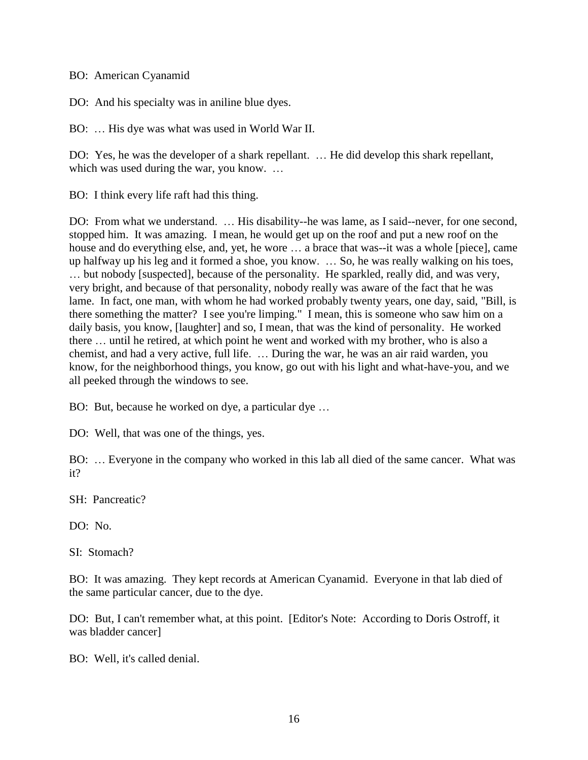BO: American Cyanamid

DO: And his specialty was in aniline blue dyes.

BO: … His dye was what was used in World War II.

DO: Yes, he was the developer of a shark repellant. … He did develop this shark repellant, which was used during the war, you know. …

BO: I think every life raft had this thing.

DO: From what we understand. … His disability--he was lame, as I said--never, for one second, stopped him. It was amazing. I mean, he would get up on the roof and put a new roof on the house and do everything else, and, yet, he wore … a brace that was--it was a whole [piece], came up halfway up his leg and it formed a shoe, you know. … So, he was really walking on his toes, … but nobody [suspected], because of the personality. He sparkled, really did, and was very, very bright, and because of that personality, nobody really was aware of the fact that he was lame. In fact, one man, with whom he had worked probably twenty years, one day, said, "Bill, is there something the matter? I see you're limping." I mean, this is someone who saw him on a daily basis, you know, [laughter] and so, I mean, that was the kind of personality. He worked there … until he retired, at which point he went and worked with my brother, who is also a chemist, and had a very active, full life. … During the war, he was an air raid warden, you know, for the neighborhood things, you know, go out with his light and what-have-you, and we all peeked through the windows to see.

BO: But, because he worked on dye, a particular dye …

DO: Well, that was one of the things, yes.

BO: … Everyone in the company who worked in this lab all died of the same cancer. What was it?

SH: Pancreatic?

DO: No.

SI: Stomach?

BO: It was amazing. They kept records at American Cyanamid. Everyone in that lab died of the same particular cancer, due to the dye.

DO: But, I can't remember what, at this point. [Editor's Note: According to Doris Ostroff, it was bladder cancer]

BO: Well, it's called denial.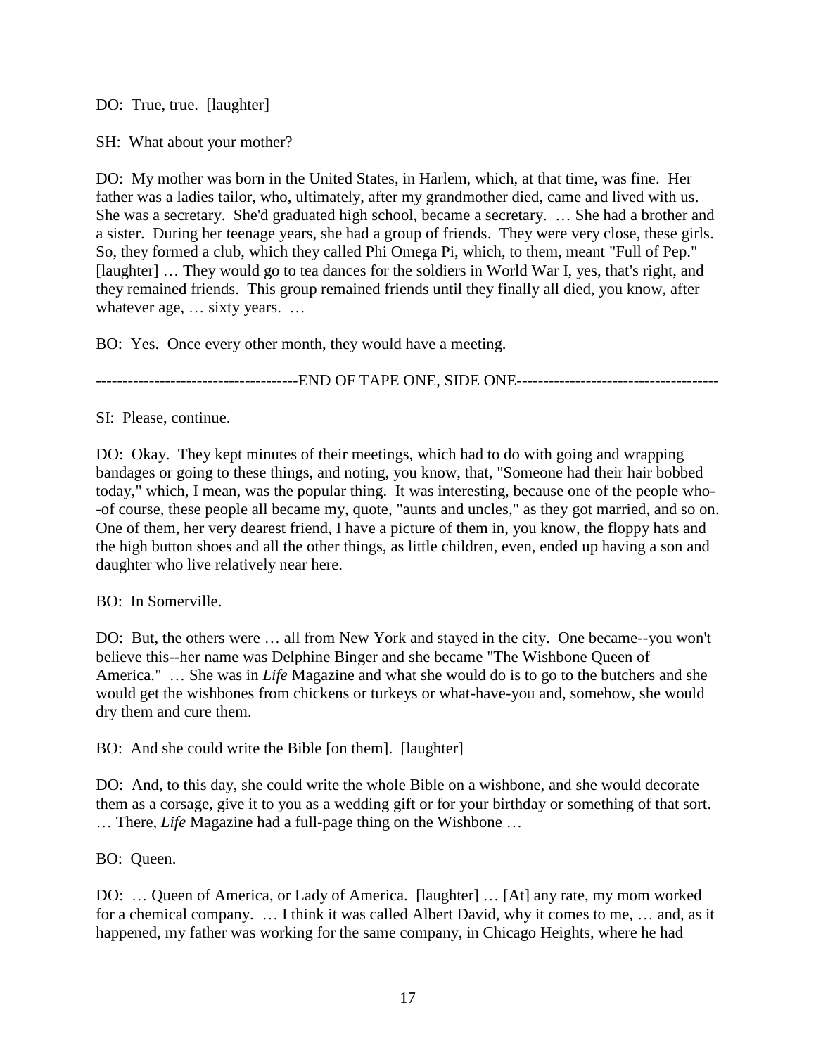DO: True, true. [laughter]

SH: What about your mother?

DO: My mother was born in the United States, in Harlem, which, at that time, was fine. Her father was a ladies tailor, who, ultimately, after my grandmother died, came and lived with us. She was a secretary. She'd graduated high school, became a secretary. … She had a brother and a sister. During her teenage years, she had a group of friends. They were very close, these girls. So, they formed a club, which they called Phi Omega Pi, which, to them, meant "Full of Pep." [laughter] … They would go to tea dances for the soldiers in World War I, yes, that's right, and they remained friends. This group remained friends until they finally all died, you know, after whatever age, … sixty years. …

BO: Yes. Once every other month, they would have a meeting.

-------------------------------------END OF TAPE ONE, SIDE ONE-------------------------------------

SI: Please, continue.

DO: Okay. They kept minutes of their meetings, which had to do with going and wrapping bandages or going to these things, and noting, you know, that, "Someone had their hair bobbed today," which, I mean, was the popular thing. It was interesting, because one of the people who--of course, these people all became my, quote, "aunts and uncles," as they got married, and so on. One of them, her very dearest friend, I have a picture of them in, you know, the floppy hats and the high button shoes and all the other things, as little children, even, ended up having a son and daughter who live relatively near here.

BO: In Somerville.

DO: But, the others were … all from New York and stayed in the city. One became--you won't believe this--her name was Delphine Binger and she became "The Wishbone Queen of America." … She was in *Life* Magazine and what she would do is to go to the butchers and she would get the wishbones from chickens or turkeys or what-have-you and, somehow, she would dry them and cure them.

BO: And she could write the Bible [on them]. [laughter]

DO: And, to this day, she could write the whole Bible on a wishbone, and she would decorate them as a corsage, give it to you as a wedding gift or for your birthday or something of that sort. … There, *Life* Magazine had a full-page thing on the Wishbone …

BO: Queen.

DO: … Queen of America, or Lady of America. [laughter] … [At] any rate, my mom worked for a chemical company. … I think it was called Albert David, why it comes to me, … and, as it happened, my father was working for the same company, in Chicago Heights, where he had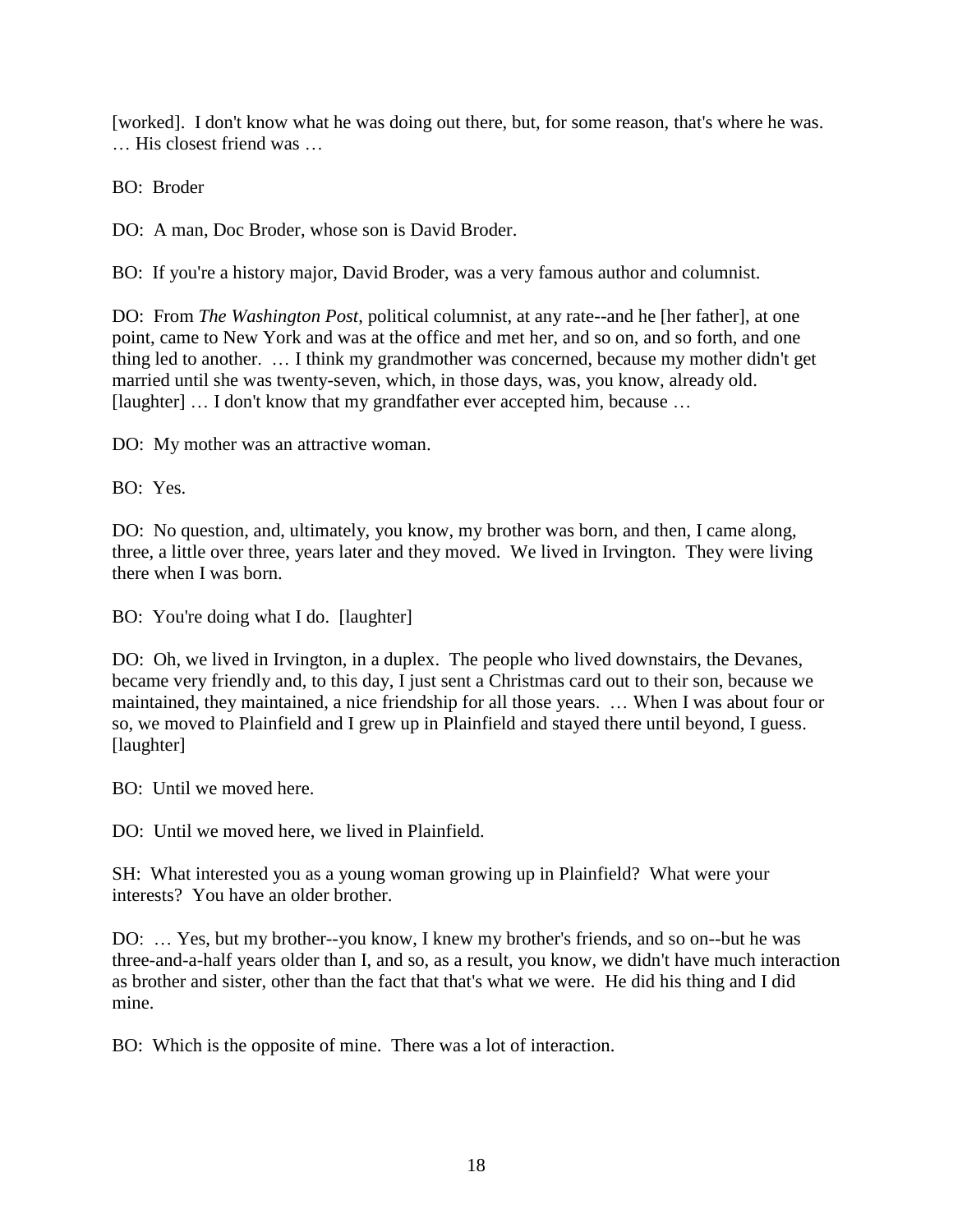[worked]. I don't know what he was doing out there, but, for some reason, that's where he was. … His closest friend was …

BO: Broder

DO: A man, Doc Broder, whose son is David Broder.

BO: If you're a history major, David Broder, was a very famous author and columnist.

DO: From *The Washington Post*, political columnist, at any rate--and he [her father], at one point, came to New York and was at the office and met her, and so on, and so forth, and one thing led to another. … I think my grandmother was concerned, because my mother didn't get married until she was twenty-seven, which, in those days, was, you know, already old. [laughter] … I don't know that my grandfather ever accepted him, because …

DO: My mother was an attractive woman.

BO: Yes.

DO: No question, and, ultimately, you know, my brother was born, and then, I came along, three, a little over three, years later and they moved. We lived in Irvington. They were living there when I was born.

BO: You're doing what I do. [laughter]

DO: Oh, we lived in Irvington, in a duplex. The people who lived downstairs, the Devanes, became very friendly and, to this day, I just sent a Christmas card out to their son, because we maintained, they maintained, a nice friendship for all those years. … When I was about four or so, we moved to Plainfield and I grew up in Plainfield and stayed there until beyond, I guess. [laughter]

BO: Until we moved here.

DO: Until we moved here, we lived in Plainfield.

SH: What interested you as a young woman growing up in Plainfield? What were your interests? You have an older brother.

DO: … Yes, but my brother--you know, I knew my brother's friends, and so on--but he was three-and-a-half years older than I, and so, as a result, you know, we didn't have much interaction as brother and sister, other than the fact that that's what we were. He did his thing and I did mine.

BO: Which is the opposite of mine. There was a lot of interaction.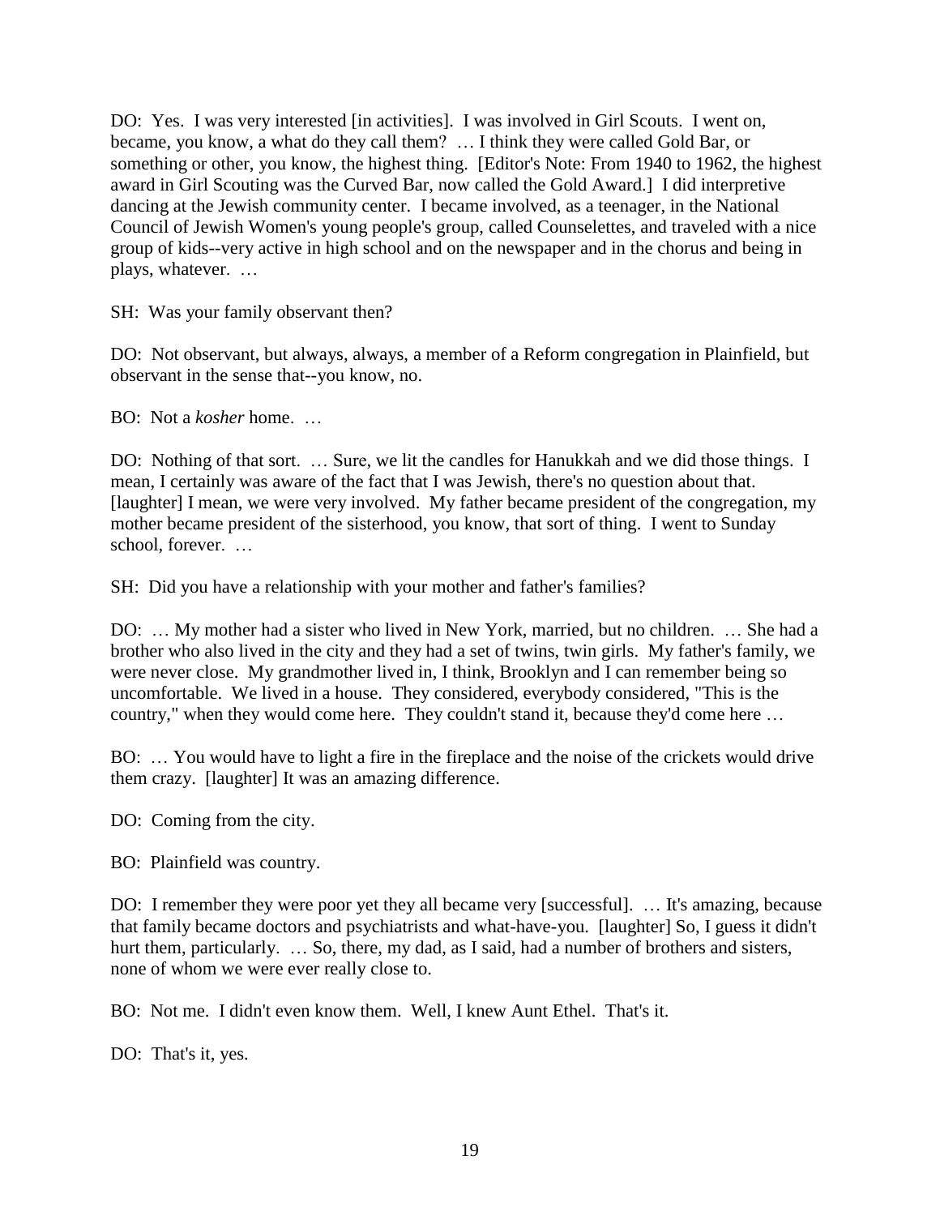DO: Yes. I was very interested [in activities]. I was involved in Girl Scouts. I went on, became, you know, a what do they call them? … I think they were called Gold Bar, or something or other, you know, the highest thing. [Editor's Note: From 1940 to 1962, the highest award in Girl Scouting was the Curved Bar, now called the Gold Award.] I did interpretive dancing at the Jewish community center. I became involved, as a teenager, in the National Council of Jewish Women's young people's group, called Counselettes, and traveled with a nice group of kids--very active in high school and on the newspaper and in the chorus and being in plays, whatever. …

SH: Was your family observant then?

DO: Not observant, but always, always, a member of a Reform congregation in Plainfield, but observant in the sense that--you know, no.

BO: Not a *kosher* home. …

DO: Nothing of that sort. … Sure, we lit the candles for Hanukkah and we did those things. I mean, I certainly was aware of the fact that I was Jewish, there's no question about that. [laughter] I mean, we were very involved. My father became president of the congregation, my mother became president of the sisterhood, you know, that sort of thing. I went to Sunday school, forever. …

SH: Did you have a relationship with your mother and father's families?

DO: … My mother had a sister who lived in New York, married, but no children. … She had a brother who also lived in the city and they had a set of twins, twin girls. My father's family, we were never close. My grandmother lived in, I think, Brooklyn and I can remember being so uncomfortable. We lived in a house. They considered, everybody considered, "This is the country," when they would come here. They couldn't stand it, because they'd come here …

BO: … You would have to light a fire in the fireplace and the noise of the crickets would drive them crazy. [laughter] It was an amazing difference.

DO: Coming from the city.

BO: Plainfield was country.

DO: I remember they were poor yet they all became very [successful]. … It's amazing, because that family became doctors and psychiatrists and what-have-you. [laughter] So, I guess it didn't hurt them, particularly. … So, there, my dad, as I said, had a number of brothers and sisters, none of whom we were ever really close to.

BO: Not me. I didn't even know them. Well, I knew Aunt Ethel. That's it.

DO: That's it, yes.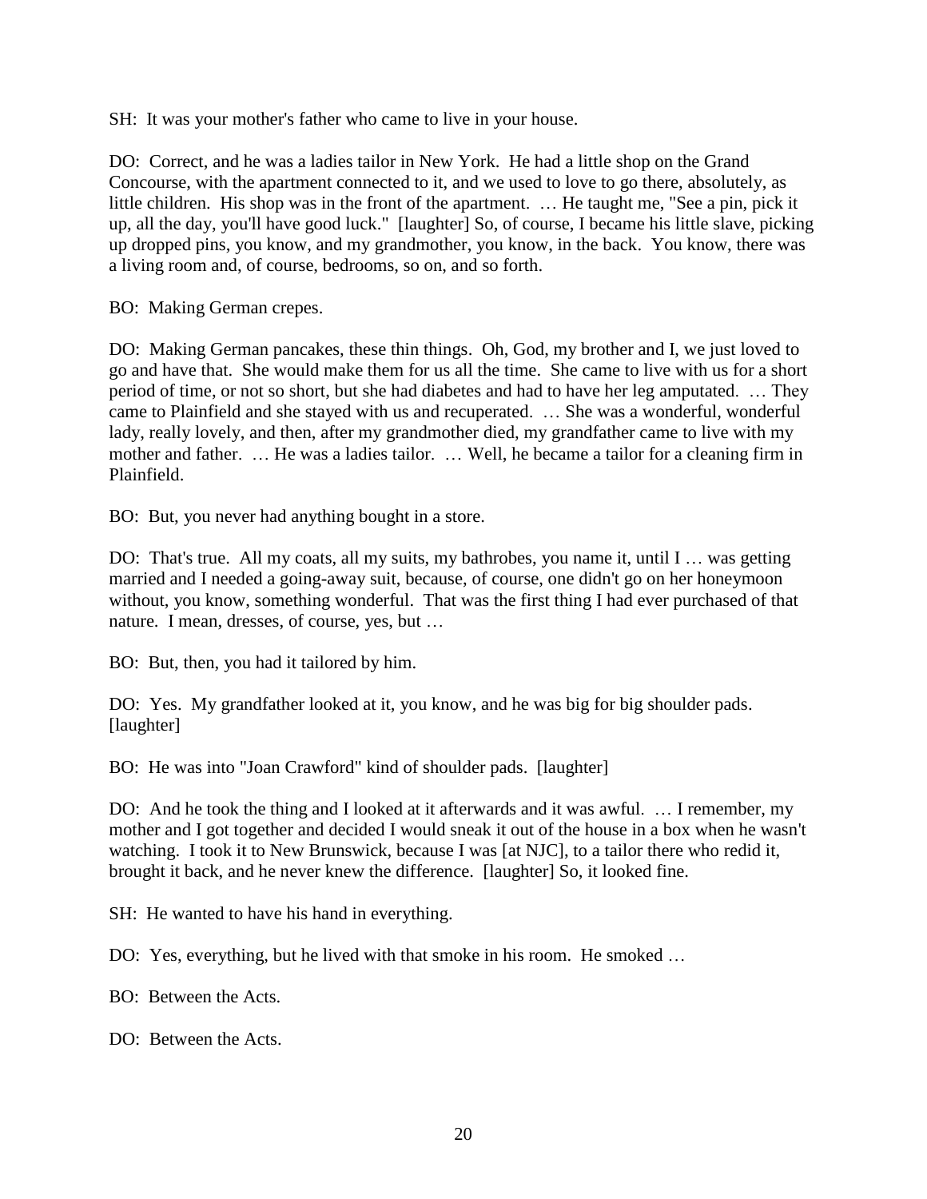SH: It was your mother's father who came to live in your house.

DO: Correct, and he was a ladies tailor in New York. He had a little shop on the Grand Concourse, with the apartment connected to it, and we used to love to go there, absolutely, as little children. His shop was in the front of the apartment. … He taught me, "See a pin, pick it up, all the day, you'll have good luck." [laughter] So, of course, I became his little slave, picking up dropped pins, you know, and my grandmother, you know, in the back. You know, there was a living room and, of course, bedrooms, so on, and so forth.

BO: Making German crepes.

DO: Making German pancakes, these thin things. Oh, God, my brother and I, we just loved to go and have that. She would make them for us all the time. She came to live with us for a short period of time, or not so short, but she had diabetes and had to have her leg amputated. … They came to Plainfield and she stayed with us and recuperated. … She was a wonderful, wonderful lady, really lovely, and then, after my grandmother died, my grandfather came to live with my mother and father. … He was a ladies tailor. … Well, he became a tailor for a cleaning firm in Plainfield.

BO: But, you never had anything bought in a store.

DO: That's true. All my coats, all my suits, my bathrobes, you name it, until I … was getting married and I needed a going-away suit, because, of course, one didn't go on her honeymoon without, you know, something wonderful. That was the first thing I had ever purchased of that nature. I mean, dresses, of course, yes, but …

BO: But, then, you had it tailored by him.

DO: Yes. My grandfather looked at it, you know, and he was big for big shoulder pads. [laughter]

BO: He was into "Joan Crawford" kind of shoulder pads. [laughter]

DO: And he took the thing and I looked at it afterwards and it was awful. … I remember, my mother and I got together and decided I would sneak it out of the house in a box when he wasn't watching. I took it to New Brunswick, because I was [at NJC], to a tailor there who redid it, brought it back, and he never knew the difference. [laughter] So, it looked fine.

SH: He wanted to have his hand in everything.

DO: Yes, everything, but he lived with that smoke in his room. He smoked …

BO: Between the Acts.

DO: Between the Acts.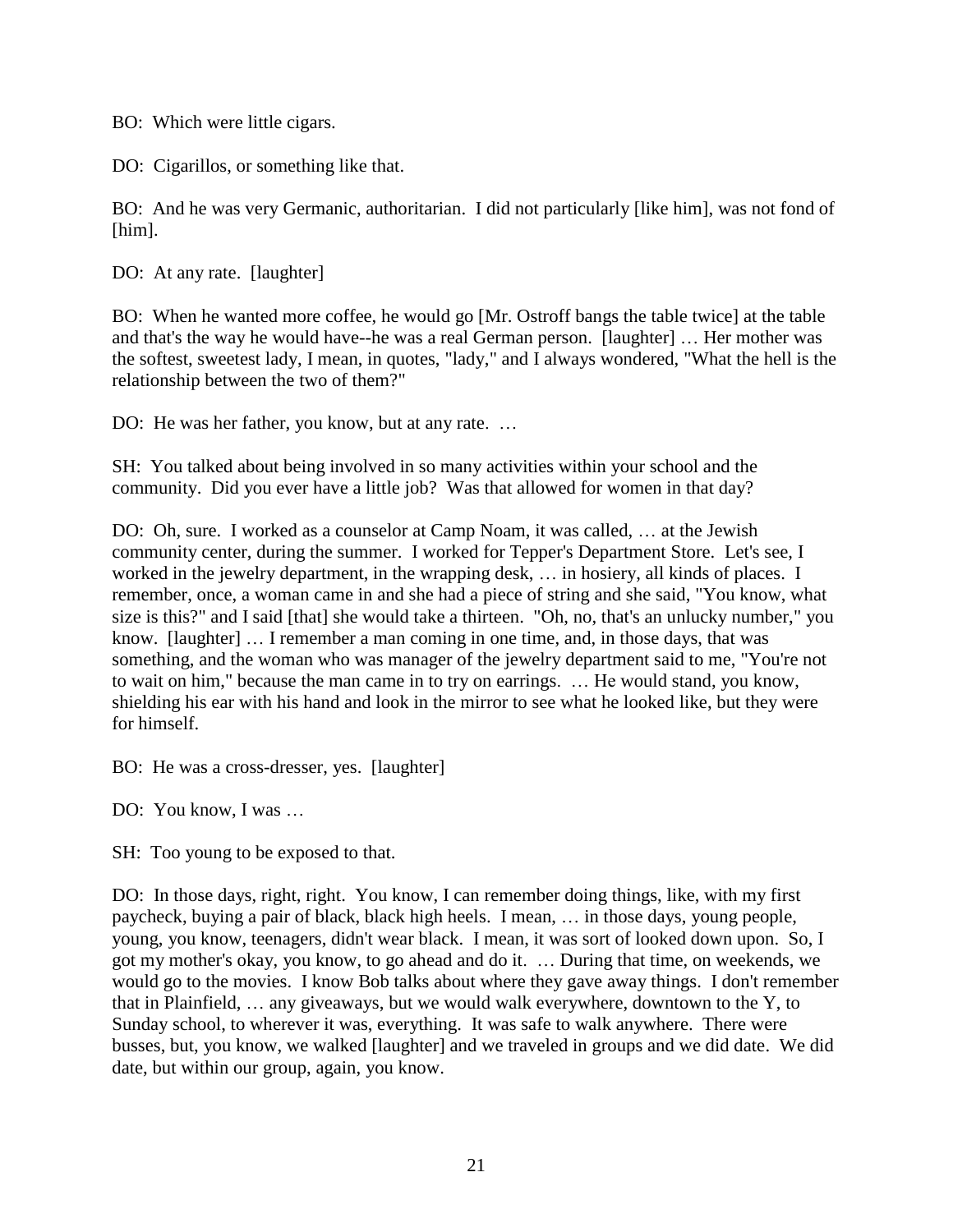BO: Which were little cigars.

DO: Cigarillos, or something like that.

BO: And he was very Germanic, authoritarian. I did not particularly [like him], was not fond of [him].

DO: At any rate. [laughter]

BO: When he wanted more coffee, he would go [Mr. Ostroff bangs the table twice] at the table and that's the way he would have--he was a real German person. [laughter] … Her mother was the softest, sweetest lady, I mean, in quotes, "lady," and I always wondered, "What the hell is the relationship between the two of them?"

DO: He was her father, you know, but at any rate. …

SH: You talked about being involved in so many activities within your school and the community. Did you ever have a little job? Was that allowed for women in that day?

DO: Oh, sure. I worked as a counselor at Camp Noam, it was called, … at the Jewish community center, during the summer. I worked for Tepper's Department Store. Let's see, I worked in the jewelry department, in the wrapping desk, … in hosiery, all kinds of places. I remember, once, a woman came in and she had a piece of string and she said, "You know, what size is this?" and I said [that] she would take a thirteen. "Oh, no, that's an unlucky number," you know. [laughter] … I remember a man coming in one time, and, in those days, that was something, and the woman who was manager of the jewelry department said to me, "You're not to wait on him," because the man came in to try on earrings. … He would stand, you know, shielding his ear with his hand and look in the mirror to see what he looked like, but they were for himself.

BO: He was a cross-dresser, yes. [laughter]

DO: You know, I was …

SH: Too young to be exposed to that.

DO: In those days, right, right. You know, I can remember doing things, like, with my first paycheck, buying a pair of black, black high heels. I mean, … in those days, young people, young, you know, teenagers, didn't wear black. I mean, it was sort of looked down upon. So, I got my mother's okay, you know, to go ahead and do it. … During that time, on weekends, we would go to the movies. I know Bob talks about where they gave away things. I don't remember that in Plainfield, … any giveaways, but we would walk everywhere, downtown to the Y, to Sunday school, to wherever it was, everything. It was safe to walk anywhere. There were busses, but, you know, we walked [laughter] and we traveled in groups and we did date. We did date, but within our group, again, you know.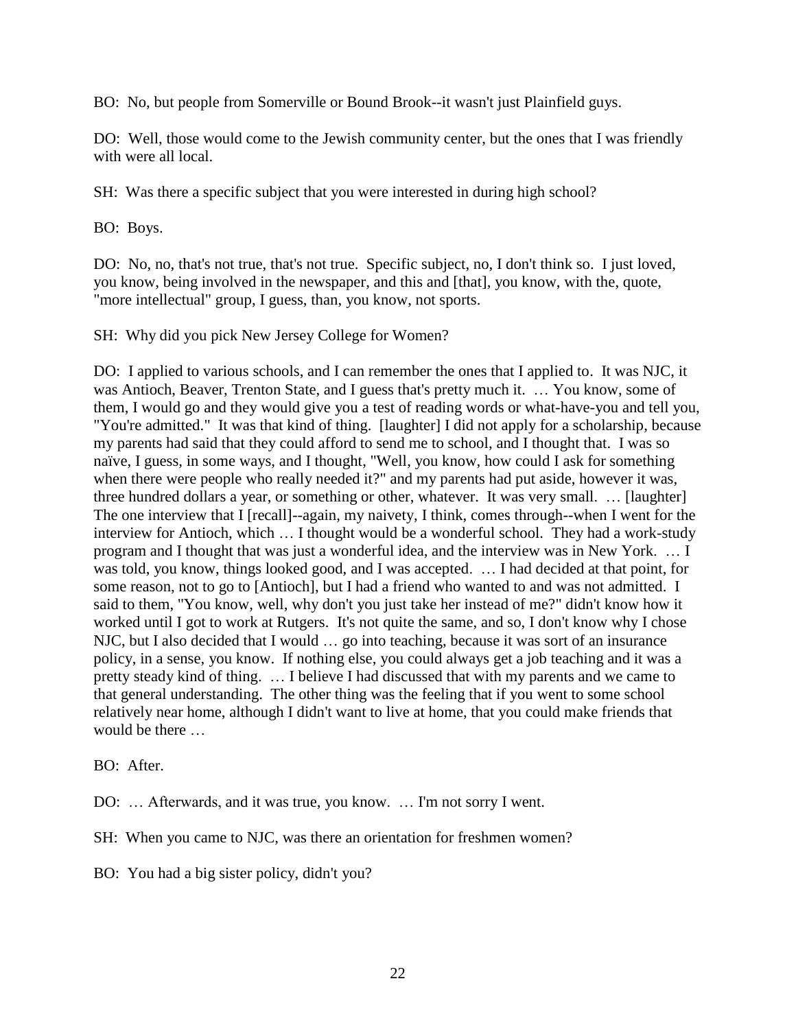BO: No, but people from Somerville or Bound Brook--it wasn't just Plainfield guys.

DO: Well, those would come to the Jewish community center, but the ones that I was friendly with were all local.

SH: Was there a specific subject that you were interested in during high school?

BO: Boys.

DO: No, no, that's not true, that's not true. Specific subject, no, I don't think so. I just loved, you know, being involved in the newspaper, and this and [that], you know, with the, quote, "more intellectual" group, I guess, than, you know, not sports.

SH: Why did you pick New Jersey College for Women?

DO: I applied to various schools, and I can remember the ones that I applied to. It was NJC, it was Antioch, Beaver, Trenton State, and I guess that's pretty much it. … You know, some of them, I would go and they would give you a test of reading words or what-have-you and tell you, "You're admitted." It was that kind of thing. [laughter] I did not apply for a scholarship, because my parents had said that they could afford to send me to school, and I thought that. I was so naïve, I guess, in some ways, and I thought, "Well, you know, how could I ask for something when there were people who really needed it?" and my parents had put aside, however it was, three hundred dollars a year, or something or other, whatever. It was very small. … [laughter] The one interview that I [recall]--again, my naivety, I think, comes through--when I went for the interview for Antioch, which … I thought would be a wonderful school. They had a work-study program and I thought that was just a wonderful idea, and the interview was in New York. … I was told, you know, things looked good, and I was accepted. … I had decided at that point, for some reason, not to go to [Antioch], but I had a friend who wanted to and was not admitted. I said to them, "You know, well, why don't you just take her instead of me?" didn't know how it worked until I got to work at Rutgers. It's not quite the same, and so, I don't know why I chose NJC, but I also decided that I would … go into teaching, because it was sort of an insurance policy, in a sense, you know. If nothing else, you could always get a job teaching and it was a pretty steady kind of thing. … I believe I had discussed that with my parents and we came to that general understanding. The other thing was the feeling that if you went to some school relatively near home, although I didn't want to live at home, that you could make friends that would be there …

BO: After.

DO: … Afterwards, and it was true, you know. … I'm not sorry I went.

SH: When you came to NJC, was there an orientation for freshmen women?

BO: You had a big sister policy, didn't you?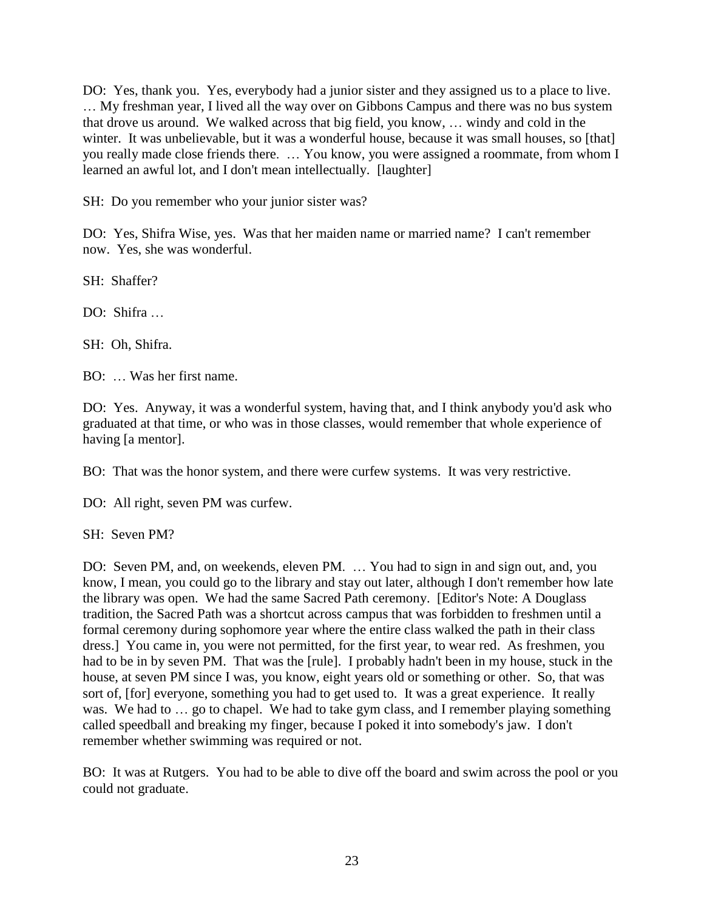DO: Yes, thank you. Yes, everybody had a junior sister and they assigned us to a place to live. … My freshman year, I lived all the way over on Gibbons Campus and there was no bus system that drove us around. We walked across that big field, you know, … windy and cold in the winter. It was unbelievable, but it was a wonderful house, because it was small houses, so [that] you really made close friends there. … You know, you were assigned a roommate, from whom I learned an awful lot, and I don't mean intellectually. [laughter]

SH: Do you remember who your junior sister was?

DO: Yes, Shifra Wise, yes. Was that her maiden name or married name? I can't remember now. Yes, she was wonderful.

SH: Shaffer?

DO: Shifra …

SH: Oh, Shifra.

BO: … Was her first name.

DO: Yes. Anyway, it was a wonderful system, having that, and I think anybody you'd ask who graduated at that time, or who was in those classes, would remember that whole experience of having [a mentor].

BO: That was the honor system, and there were curfew systems. It was very restrictive.

DO: All right, seven PM was curfew.

SH: Seven PM?

DO: Seven PM, and, on weekends, eleven PM. … You had to sign in and sign out, and, you know, I mean, you could go to the library and stay out later, although I don't remember how late the library was open. We had the same Sacred Path ceremony. [Editor's Note: A Douglass tradition, the Sacred Path was a shortcut across campus that was forbidden to freshmen until a formal ceremony during sophomore year where the entire class walked the path in their class dress.] You came in, you were not permitted, for the first year, to wear red. As freshmen, you had to be in by seven PM. That was the [rule]. I probably hadn't been in my house, stuck in the house, at seven PM since I was, you know, eight years old or something or other. So, that was sort of, [for] everyone, something you had to get used to. It was a great experience. It really was. We had to … go to chapel. We had to take gym class, and I remember playing something called speedball and breaking my finger, because I poked it into somebody's jaw. I don't remember whether swimming was required or not.

BO: It was at Rutgers. You had to be able to dive off the board and swim across the pool or you could not graduate.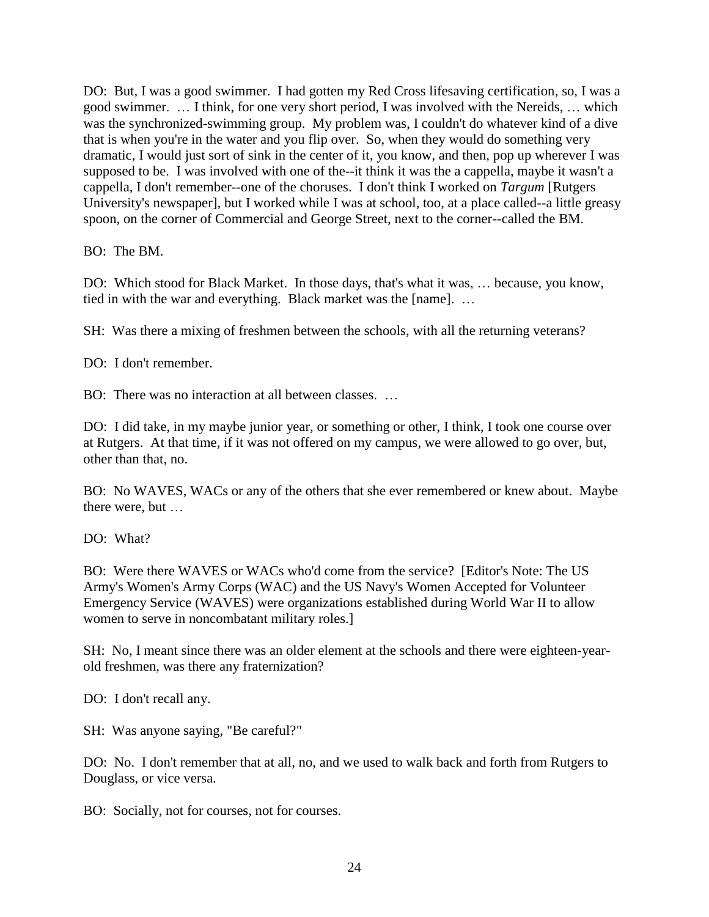DO: But, I was a good swimmer. I had gotten my Red Cross lifesaving certification, so, I was a good swimmer. … I think, for one very short period, I was involved with the Nereids, … which was the synchronized-swimming group. My problem was, I couldn't do whatever kind of a dive that is when you're in the water and you flip over. So, when they would do something very dramatic, I would just sort of sink in the center of it, you know, and then, pop up wherever I was supposed to be. I was involved with one of the--it think it was the a cappella, maybe it wasn't a cappella, I don't remember--one of the choruses. I don't think I worked on *Targum* [Rutgers University's newspaper], but I worked while I was at school, too, at a place called--a little greasy spoon, on the corner of Commercial and George Street, next to the corner--called the BM.

BO: The BM.

DO: Which stood for Black Market. In those days, that's what it was, … because, you know, tied in with the war and everything. Black market was the [name]. …

SH: Was there a mixing of freshmen between the schools, with all the returning veterans?

DO: I don't remember.

BO: There was no interaction at all between classes. …

DO: I did take, in my maybe junior year, or something or other, I think, I took one course over at Rutgers. At that time, if it was not offered on my campus, we were allowed to go over, but, other than that, no.

BO: No WAVES, WACs or any of the others that she ever remembered or knew about. Maybe there were, but …

DO: What?

BO: Were there WAVES or WACs who'd come from the service? [Editor's Note: The US Army's Women's Army Corps (WAC) and the US Navy's Women Accepted for Volunteer Emergency Service (WAVES) were organizations established during World War II to allow women to serve in noncombatant military roles.]

SH: No, I meant since there was an older element at the schools and there were eighteen-year-old freshmen, was there any fraternization?

DO: I don't recall any.

SH: Was anyone saying, "Be careful?"

DO: No. I don't remember that at all, no, and we used to walk back and forth from Rutgers to Douglass, or vice versa.

BO: Socially, not for courses, not for courses.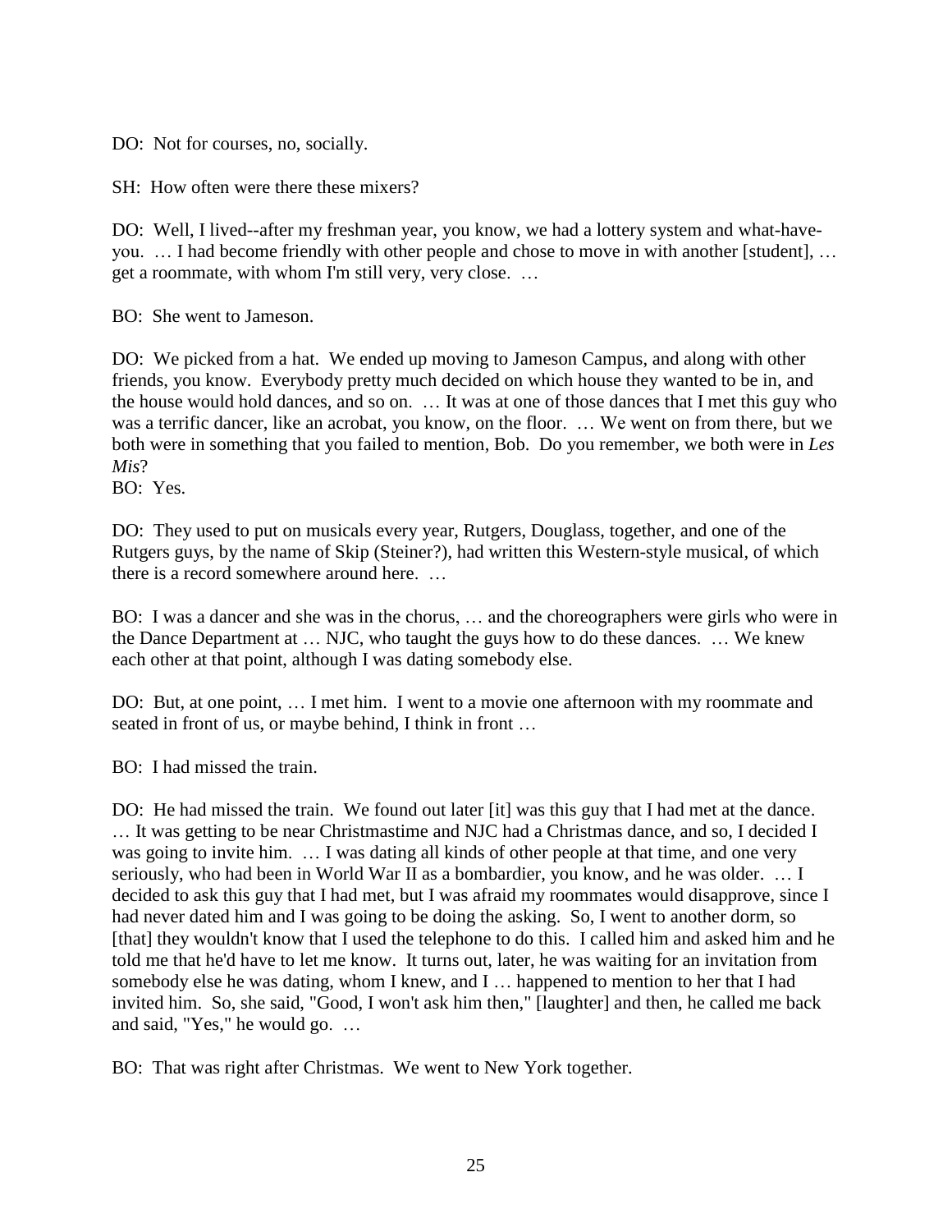DO: Not for courses, no, socially.

SH: How often were there these mixers?

DO: Well, I lived--after my freshman year, you know, we had a lottery system and what-have-you. … I had become friendly with other people and chose to move in with another [student], … get a roommate, with whom I'm still very, very close. …

BO: She went to Jameson.

DO: We picked from a hat. We ended up moving to Jameson Campus, and along with other friends, you know. Everybody pretty much decided on which house they wanted to be in, and the house would hold dances, and so on. … It was at one of those dances that I met this guy who was a terrific dancer, like an acrobat, you know, on the floor. … We went on from there, but we both were in something that you failed to mention, Bob. Do you remember, we both were in *Les Mis*?

BO: Yes.

DO: They used to put on musicals every year, Rutgers, Douglass, together, and one of the Rutgers guys, by the name of Skip (Steiner?), had written this Western-style musical, of which there is a record somewhere around here. …

BO: I was a dancer and she was in the chorus, … and the choreographers were girls who were in the Dance Department at … NJC, who taught the guys how to do these dances. … We knew each other at that point, although I was dating somebody else.

DO: But, at one point, … I met him. I went to a movie one afternoon with my roommate and seated in front of us, or maybe behind, I think in front …

BO: I had missed the train.

DO: He had missed the train. We found out later [it] was this guy that I had met at the dance. … It was getting to be near Christmastime and NJC had a Christmas dance, and so, I decided I was going to invite him. … I was dating all kinds of other people at that time, and one very seriously, who had been in World War II as a bombardier, you know, and he was older. … I decided to ask this guy that I had met, but I was afraid my roommates would disapprove, since I had never dated him and I was going to be doing the asking. So, I went to another dorm, so [that] they wouldn't know that I used the telephone to do this. I called him and asked him and he told me that he'd have to let me know. It turns out, later, he was waiting for an invitation from somebody else he was dating, whom I knew, and I … happened to mention to her that I had invited him. So, she said, "Good, I won't ask him then," [laughter] and then, he called me back and said, "Yes," he would go. …

BO: That was right after Christmas. We went to New York together.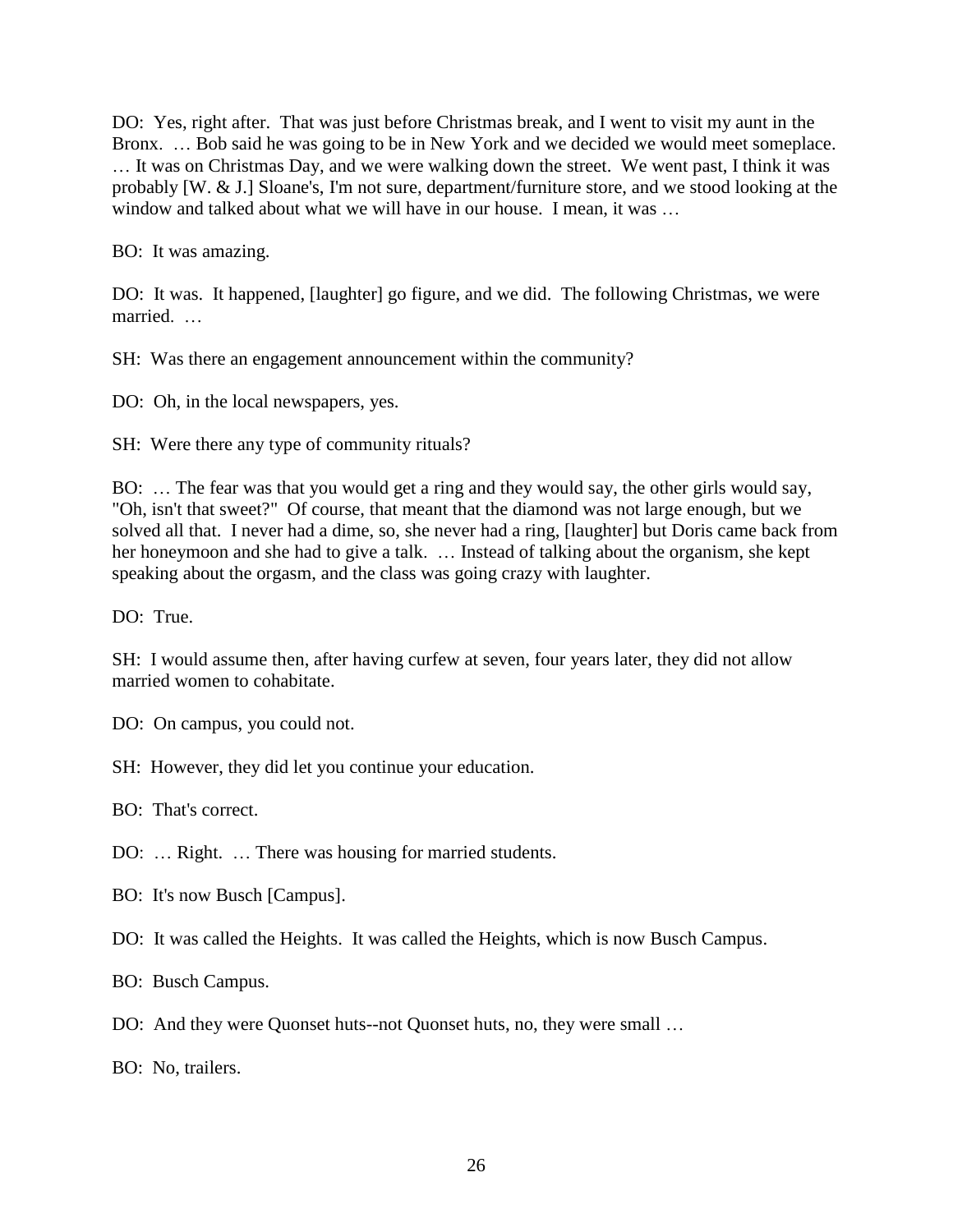DO: Yes, right after. That was just before Christmas break, and I went to visit my aunt in the Bronx. … Bob said he was going to be in New York and we decided we would meet someplace. … It was on Christmas Day, and we were walking down the street. We went past, I think it was probably [W. & J.] Sloane's, I'm not sure, department/furniture store, and we stood looking at the window and talked about what we will have in our house. I mean, it was …

BO: It was amazing.

DO: It was. It happened, [laughter] go figure, and we did. The following Christmas, we were married. …

SH: Was there an engagement announcement within the community?

DO: Oh, in the local newspapers, yes.

SH: Were there any type of community rituals?

BO: … The fear was that you would get a ring and they would say, the other girls would say, "Oh, isn't that sweet?" Of course, that meant that the diamond was not large enough, but we solved all that. I never had a dime, so, she never had a ring, [laughter] but Doris came back from her honeymoon and she had to give a talk. … Instead of talking about the organism, she kept speaking about the orgasm, and the class was going crazy with laughter.

DO: True.

SH: I would assume then, after having curfew at seven, four years later, they did not allow married women to cohabitate.

DO: On campus, you could not.

SH: However, they did let you continue your education.

BO: That's correct.

DO: … Right. … There was housing for married students.

BO: It's now Busch [Campus].

DO: It was called the Heights. It was called the Heights, which is now Busch Campus.

BO: Busch Campus.

DO: And they were Quonset huts--not Quonset huts, no, they were small …

BO: No, trailers.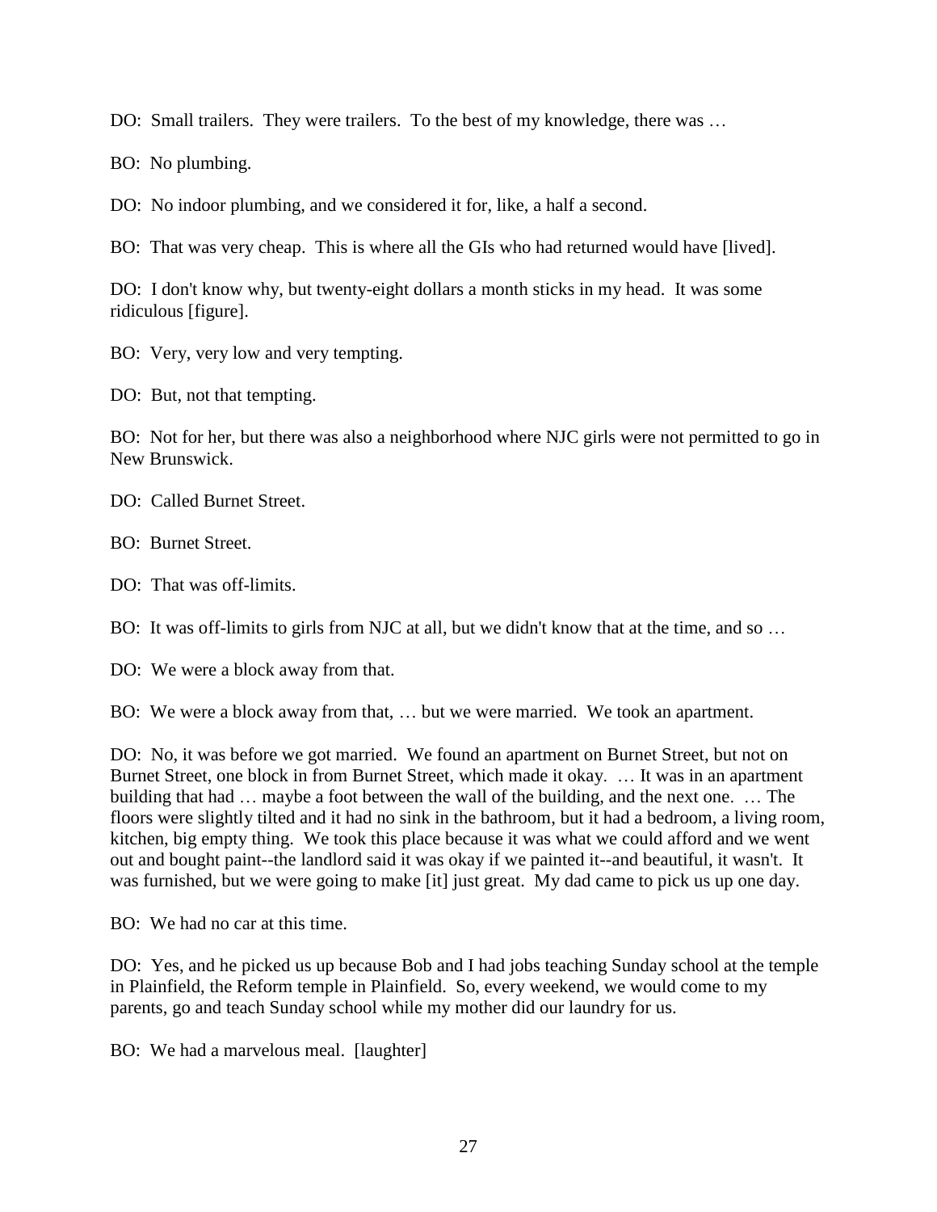DO: Small trailers. They were trailers. To the best of my knowledge, there was …

BO: No plumbing.

DO: No indoor plumbing, and we considered it for, like, a half a second.

BO: That was very cheap. This is where all the GIs who had returned would have [lived].

DO: I don't know why, but twenty-eight dollars a month sticks in my head. It was some ridiculous [figure].

BO: Very, very low and very tempting.

DO: But, not that tempting.

BO: Not for her, but there was also a neighborhood where NJC girls were not permitted to go in New Brunswick.

DO: Called Burnet Street.

BO: Burnet Street.

DO: That was off-limits.

BO: It was off-limits to girls from NJC at all, but we didn't know that at the time, and so …

DO: We were a block away from that.

BO: We were a block away from that, … but we were married. We took an apartment.

DO: No, it was before we got married. We found an apartment on Burnet Street, but not on Burnet Street, one block in from Burnet Street, which made it okay. … It was in an apartment building that had … maybe a foot between the wall of the building, and the next one. … The floors were slightly tilted and it had no sink in the bathroom, but it had a bedroom, a living room, kitchen, big empty thing. We took this place because it was what we could afford and we went out and bought paint--the landlord said it was okay if we painted it--and beautiful, it wasn't. It was furnished, but we were going to make [it] just great. My dad came to pick us up one day.

BO: We had no car at this time.

DO: Yes, and he picked us up because Bob and I had jobs teaching Sunday school at the temple in Plainfield, the Reform temple in Plainfield. So, every weekend, we would come to my parents, go and teach Sunday school while my mother did our laundry for us.

BO: We had a marvelous meal. [laughter]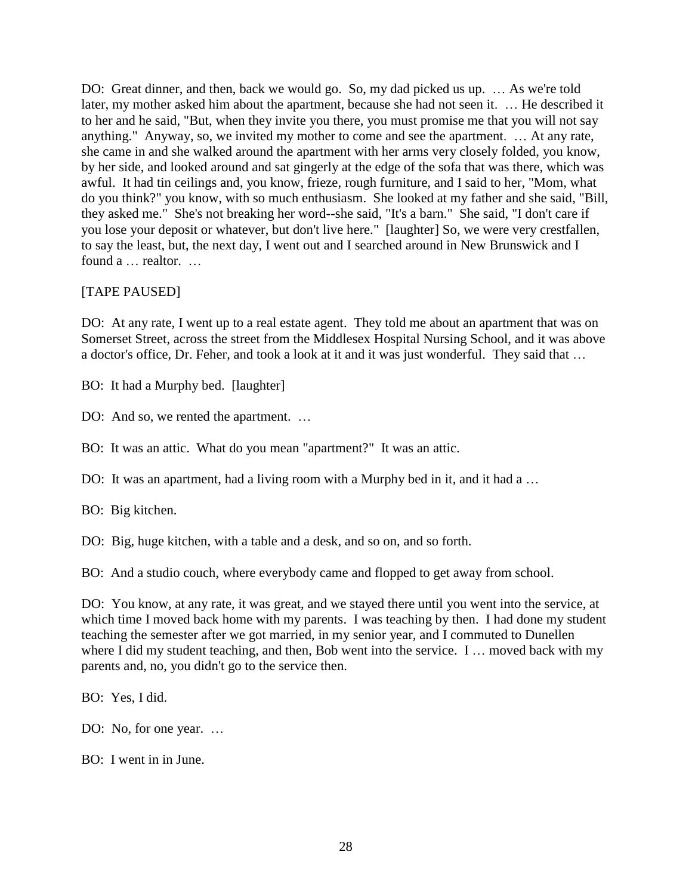DO: Great dinner, and then, back we would go. So, my dad picked us up. … As we're told later, my mother asked him about the apartment, because she had not seen it. … He described it to her and he said, "But, when they invite you there, you must promise me that you will not say anything." Anyway, so, we invited my mother to come and see the apartment. … At any rate, she came in and she walked around the apartment with her arms very closely folded, you know, by her side, and looked around and sat gingerly at the edge of the sofa that was there, which was awful. It had tin ceilings and, you know, frieze, rough furniture, and I said to her, "Mom, what do you think?" you know, with so much enthusiasm. She looked at my father and she said, "Bill, they asked me." She's not breaking her word--she said, "It's a barn." She said, "I don't care if you lose your deposit or whatever, but don't live here." [laughter] So, we were very crestfallen, to say the least, but, the next day, I went out and I searched around in New Brunswick and I found a … realtor. …

[TAPE PAUSED]

DO: At any rate, I went up to a real estate agent. They told me about an apartment that was on Somerset Street, across the street from the Middlesex Hospital Nursing School, and it was above a doctor's office, Dr. Feher, and took a look at it and it was just wonderful. They said that …

BO: It had a Murphy bed. [laughter]

DO: And so, we rented the apartment. …

BO: It was an attic. What do you mean "apartment?" It was an attic.

DO: It was an apartment, had a living room with a Murphy bed in it, and it had a …

BO: Big kitchen.

DO: Big, huge kitchen, with a table and a desk, and so on, and so forth.

BO: And a studio couch, where everybody came and flopped to get away from school.

DO: You know, at any rate, it was great, and we stayed there until you went into the service, at which time I moved back home with my parents. I was teaching by then. I had done my student teaching the semester after we got married, in my senior year, and I commuted to Dunellen where I did my student teaching, and then, Bob went into the service. I … moved back with my parents and, no, you didn't go to the service then.

BO: Yes, I did.

DO: No, for one year. …

BO: I went in in June.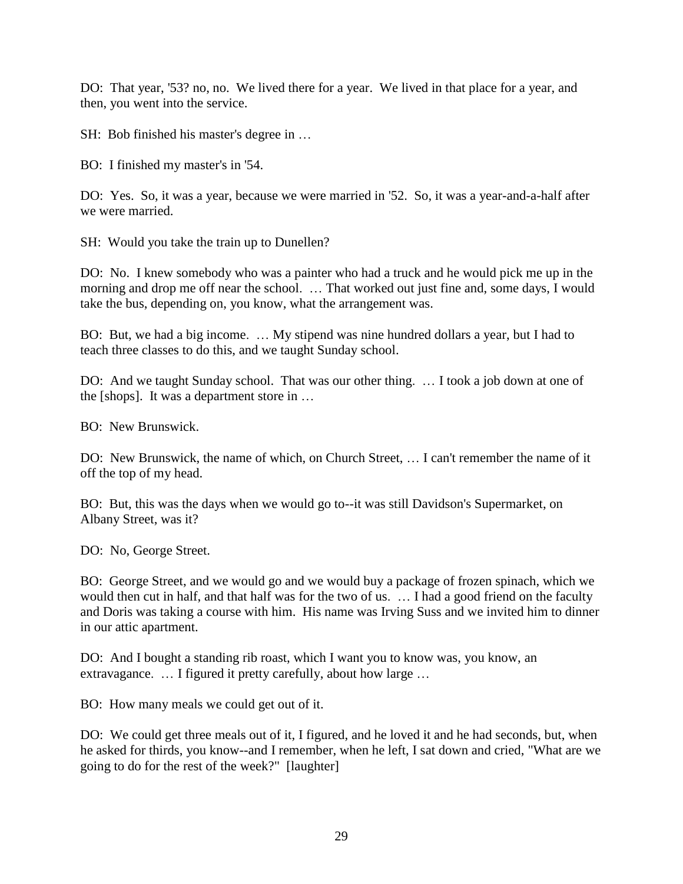DO: That year, '53? no, no. We lived there for a year. We lived in that place for a year, and then, you went into the service.

SH: Bob finished his master's degree in …

BO: I finished my master's in '54.

DO: Yes. So, it was a year, because we were married in '52. So, it was a year-and-a-half after we were married.

SH: Would you take the train up to Dunellen?

DO: No. I knew somebody who was a painter who had a truck and he would pick me up in the morning and drop me off near the school. … That worked out just fine and, some days, I would take the bus, depending on, you know, what the arrangement was.

BO: But, we had a big income. … My stipend was nine hundred dollars a year, but I had to teach three classes to do this, and we taught Sunday school.

DO: And we taught Sunday school. That was our other thing. … I took a job down at one of the [shops]. It was a department store in …

BO: New Brunswick.

DO: New Brunswick, the name of which, on Church Street, … I can't remember the name of it off the top of my head.

BO: But, this was the days when we would go to--it was still Davidson's Supermarket, on Albany Street, was it?

DO: No, George Street.

BO: George Street, and we would go and we would buy a package of frozen spinach, which we would then cut in half, and that half was for the two of us. … I had a good friend on the faculty and Doris was taking a course with him. His name was Irving Suss and we invited him to dinner in our attic apartment.

DO: And I bought a standing rib roast, which I want you to know was, you know, an extravagance. … I figured it pretty carefully, about how large …

BO: How many meals we could get out of it.

DO: We could get three meals out of it, I figured, and he loved it and he had seconds, but, when he asked for thirds, you know--and I remember, when he left, I sat down and cried, "What are we going to do for the rest of the week?" [laughter]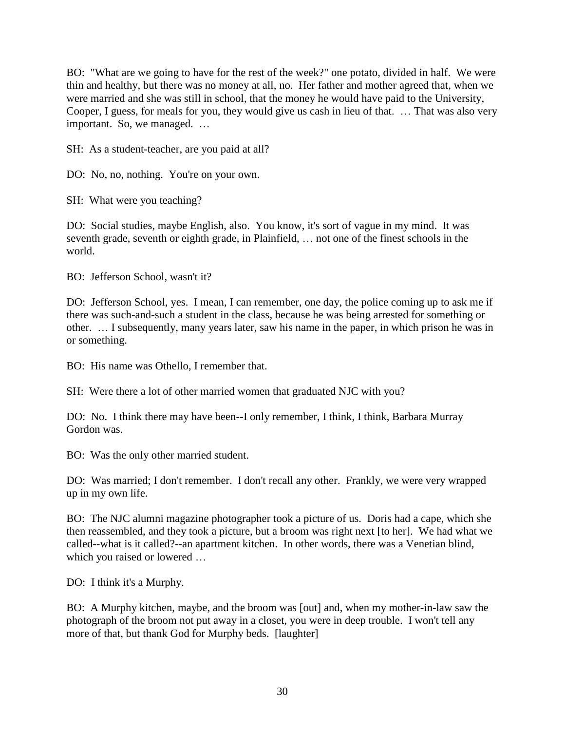BO: "What are we going to have for the rest of the week?" one potato, divided in half. We were thin and healthy, but there was no money at all, no. Her father and mother agreed that, when we were married and she was still in school, that the money he would have paid to the University, Cooper, I guess, for meals for you, they would give us cash in lieu of that. … That was also very important. So, we managed. …

SH: As a student-teacher, are you paid at all?

DO: No, no, nothing. You're on your own.

SH: What were you teaching?

DO: Social studies, maybe English, also. You know, it's sort of vague in my mind. It was seventh grade, seventh or eighth grade, in Plainfield, … not one of the finest schools in the world.

BO: Jefferson School, wasn't it?

DO: Jefferson School, yes. I mean, I can remember, one day, the police coming up to ask me if there was such-and-such a student in the class, because he was being arrested for something or other. … I subsequently, many years later, saw his name in the paper, in which prison he was in or something.

BO: His name was Othello, I remember that.

SH: Were there a lot of other married women that graduated NJC with you?

DO: No. I think there may have been--I only remember, I think, I think, Barbara Murray Gordon was.

BO: Was the only other married student.

DO: Was married; I don't remember. I don't recall any other. Frankly, we were very wrapped up in my own life.

BO: The NJC alumni magazine photographer took a picture of us. Doris had a cape, which she then reassembled, and they took a picture, but a broom was right next [to her]. We had what we called--what is it called?--an apartment kitchen. In other words, there was a Venetian blind, which you raised or lowered …

DO: I think it's a Murphy.

BO: A Murphy kitchen, maybe, and the broom was [out] and, when my mother-in-law saw the photograph of the broom not put away in a closet, you were in deep trouble. I won't tell any more of that, but thank God for Murphy beds. [laughter]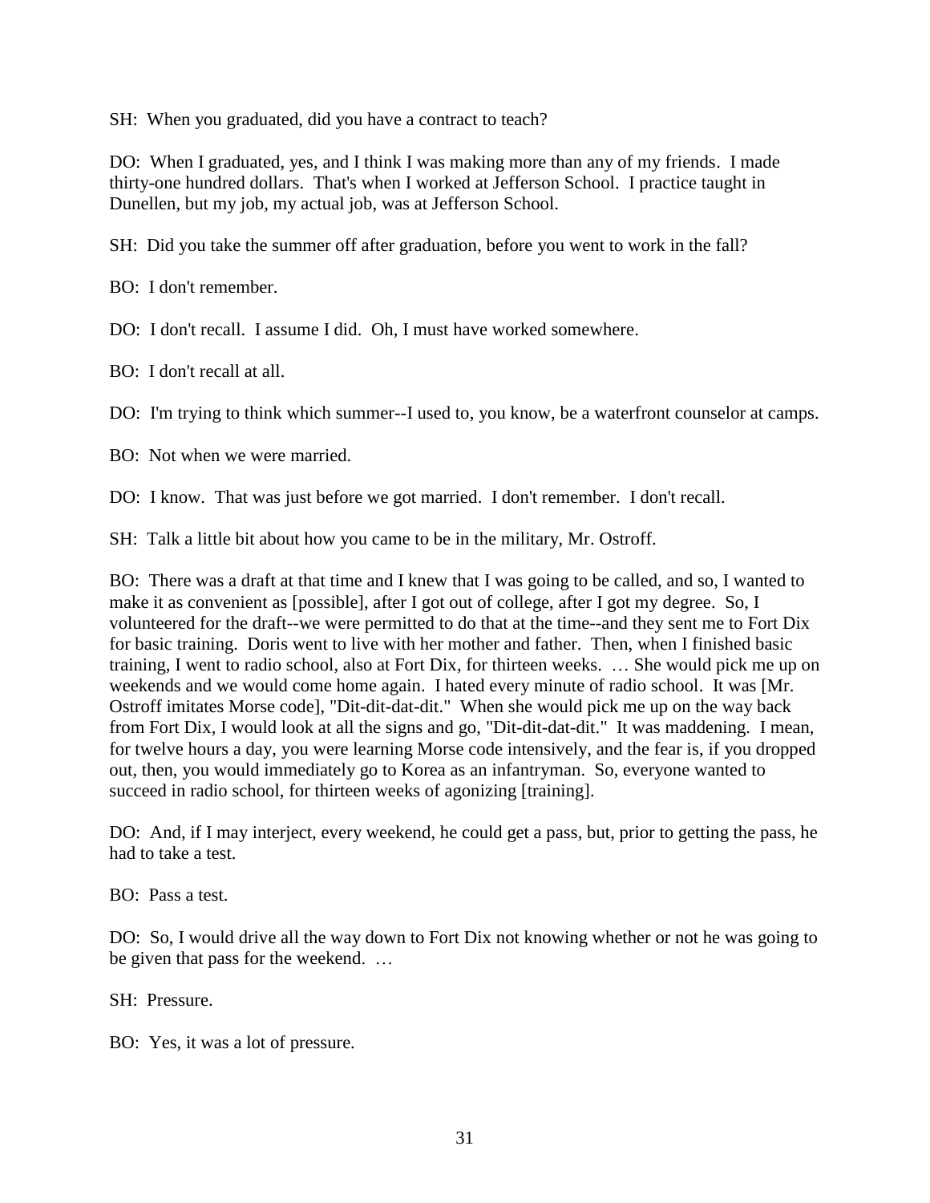SH: When you graduated, did you have a contract to teach?

DO: When I graduated, yes, and I think I was making more than any of my friends. I made thirty-one hundred dollars. That's when I worked at Jefferson School. I practice taught in Dunellen, but my job, my actual job, was at Jefferson School.

SH: Did you take the summer off after graduation, before you went to work in the fall?

BO: I don't remember.

DO: I don't recall. I assume I did. Oh, I must have worked somewhere.

BO: I don't recall at all.

DO: I'm trying to think which summer--I used to, you know, be a waterfront counselor at camps.

BO: Not when we were married.

DO: I know. That was just before we got married. I don't remember. I don't recall.

SH: Talk a little bit about how you came to be in the military, Mr. Ostroff.

BO: There was a draft at that time and I knew that I was going to be called, and so, I wanted to make it as convenient as [possible], after I got out of college, after I got my degree. So, I volunteered for the draft--we were permitted to do that at the time--and they sent me to Fort Dix for basic training. Doris went to live with her mother and father. Then, when I finished basic training, I went to radio school, also at Fort Dix, for thirteen weeks. … She would pick me up on weekends and we would come home again. I hated every minute of radio school. It was [Mr. Ostroff imitates Morse code], "Dit-dit-dat-dit." When she would pick me up on the way back from Fort Dix, I would look at all the signs and go, "Dit-dit-dat-dit." It was maddening. I mean, for twelve hours a day, you were learning Morse code intensively, and the fear is, if you dropped out, then, you would immediately go to Korea as an infantryman. So, everyone wanted to succeed in radio school, for thirteen weeks of agonizing [training].

DO: And, if I may interject, every weekend, he could get a pass, but, prior to getting the pass, he had to take a test.

BO: Pass a test.

DO: So, I would drive all the way down to Fort Dix not knowing whether or not he was going to be given that pass for the weekend. …

SH: Pressure.

BO: Yes, it was a lot of pressure.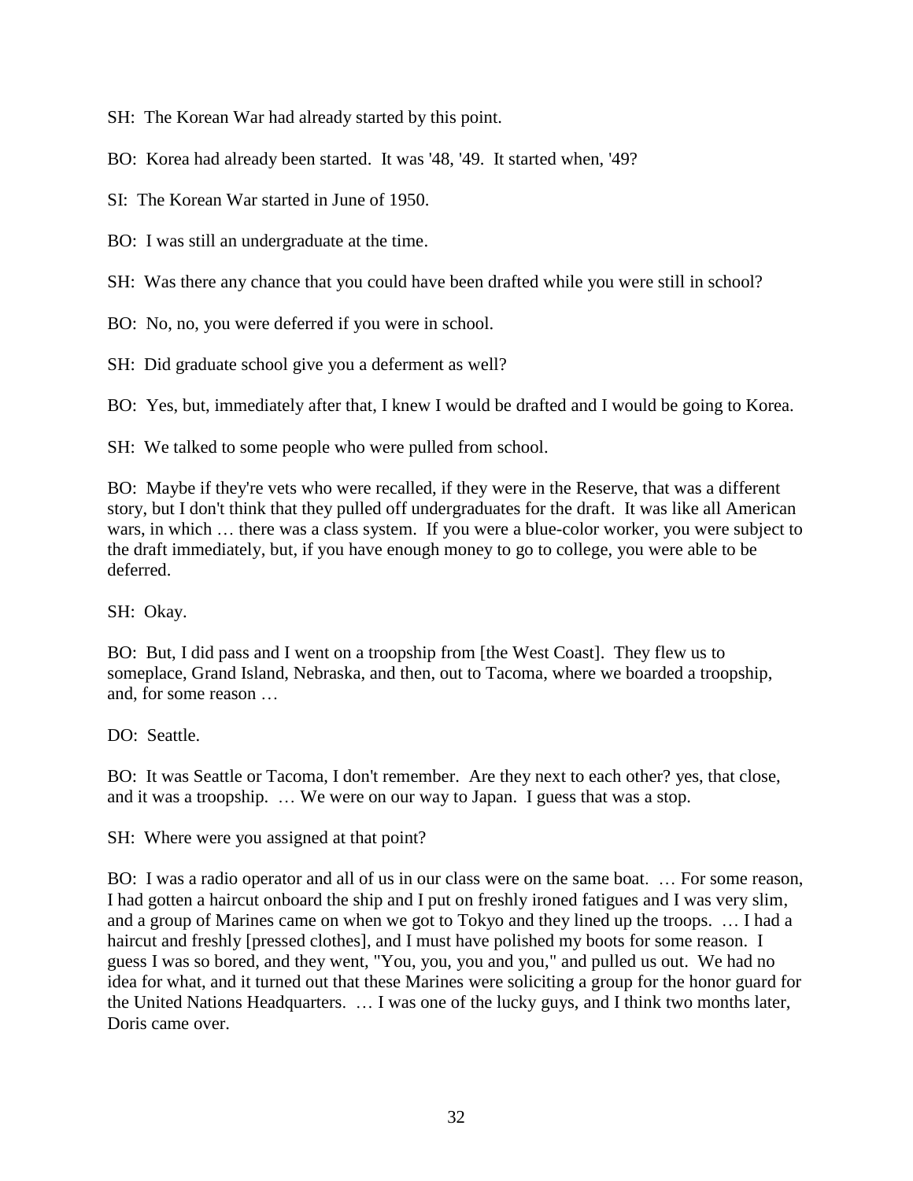SH: The Korean War had already started by this point.

BO: Korea had already been started. It was '48, '49. It started when, '49?

SI: The Korean War started in June of 1950.

BO: I was still an undergraduate at the time.

SH: Was there any chance that you could have been drafted while you were still in school?

BO: No, no, you were deferred if you were in school.

SH: Did graduate school give you a deferment as well?

BO: Yes, but, immediately after that, I knew I would be drafted and I would be going to Korea.

SH: We talked to some people who were pulled from school.

BO: Maybe if they're vets who were recalled, if they were in the Reserve, that was a different story, but I don't think that they pulled off undergraduates for the draft. It was like all American wars, in which … there was a class system. If you were a blue-color worker, you were subject to the draft immediately, but, if you have enough money to go to college, you were able to be deferred.

SH: Okay.

BO: But, I did pass and I went on a troopship from [the West Coast]. They flew us to someplace, Grand Island, Nebraska, and then, out to Tacoma, where we boarded a troopship, and, for some reason …

DO: Seattle.

BO: It was Seattle or Tacoma, I don't remember. Are they next to each other? yes, that close, and it was a troopship. … We were on our way to Japan. I guess that was a stop.

SH: Where were you assigned at that point?

BO: I was a radio operator and all of us in our class were on the same boat. … For some reason, I had gotten a haircut onboard the ship and I put on freshly ironed fatigues and I was very slim, and a group of Marines came on when we got to Tokyo and they lined up the troops. … I had a haircut and freshly [pressed clothes], and I must have polished my boots for some reason. I guess I was so bored, and they went, "You, you, you and you," and pulled us out. We had no idea for what, and it turned out that these Marines were soliciting a group for the honor guard for the United Nations Headquarters. … I was one of the lucky guys, and I think two months later, Doris came over.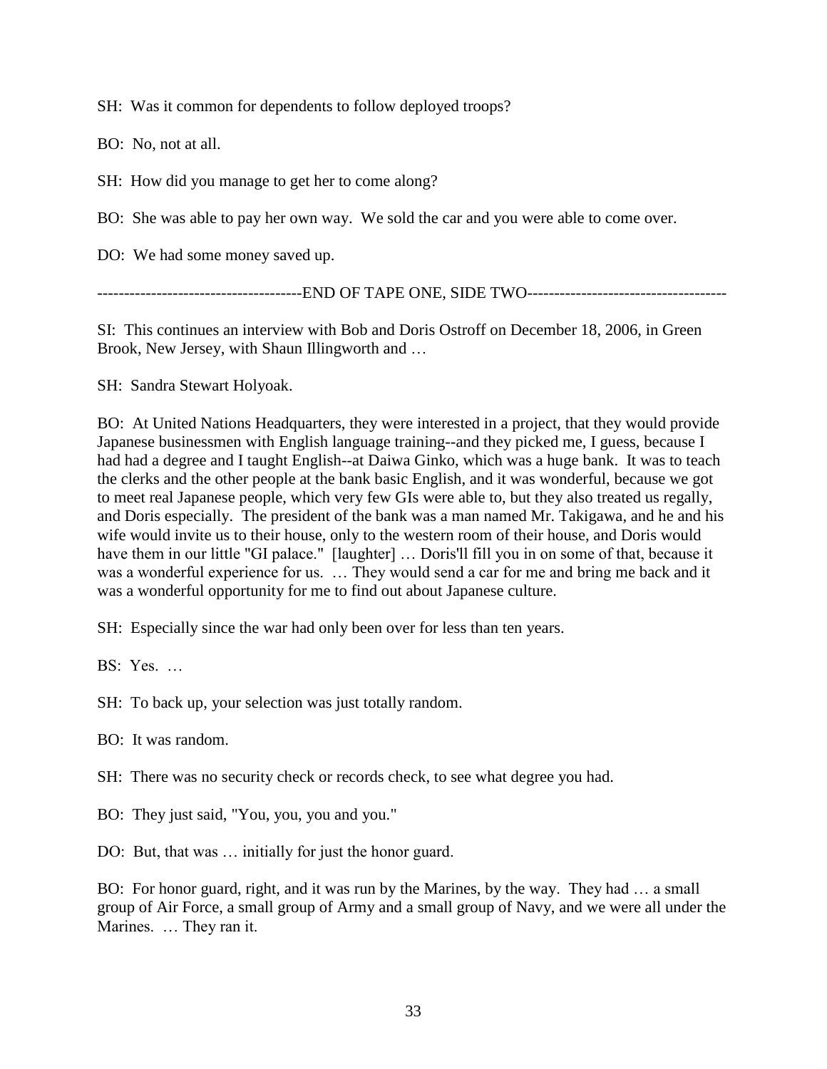SH: Was it common for dependents to follow deployed troops?

BO: No, not at all.

SH: How did you manage to get her to come along?

BO: She was able to pay her own way. We sold the car and you were able to come over.

DO: We had some money saved up.

-------------------------------------END OF TAPE ONE, SIDE TWO-------------------------------------

SI: This continues an interview with Bob and Doris Ostroff on December 18, 2006, in Green Brook, New Jersey, with Shaun Illingworth and …

SH: Sandra Stewart Holyoak.

BO: At United Nations Headquarters, they were interested in a project, that they would provide Japanese businessmen with English language training--and they picked me, I guess, because I had had a degree and I taught English--at Daiwa Ginko, which was a huge bank. It was to teach the clerks and the other people at the bank basic English, and it was wonderful, because we got to meet real Japanese people, which very few GIs were able to, but they also treated us regally, and Doris especially. The president of the bank was a man named Mr. Takigawa, and he and his wife would invite us to their house, only to the western room of their house, and Doris would have them in our little "GI palace." [laughter] … Doris'll fill you in on some of that, because it was a wonderful experience for us. … They would send a car for me and bring me back and it was a wonderful opportunity for me to find out about Japanese culture.

SH: Especially since the war had only been over for less than ten years.

BS: Yes. …

SH: To back up, your selection was just totally random.

BO: It was random.

SH: There was no security check or records check, to see what degree you had.

BO: They just said, "You, you, you and you."

DO: But, that was … initially for just the honor guard.

BO: For honor guard, right, and it was run by the Marines, by the way. They had … a small group of Air Force, a small group of Army and a small group of Navy, and we were all under the Marines. … They ran it.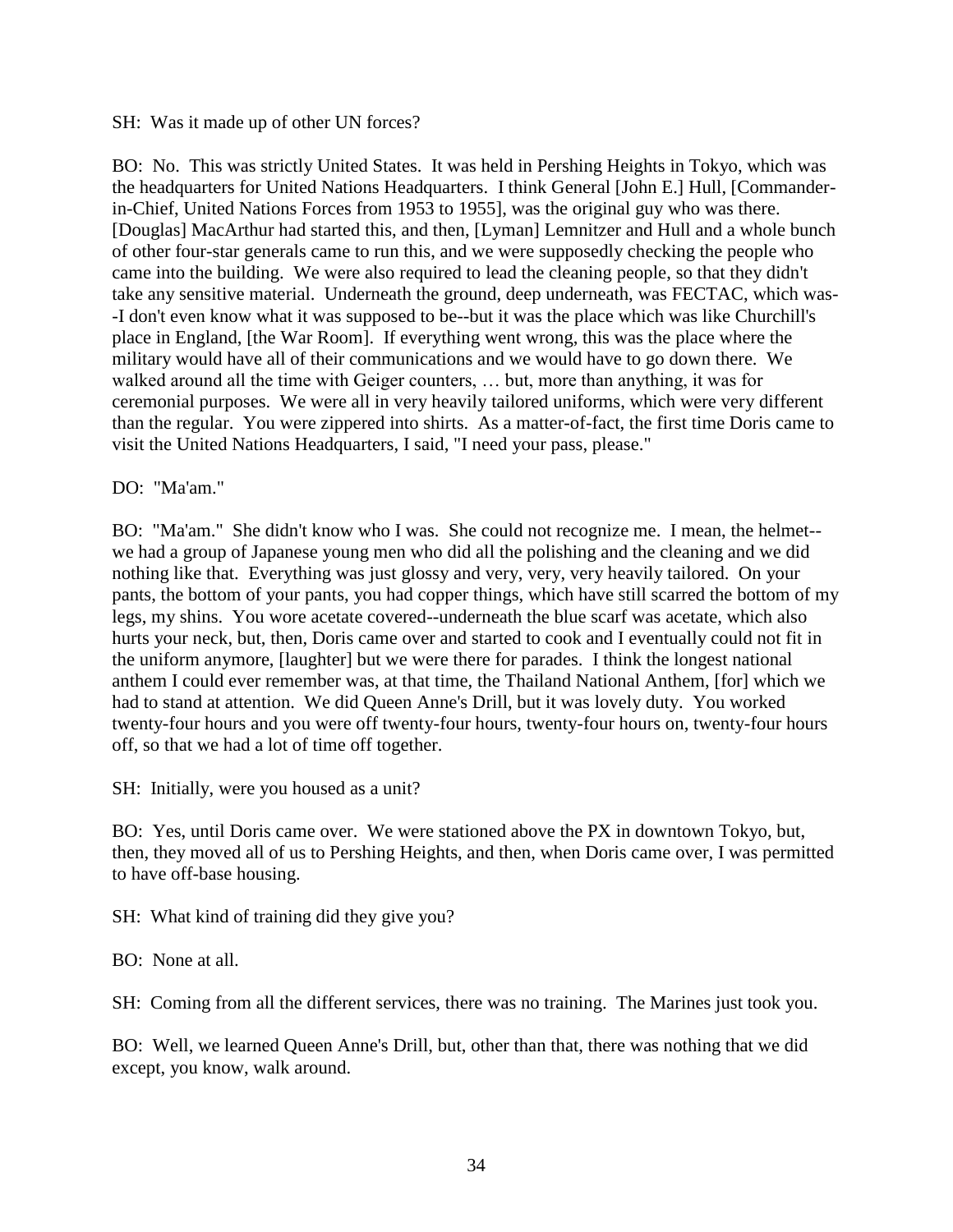SH: Was it made up of other UN forces?

BO: No. This was strictly United States. It was held in Pershing Heights in Tokyo, which was the headquarters for United Nations Headquarters. I think General [John E.] Hull, [Commander-in-Chief, United Nations Forces from 1953 to 1955], was the original guy who was there. [Douglas] MacArthur had started this, and then, [Lyman] Lemnitzer and Hull and a whole bunch of other four-star generals came to run this, and we were supposedly checking the people who came into the building. We were also required to lead the cleaning people, so that they didn't take any sensitive material. Underneath the ground, deep underneath, was FECTAC, which was--I don't even know what it was supposed to be--but it was the place which was like Churchill's place in England, [the War Room]. If everything went wrong, this was the place where the military would have all of their communications and we would have to go down there. We walked around all the time with Geiger counters, … but, more than anything, it was for ceremonial purposes. We were all in very heavily tailored uniforms, which were very different than the regular. You were zippered into shirts. As a matter-of-fact, the first time Doris came to visit the United Nations Headquarters, I said, "I need your pass, please."

DO: "Ma'am."

BO: "Ma'am." She didn't know who I was. She could not recognize me. I mean, the helmet--we had a group of Japanese young men who did all the polishing and the cleaning and we did nothing like that. Everything was just glossy and very, very, very heavily tailored. On your pants, the bottom of your pants, you had copper things, which have still scarred the bottom of my legs, my shins. You wore acetate covered--underneath the blue scarf was acetate, which also hurts your neck, but, then, Doris came over and started to cook and I eventually could not fit in the uniform anymore, [laughter] but we were there for parades. I think the longest national anthem I could ever remember was, at that time, the Thailand National Anthem, [for] which we had to stand at attention. We did Queen Anne's Drill, but it was lovely duty. You worked twenty-four hours and you were off twenty-four hours, twenty-four hours on, twenty-four hours off, so that we had a lot of time off together.

SH: Initially, were you housed as a unit?

BO: Yes, until Doris came over. We were stationed above the PX in downtown Tokyo, but, then, they moved all of us to Pershing Heights, and then, when Doris came over, I was permitted to have off-base housing.

SH: What kind of training did they give you?

BO: None at all.

SH: Coming from all the different services, there was no training. The Marines just took you.

BO: Well, we learned Queen Anne's Drill, but, other than that, there was nothing that we did except, you know, walk around.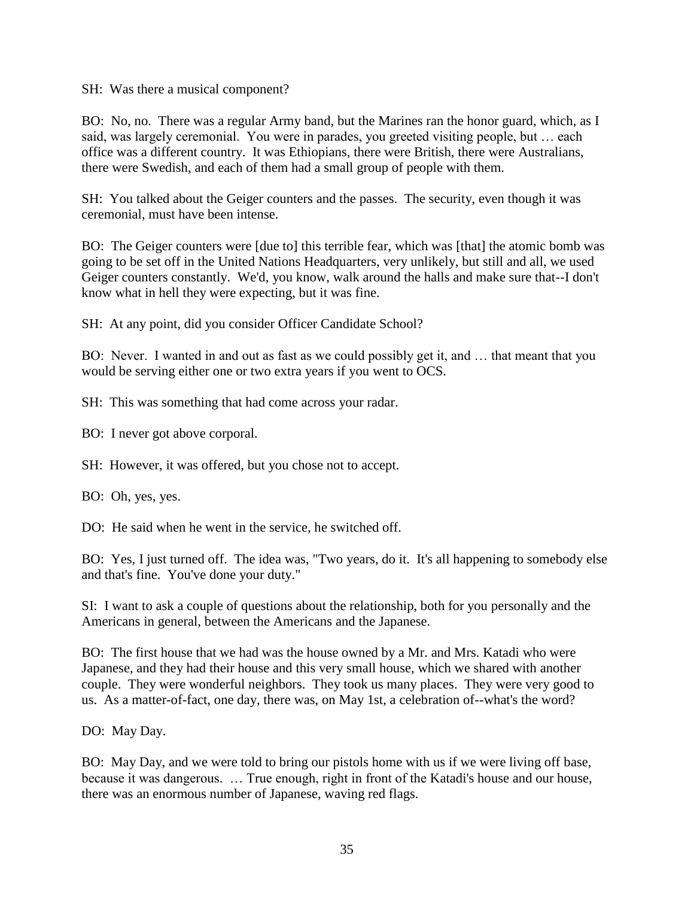SH: Was there a musical component?

BO: No, no. There was a regular Army band, but the Marines ran the honor guard, which, as I said, was largely ceremonial. You were in parades, you greeted visiting people, but … each office was a different country. It was Ethiopians, there were British, there were Australians, there were Swedish, and each of them had a small group of people with them.

SH: You talked about the Geiger counters and the passes. The security, even though it was ceremonial, must have been intense.

BO: The Geiger counters were [due to] this terrible fear, which was [that] the atomic bomb was going to be set off in the United Nations Headquarters, very unlikely, but still and all, we used Geiger counters constantly. We'd, you know, walk around the halls and make sure that--I don't know what in hell they were expecting, but it was fine.

SH: At any point, did you consider Officer Candidate School?

BO: Never. I wanted in and out as fast as we could possibly get it, and … that meant that you would be serving either one or two extra years if you went to OCS.

SH: This was something that had come across your radar.

BO: I never got above corporal.

SH: However, it was offered, but you chose not to accept.

BO: Oh, yes, yes.

DO: He said when he went in the service, he switched off.

BO: Yes, I just turned off. The idea was, "Two years, do it. It's all happening to somebody else and that's fine. You've done your duty."

SI: I want to ask a couple of questions about the relationship, both for you personally and the Americans in general, between the Americans and the Japanese.

BO: The first house that we had was the house owned by a Mr. and Mrs. Katadi who were Japanese, and they had their house and this very small house, which we shared with another couple. They were wonderful neighbors. They took us many places. They were very good to us. As a matter-of-fact, one day, there was, on May 1st, a celebration of--what's the word?

DO: May Day.

BO: May Day, and we were told to bring our pistols home with us if we were living off base, because it was dangerous. … True enough, right in front of the Katadi's house and our house, there was an enormous number of Japanese, waving red flags.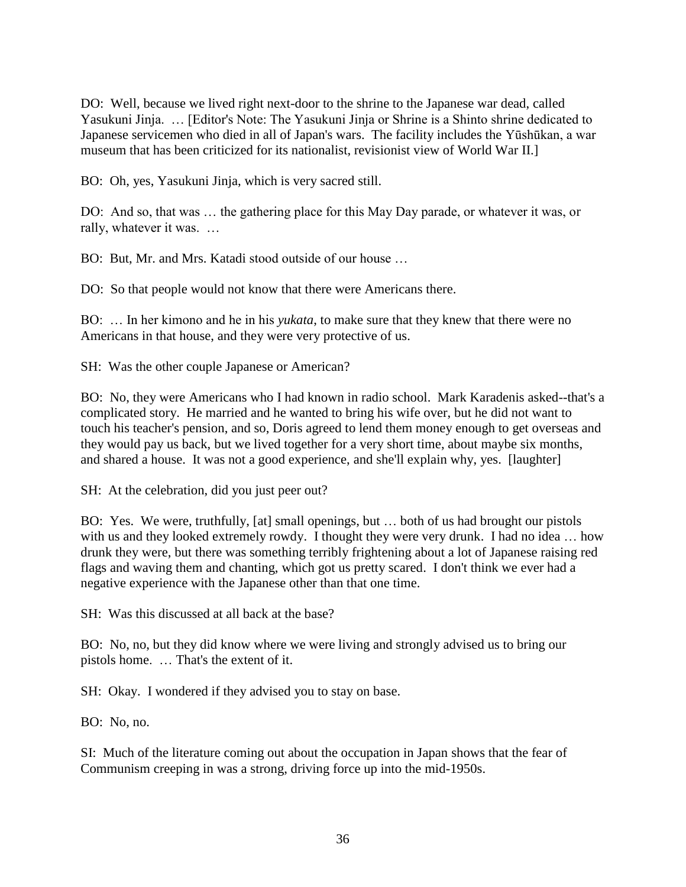DO: Well, because we lived right next-door to the shrine to the Japanese war dead, called Yasukuni Jinja. … [Editor's Note: The Yasukuni Jinja or Shrine is a Shinto shrine dedicated to Japanese servicemen who died in all of Japan's wars. The facility includes the Yūshūkan, a war museum that has been criticized for its nationalist, revisionist view of World War II.]

BO: Oh, yes, Yasukuni Jinja, which is very sacred still.

DO: And so, that was … the gathering place for this May Day parade, or whatever it was, or rally, whatever it was. …

BO: But, Mr. and Mrs. Katadi stood outside of our house …

DO: So that people would not know that there were Americans there.

BO: … In her kimono and he in his *yukata*, to make sure that they knew that there were no Americans in that house, and they were very protective of us.

SH: Was the other couple Japanese or American?

BO: No, they were Americans who I had known in radio school. Mark Karadenis asked--that's a complicated story. He married and he wanted to bring his wife over, but he did not want to touch his teacher's pension, and so, Doris agreed to lend them money enough to get overseas and they would pay us back, but we lived together for a very short time, about maybe six months, and shared a house. It was not a good experience, and she'll explain why, yes. [laughter]

SH: At the celebration, did you just peer out?

BO: Yes. We were, truthfully, [at] small openings, but … both of us had brought our pistols with us and they looked extremely rowdy. I thought they were very drunk. I had no idea … how drunk they were, but there was something terribly frightening about a lot of Japanese raising red flags and waving them and chanting, which got us pretty scared. I don't think we ever had a negative experience with the Japanese other than that one time.

SH: Was this discussed at all back at the base?

BO: No, no, but they did know where we were living and strongly advised us to bring our pistols home. … That's the extent of it.

SH: Okay. I wondered if they advised you to stay on base.

BO: No, no.

SI: Much of the literature coming out about the occupation in Japan shows that the fear of Communism creeping in was a strong, driving force up into the mid-1950s.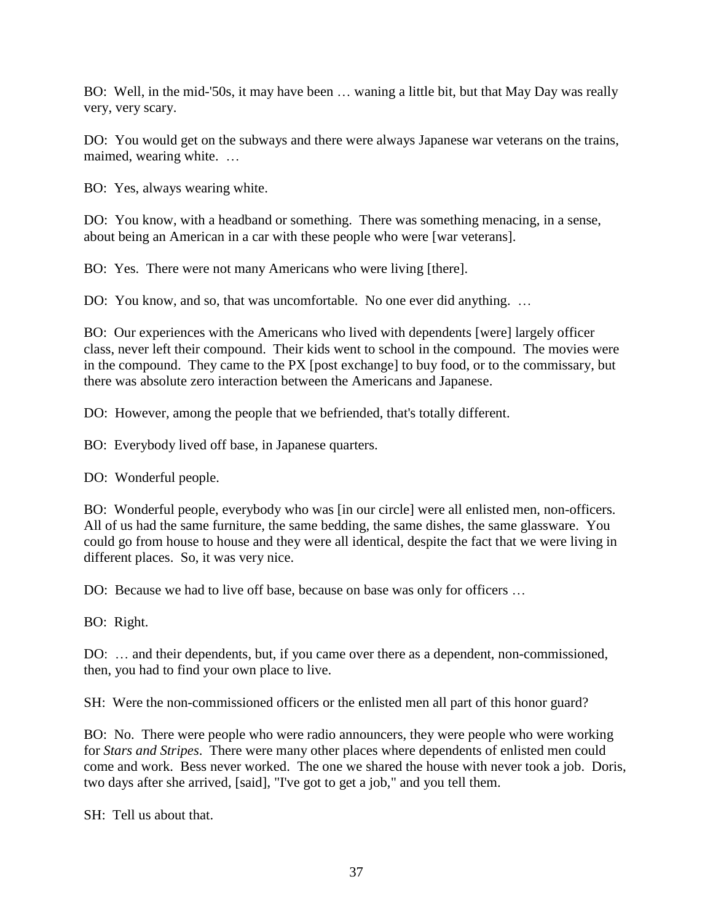BO: Well, in the mid-'50s, it may have been … waning a little bit, but that May Day was really very, very scary.

DO: You would get on the subways and there were always Japanese war veterans on the trains, maimed, wearing white. …

BO: Yes, always wearing white.

DO: You know, with a headband or something. There was something menacing, in a sense, about being an American in a car with these people who were [war veterans].

BO: Yes. There were not many Americans who were living [there].

DO: You know, and so, that was uncomfortable. No one ever did anything. …

BO: Our experiences with the Americans who lived with dependents [were] largely officer class, never left their compound. Their kids went to school in the compound. The movies were in the compound. They came to the PX [post exchange] to buy food, or to the commissary, but there was absolute zero interaction between the Americans and Japanese.

DO: However, among the people that we befriended, that's totally different.

BO: Everybody lived off base, in Japanese quarters.

DO: Wonderful people.

BO: Wonderful people, everybody who was [in our circle] were all enlisted men, non-officers. All of us had the same furniture, the same bedding, the same dishes, the same glassware. You could go from house to house and they were all identical, despite the fact that we were living in different places. So, it was very nice.

DO: Because we had to live off base, because on base was only for officers …

BO: Right.

DO: … and their dependents, but, if you came over there as a dependent, non-commissioned, then, you had to find your own place to live.

SH: Were the non-commissioned officers or the enlisted men all part of this honor guard?

BO: No. There were people who were radio announcers, they were people who were working for *Stars and Stripes*. There were many other places where dependents of enlisted men could come and work. Bess never worked. The one we shared the house with never took a job. Doris, two days after she arrived, [said], "I've got to get a job," and you tell them.

SH: Tell us about that.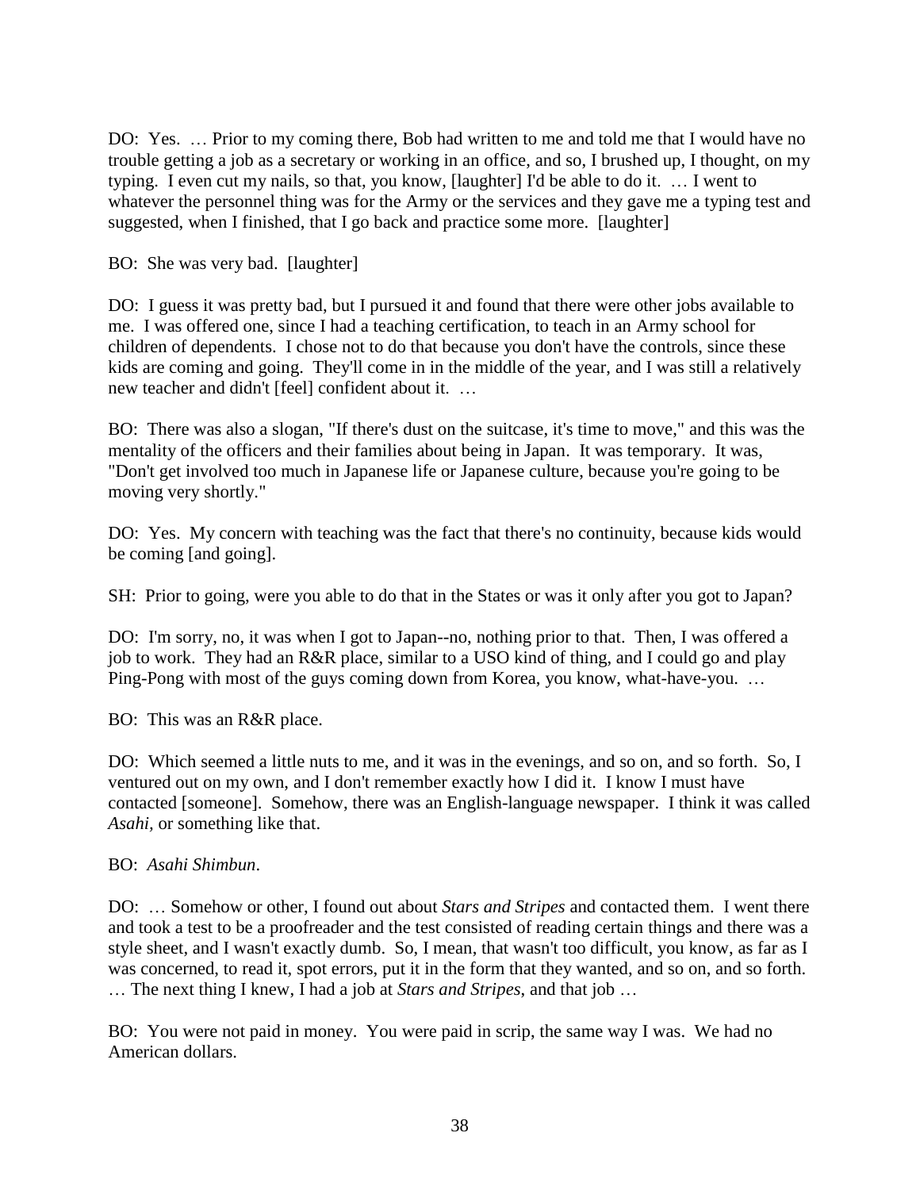DO: Yes. … Prior to my coming there, Bob had written to me and told me that I would have no trouble getting a job as a secretary or working in an office, and so, I brushed up, I thought, on my typing. I even cut my nails, so that, you know, [laughter] I'd be able to do it. … I went to whatever the personnel thing was for the Army or the services and they gave me a typing test and suggested, when I finished, that I go back and practice some more. [laughter]

BO: She was very bad. [laughter]

DO: I guess it was pretty bad, but I pursued it and found that there were other jobs available to me. I was offered one, since I had a teaching certification, to teach in an Army school for children of dependents. I chose not to do that because you don't have the controls, since these kids are coming and going. They'll come in in the middle of the year, and I was still a relatively new teacher and didn't [feel] confident about it. …

BO: There was also a slogan, "If there's dust on the suitcase, it's time to move," and this was the mentality of the officers and their families about being in Japan. It was temporary. It was, "Don't get involved too much in Japanese life or Japanese culture, because you're going to be moving very shortly."

DO: Yes. My concern with teaching was the fact that there's no continuity, because kids would be coming [and going].

SH: Prior to going, were you able to do that in the States or was it only after you got to Japan?

DO: I'm sorry, no, it was when I got to Japan--no, nothing prior to that. Then, I was offered a job to work. They had an R&R place, similar to a USO kind of thing, and I could go and play Ping-Pong with most of the guys coming down from Korea, you know, what-have-you. …

BO: This was an R&R place.

DO: Which seemed a little nuts to me, and it was in the evenings, and so on, and so forth. So, I ventured out on my own, and I don't remember exactly how I did it. I know I must have contacted [someone]. Somehow, there was an English-language newspaper. I think it was called *Asahi*, or something like that.

BO: *Asahi Shimbun*.

DO: … Somehow or other, I found out about *Stars and Stripes* and contacted them. I went there and took a test to be a proofreader and the test consisted of reading certain things and there was a style sheet, and I wasn't exactly dumb. So, I mean, that wasn't too difficult, you know, as far as I was concerned, to read it, spot errors, put it in the form that they wanted, and so on, and so forth. … The next thing I knew, I had a job at *Stars and Stripes*, and that job …

BO: You were not paid in money. You were paid in scrip, the same way I was. We had no American dollars.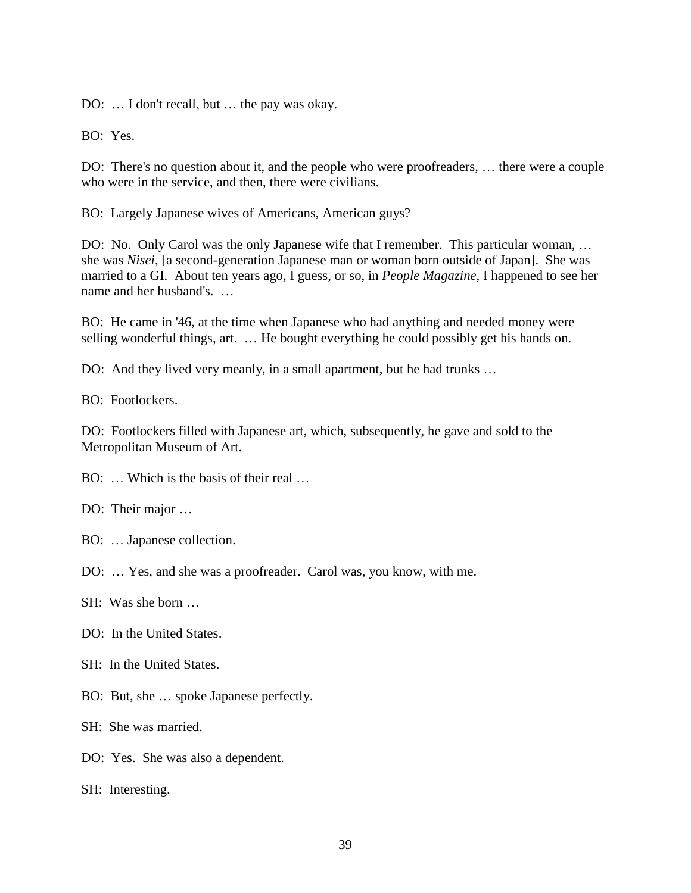DO: … I don't recall, but … the pay was okay.

BO: Yes.

DO: There's no question about it, and the people who were proofreaders, … there were a couple who were in the service, and then, there were civilians.

BO: Largely Japanese wives of Americans, American guys?

DO: No. Only Carol was the only Japanese wife that I remember. This particular woman, … she was *Nisei,* [a second-generation Japanese man or woman born outside of Japan]. She was married to a GI. About ten years ago, I guess, or so, in *People Magazine*, I happened to see her name and her husband's. …

BO: He came in '46, at the time when Japanese who had anything and needed money were selling wonderful things, art. … He bought everything he could possibly get his hands on.

DO: And they lived very meanly, in a small apartment, but he had trunks …

BO: Footlockers.

DO: Footlockers filled with Japanese art, which, subsequently, he gave and sold to the Metropolitan Museum of Art.

BO: … Which is the basis of their real …

DO: Their major …

BO: … Japanese collection.

DO: … Yes, and she was a proofreader. Carol was, you know, with me.

SH: Was she born …

DO: In the United States.

SH: In the United States.

BO: But, she … spoke Japanese perfectly.

SH: She was married.

DO: Yes. She was also a dependent.

SH: Interesting.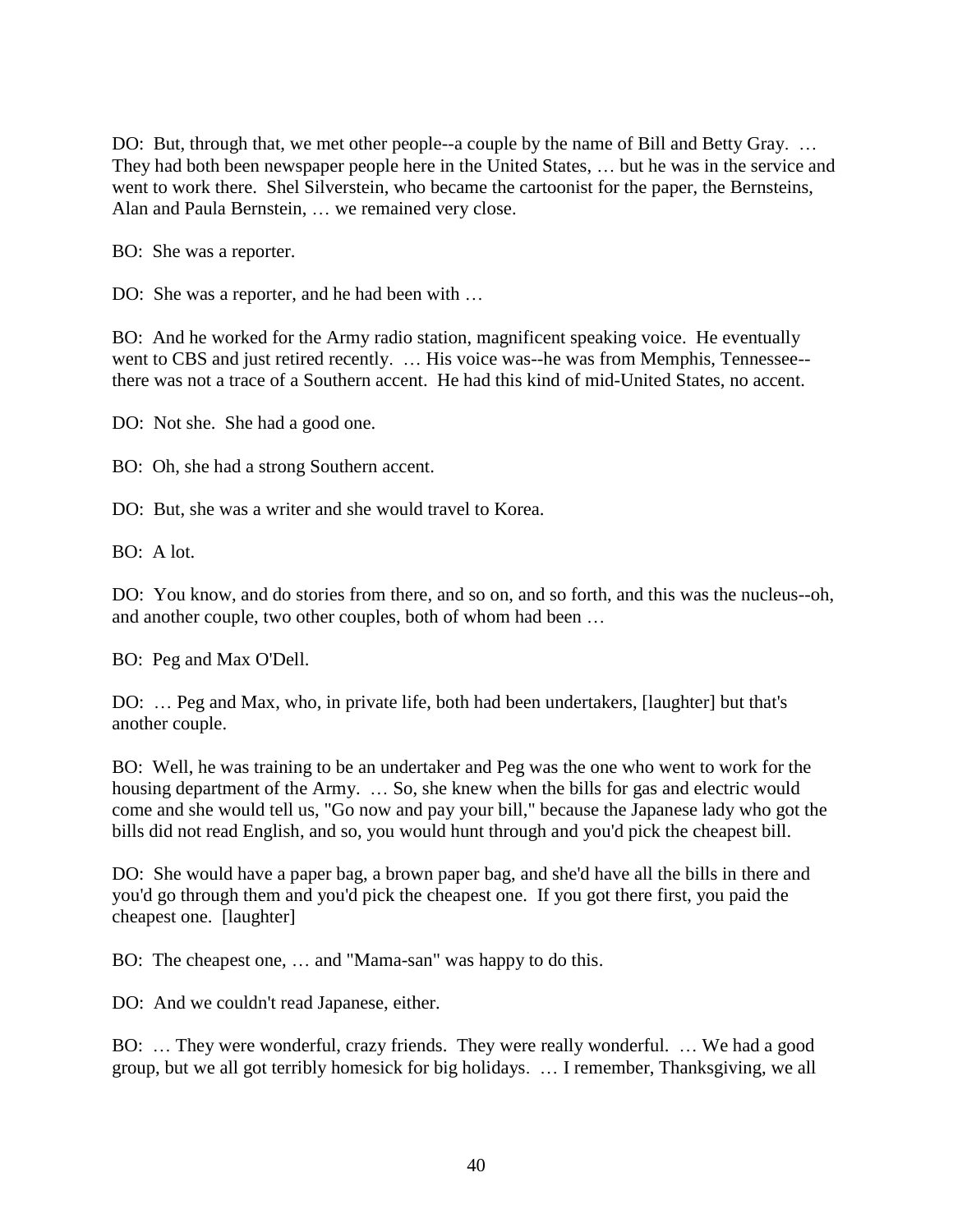DO: But, through that, we met other people--a couple by the name of Bill and Betty Gray. … They had both been newspaper people here in the United States, … but he was in the service and went to work there. Shel Silverstein, who became the cartoonist for the paper, the Bernsteins, Alan and Paula Bernstein, … we remained very close.

BO: She was a reporter.

DO: She was a reporter, and he had been with …

BO: And he worked for the Army radio station, magnificent speaking voice. He eventually went to CBS and just retired recently. … His voice was--he was from Memphis, Tennessee--there was not a trace of a Southern accent. He had this kind of mid-United States, no accent.

DO: Not she. She had a good one.

BO: Oh, she had a strong Southern accent.

DO: But, she was a writer and she would travel to Korea.

BO: A lot.

DO: You know, and do stories from there, and so on, and so forth, and this was the nucleus--oh, and another couple, two other couples, both of whom had been …

BO: Peg and Max O'Dell.

DO: … Peg and Max, who, in private life, both had been undertakers, [laughter] but that's another couple.

BO: Well, he was training to be an undertaker and Peg was the one who went to work for the housing department of the Army. … So, she knew when the bills for gas and electric would come and she would tell us, "Go now and pay your bill," because the Japanese lady who got the bills did not read English, and so, you would hunt through and you'd pick the cheapest bill.

DO: She would have a paper bag, a brown paper bag, and she'd have all the bills in there and you'd go through them and you'd pick the cheapest one. If you got there first, you paid the cheapest one. [laughter]

BO: The cheapest one, … and "Mama-san" was happy to do this.

DO: And we couldn't read Japanese, either.

BO: … They were wonderful, crazy friends. They were really wonderful. … We had a good group, but we all got terribly homesick for big holidays. … I remember, Thanksgiving, we all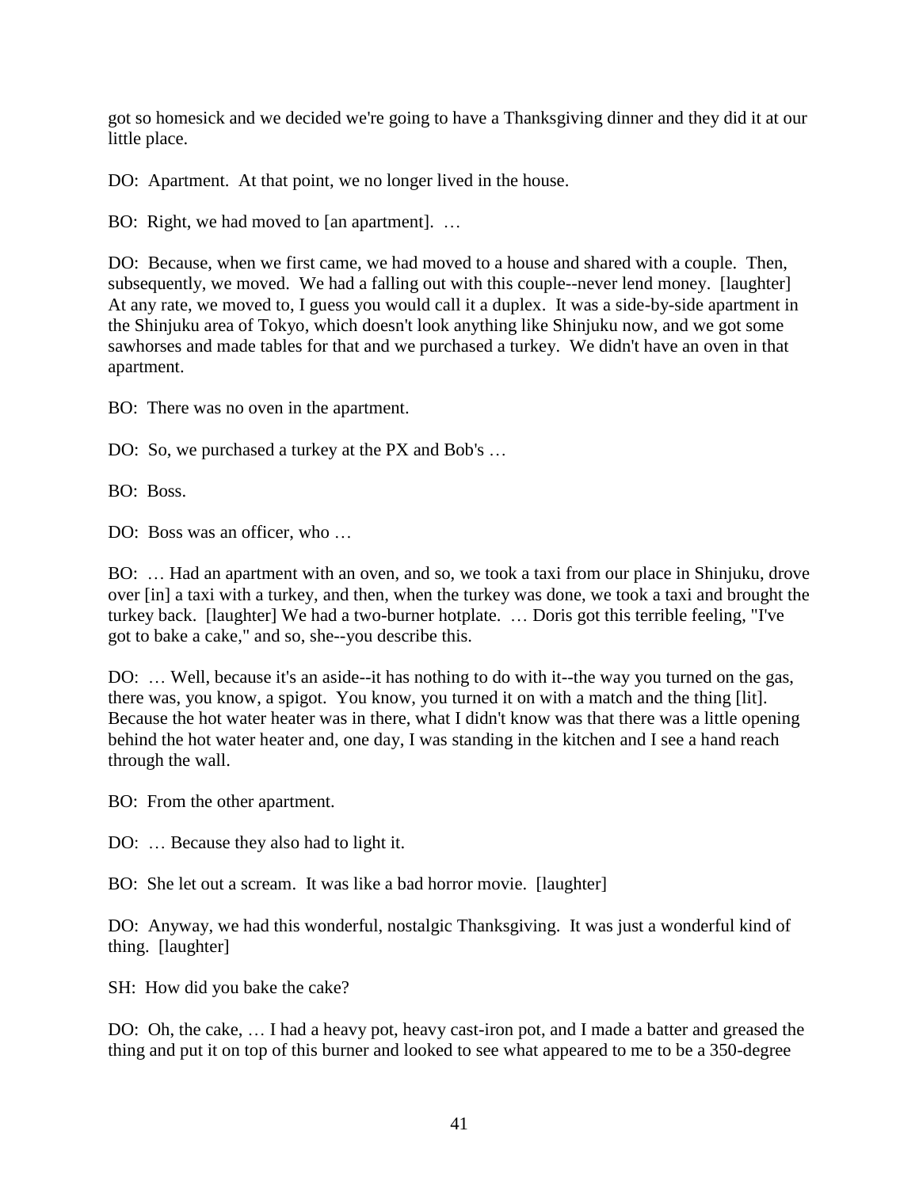got so homesick and we decided we're going to have a Thanksgiving dinner and they did it at our little place.

DO: Apartment. At that point, we no longer lived in the house.

BO: Right, we had moved to [an apartment]. …

DO: Because, when we first came, we had moved to a house and shared with a couple. Then, subsequently, we moved. We had a falling out with this couple--never lend money. [laughter] At any rate, we moved to, I guess you would call it a duplex. It was a side-by-side apartment in the Shinjuku area of Tokyo, which doesn't look anything like Shinjuku now, and we got some sawhorses and made tables for that and we purchased a turkey. We didn't have an oven in that apartment.

BO: There was no oven in the apartment.

DO: So, we purchased a turkey at the PX and Bob's …

BO: Boss.

DO: Boss was an officer, who …

BO: … Had an apartment with an oven, and so, we took a taxi from our place in Shinjuku, drove over [in] a taxi with a turkey, and then, when the turkey was done, we took a taxi and brought the turkey back. [laughter] We had a two-burner hotplate. … Doris got this terrible feeling, "I've got to bake a cake," and so, she--you describe this.

DO: … Well, because it's an aside--it has nothing to do with it--the way you turned on the gas, there was, you know, a spigot. You know, you turned it on with a match and the thing [lit]. Because the hot water heater was in there, what I didn't know was that there was a little opening behind the hot water heater and, one day, I was standing in the kitchen and I see a hand reach through the wall.

BO: From the other apartment.

DO: … Because they also had to light it.

BO: She let out a scream. It was like a bad horror movie. [laughter]

DO: Anyway, we had this wonderful, nostalgic Thanksgiving. It was just a wonderful kind of thing. [laughter]

SH: How did you bake the cake?

DO: Oh, the cake, … I had a heavy pot, heavy cast-iron pot, and I made a batter and greased the thing and put it on top of this burner and looked to see what appeared to me to be a 350-degree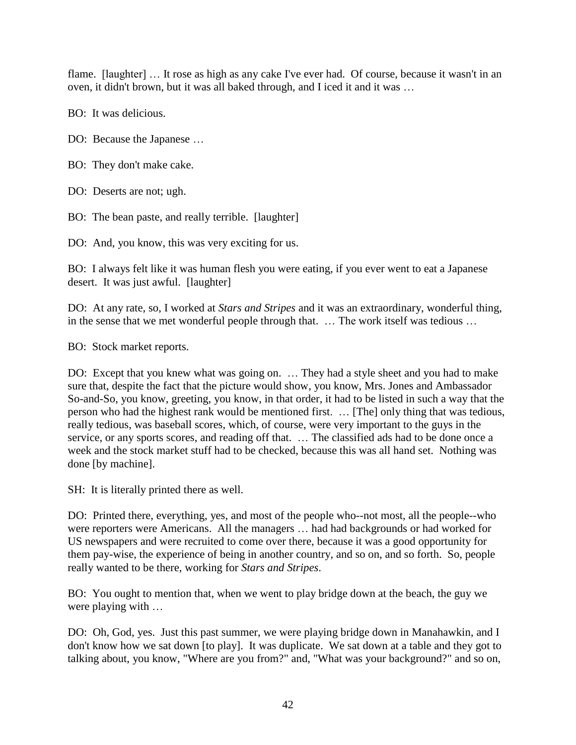flame. [laughter] … It rose as high as any cake I've ever had. Of course, because it wasn't in an oven, it didn't brown, but it was all baked through, and I iced it and it was …

BO: It was delicious.

DO: Because the Japanese …

BO: They don't make cake.

DO: Deserts are not; ugh.

BO: The bean paste, and really terrible. [laughter]

DO: And, you know, this was very exciting for us.

BO: I always felt like it was human flesh you were eating, if you ever went to eat a Japanese desert. It was just awful. [laughter]

DO: At any rate, so, I worked at *Stars and Stripes* and it was an extraordinary, wonderful thing, in the sense that we met wonderful people through that. … The work itself was tedious …

BO: Stock market reports.

DO: Except that you knew what was going on. … They had a style sheet and you had to make sure that, despite the fact that the picture would show, you know, Mrs. Jones and Ambassador So-and-So, you know, greeting, you know, in that order, it had to be listed in such a way that the person who had the highest rank would be mentioned first. … [The] only thing that was tedious, really tedious, was baseball scores, which, of course, were very important to the guys in the service, or any sports scores, and reading off that. … The classified ads had to be done once a week and the stock market stuff had to be checked, because this was all hand set. Nothing was done [by machine].

SH: It is literally printed there as well.

DO: Printed there, everything, yes, and most of the people who--not most, all the people--who were reporters were Americans. All the managers … had had backgrounds or had worked for US newspapers and were recruited to come over there, because it was a good opportunity for them pay-wise, the experience of being in another country, and so on, and so forth. So, people really wanted to be there, working for *Stars and Stripes*.

BO: You ought to mention that, when we went to play bridge down at the beach, the guy we were playing with …

DO: Oh, God, yes. Just this past summer, we were playing bridge down in Manahawkin, and I don't know how we sat down [to play]. It was duplicate. We sat down at a table and they got to talking about, you know, "Where are you from?" and, "What was your background?" and so on,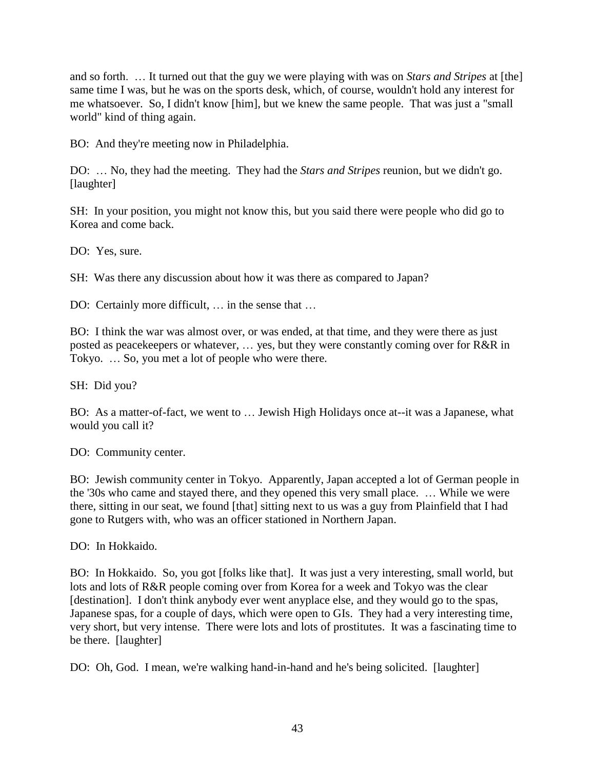and so forth. … It turned out that the guy we were playing with was on *Stars and Stripes* at [the] same time I was, but he was on the sports desk, which, of course, wouldn't hold any interest for me whatsoever. So, I didn't know [him], but we knew the same people. That was just a "small world" kind of thing again.

BO: And they're meeting now in Philadelphia.

DO: … No, they had the meeting. They had the *Stars and Stripes* reunion, but we didn't go. [laughter]

SH: In your position, you might not know this, but you said there were people who did go to Korea and come back.

DO: Yes, sure.

SH: Was there any discussion about how it was there as compared to Japan?

DO: Certainly more difficult, … in the sense that …

BO: I think the war was almost over, or was ended, at that time, and they were there as just posted as peacekeepers or whatever, … yes, but they were constantly coming over for R&R in Tokyo. … So, you met a lot of people who were there.

SH: Did you?

BO: As a matter-of-fact, we went to … Jewish High Holidays once at--it was a Japanese, what would you call it?

DO: Community center.

BO: Jewish community center in Tokyo. Apparently, Japan accepted a lot of German people in the '30s who came and stayed there, and they opened this very small place. … While we were there, sitting in our seat, we found [that] sitting next to us was a guy from Plainfield that I had gone to Rutgers with, who was an officer stationed in Northern Japan.

DO: In Hokkaido.

BO: In Hokkaido. So, you got [folks like that]. It was just a very interesting, small world, but lots and lots of R&R people coming over from Korea for a week and Tokyo was the clear [destination]. I don't think anybody ever went anyplace else, and they would go to the spas, Japanese spas, for a couple of days, which were open to GIs. They had a very interesting time, very short, but very intense. There were lots and lots of prostitutes. It was a fascinating time to be there. [laughter]

DO: Oh, God. I mean, we're walking hand-in-hand and he's being solicited. [laughter]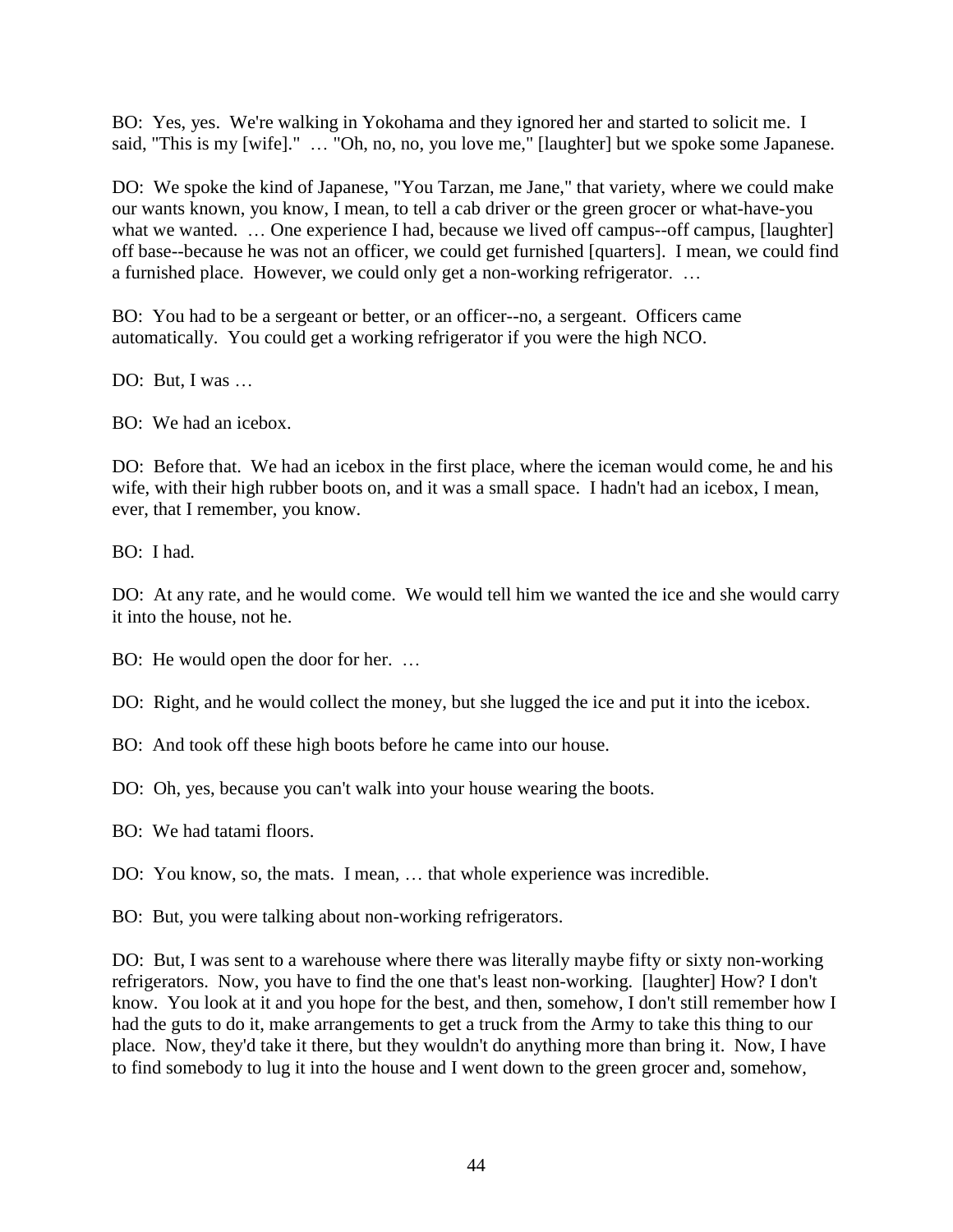BO: Yes, yes. We're walking in Yokohama and they ignored her and started to solicit me. I said, "This is my [wife]." … "Oh, no, no, you love me," [laughter] but we spoke some Japanese.

DO: We spoke the kind of Japanese, "You Tarzan, me Jane," that variety, where we could make our wants known, you know, I mean, to tell a cab driver or the green grocer or what-have-you what we wanted. … One experience I had, because we lived off campus--off campus, [laughter] off base--because he was not an officer, we could get furnished [quarters]. I mean, we could find a furnished place. However, we could only get a non-working refrigerator. …

BO: You had to be a sergeant or better, or an officer--no, a sergeant. Officers came automatically. You could get a working refrigerator if you were the high NCO.

DO: But, I was …

BO: We had an icebox.

DO: Before that. We had an icebox in the first place, where the iceman would come, he and his wife, with their high rubber boots on, and it was a small space. I hadn't had an icebox, I mean, ever, that I remember, you know.

BO: I had.

DO: At any rate, and he would come. We would tell him we wanted the ice and she would carry it into the house, not he.

BO: He would open the door for her. …

DO: Right, and he would collect the money, but she lugged the ice and put it into the icebox.

BO: And took off these high boots before he came into our house.

DO: Oh, yes, because you can't walk into your house wearing the boots.

BO: We had tatami floors.

DO: You know, so, the mats. I mean, … that whole experience was incredible.

BO: But, you were talking about non-working refrigerators.

DO: But, I was sent to a warehouse where there was literally maybe fifty or sixty non-working refrigerators. Now, you have to find the one that's least non-working. [laughter] How? I don't know. You look at it and you hope for the best, and then, somehow, I don't still remember how I had the guts to do it, make arrangements to get a truck from the Army to take this thing to our place. Now, they'd take it there, but they wouldn't do anything more than bring it. Now, I have to find somebody to lug it into the house and I went down to the green grocer and, somehow,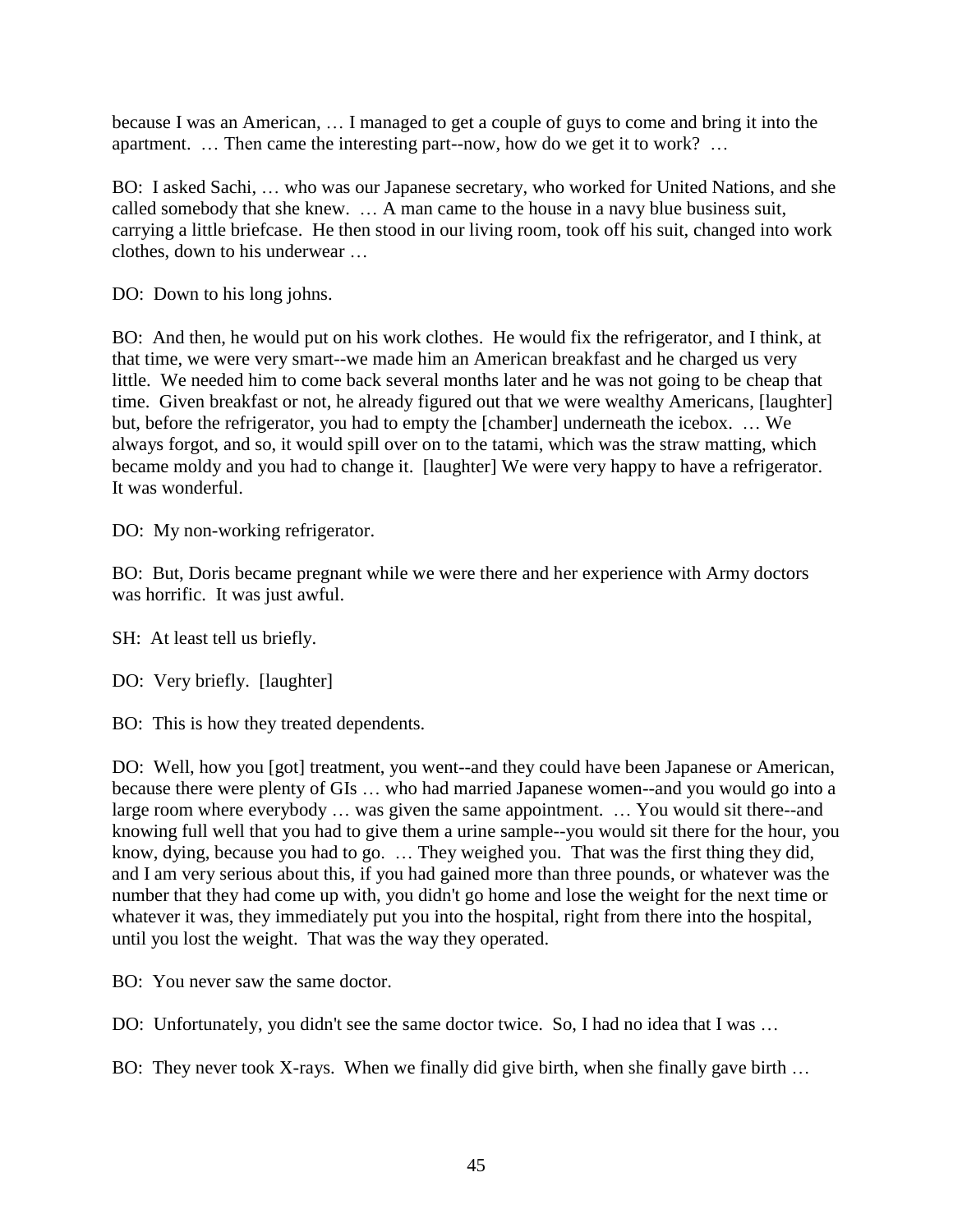because I was an American, … I managed to get a couple of guys to come and bring it into the apartment. … Then came the interesting part--now, how do we get it to work? …

BO: I asked Sachi, … who was our Japanese secretary, who worked for United Nations, and she called somebody that she knew. … A man came to the house in a navy blue business suit, carrying a little briefcase. He then stood in our living room, took off his suit, changed into work clothes, down to his underwear …

DO: Down to his long johns.

BO: And then, he would put on his work clothes. He would fix the refrigerator, and I think, at that time, we were very smart--we made him an American breakfast and he charged us very little. We needed him to come back several months later and he was not going to be cheap that time. Given breakfast or not, he already figured out that we were wealthy Americans, [laughter] but, before the refrigerator, you had to empty the [chamber] underneath the icebox. … We always forgot, and so, it would spill over on to the tatami, which was the straw matting, which became moldy and you had to change it. [laughter] We were very happy to have a refrigerator. It was wonderful.

DO: My non-working refrigerator.

BO: But, Doris became pregnant while we were there and her experience with Army doctors was horrific. It was just awful.

SH: At least tell us briefly.

DO: Very briefly. [laughter]

BO: This is how they treated dependents.

DO: Well, how you [got] treatment, you went--and they could have been Japanese or American, because there were plenty of GIs … who had married Japanese women--and you would go into a large room where everybody … was given the same appointment. … You would sit there--and knowing full well that you had to give them a urine sample--you would sit there for the hour, you know, dying, because you had to go. … They weighed you. That was the first thing they did, and I am very serious about this, if you had gained more than three pounds, or whatever was the number that they had come up with, you didn't go home and lose the weight for the next time or whatever it was, they immediately put you into the hospital, right from there into the hospital, until you lost the weight. That was the way they operated.

BO: You never saw the same doctor.

DO: Unfortunately, you didn't see the same doctor twice. So, I had no idea that I was …

BO: They never took X-rays. When we finally did give birth, when she finally gave birth …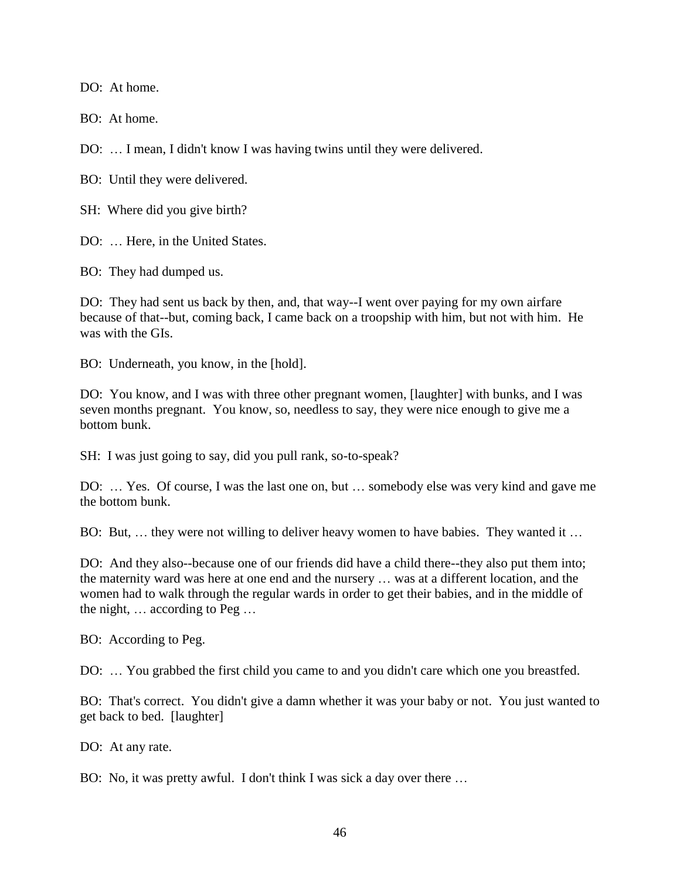DO: At home.

BO: At home.

DO: … I mean, I didn't know I was having twins until they were delivered.

BO: Until they were delivered.

SH: Where did you give birth?

DO: … Here, in the United States.

BO: They had dumped us.

DO: They had sent us back by then, and, that way--I went over paying for my own airfare because of that--but, coming back, I came back on a troopship with him, but not with him. He was with the GIs.

BO: Underneath, you know, in the [hold].

DO: You know, and I was with three other pregnant women, [laughter] with bunks, and I was seven months pregnant. You know, so, needless to say, they were nice enough to give me a bottom bunk.

SH: I was just going to say, did you pull rank, so-to-speak?

DO: … Yes. Of course, I was the last one on, but … somebody else was very kind and gave me the bottom bunk.

BO: But, … they were not willing to deliver heavy women to have babies. They wanted it …

DO: And they also--because one of our friends did have a child there--they also put them into; the maternity ward was here at one end and the nursery … was at a different location, and the women had to walk through the regular wards in order to get their babies, and in the middle of the night, … according to Peg …

BO: According to Peg.

DO: … You grabbed the first child you came to and you didn't care which one you breastfed.

BO: That's correct. You didn't give a damn whether it was your baby or not. You just wanted to get back to bed. [laughter]

DO: At any rate.

BO: No, it was pretty awful. I don't think I was sick a day over there …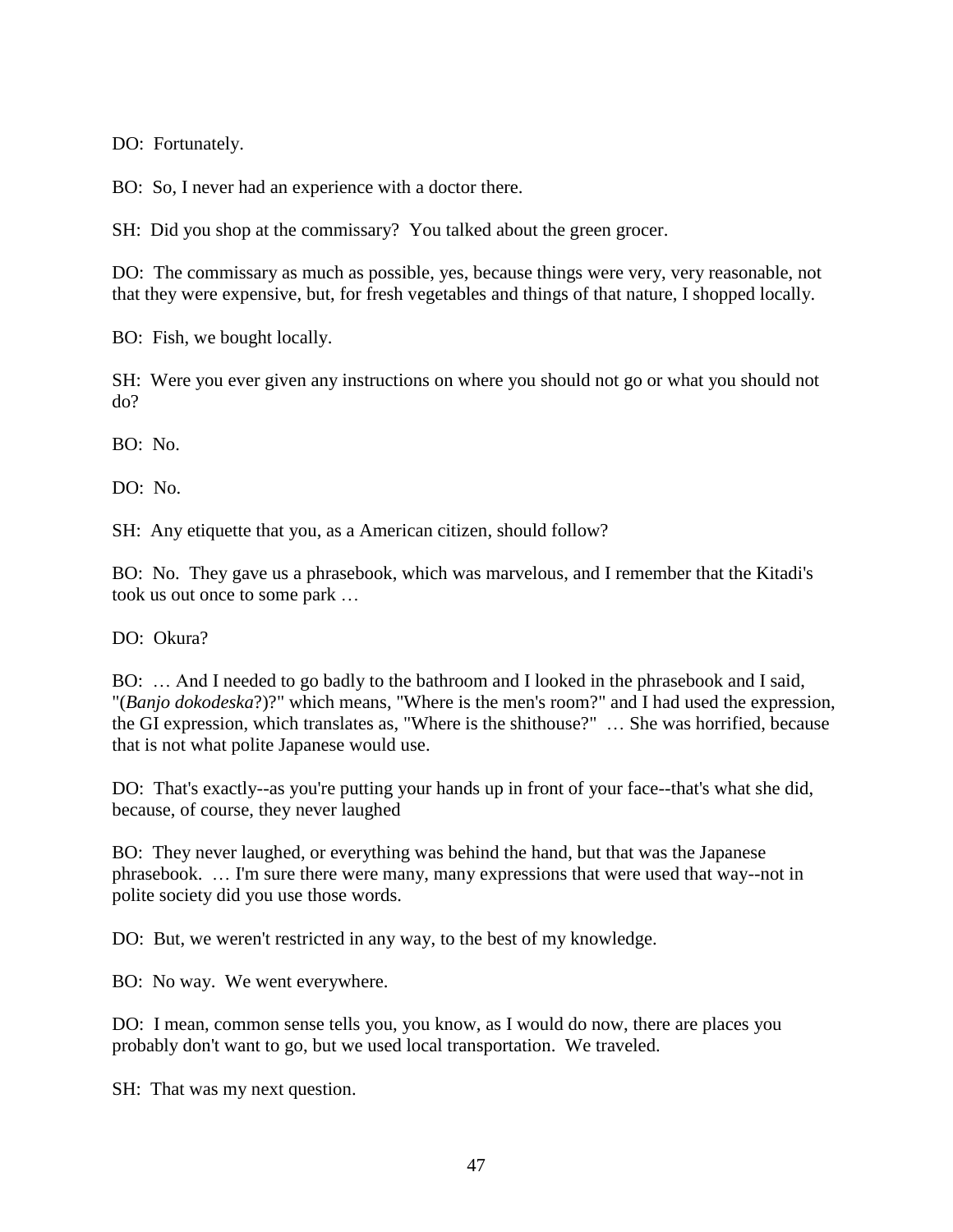DO: Fortunately.

BO: So, I never had an experience with a doctor there.

SH: Did you shop at the commissary? You talked about the green grocer.

DO: The commissary as much as possible, yes, because things were very, very reasonable, not that they were expensive, but, for fresh vegetables and things of that nature, I shopped locally.

BO: Fish, we bought locally.

SH: Were you ever given any instructions on where you should not go or what you should not do?

BO: No.

DO: No.

SH: Any etiquette that you, as a American citizen, should follow?

BO: No. They gave us a phrasebook, which was marvelous, and I remember that the Kitadi's took us out once to some park …

DO: Okura?

BO: … And I needed to go badly to the bathroom and I looked in the phrasebook and I said, "(*Banjo dokodeska*?)?" which means, "Where is the men's room?" and I had used the expression, the GI expression, which translates as, "Where is the shithouse?" … She was horrified, because that is not what polite Japanese would use.

DO: That's exactly--as you're putting your hands up in front of your face--that's what she did, because, of course, they never laughed

BO: They never laughed, or everything was behind the hand, but that was the Japanese phrasebook. … I'm sure there were many, many expressions that were used that way--not in polite society did you use those words.

DO: But, we weren't restricted in any way, to the best of my knowledge.

BO: No way. We went everywhere.

DO: I mean, common sense tells you, you know, as I would do now, there are places you probably don't want to go, but we used local transportation. We traveled.

SH: That was my next question.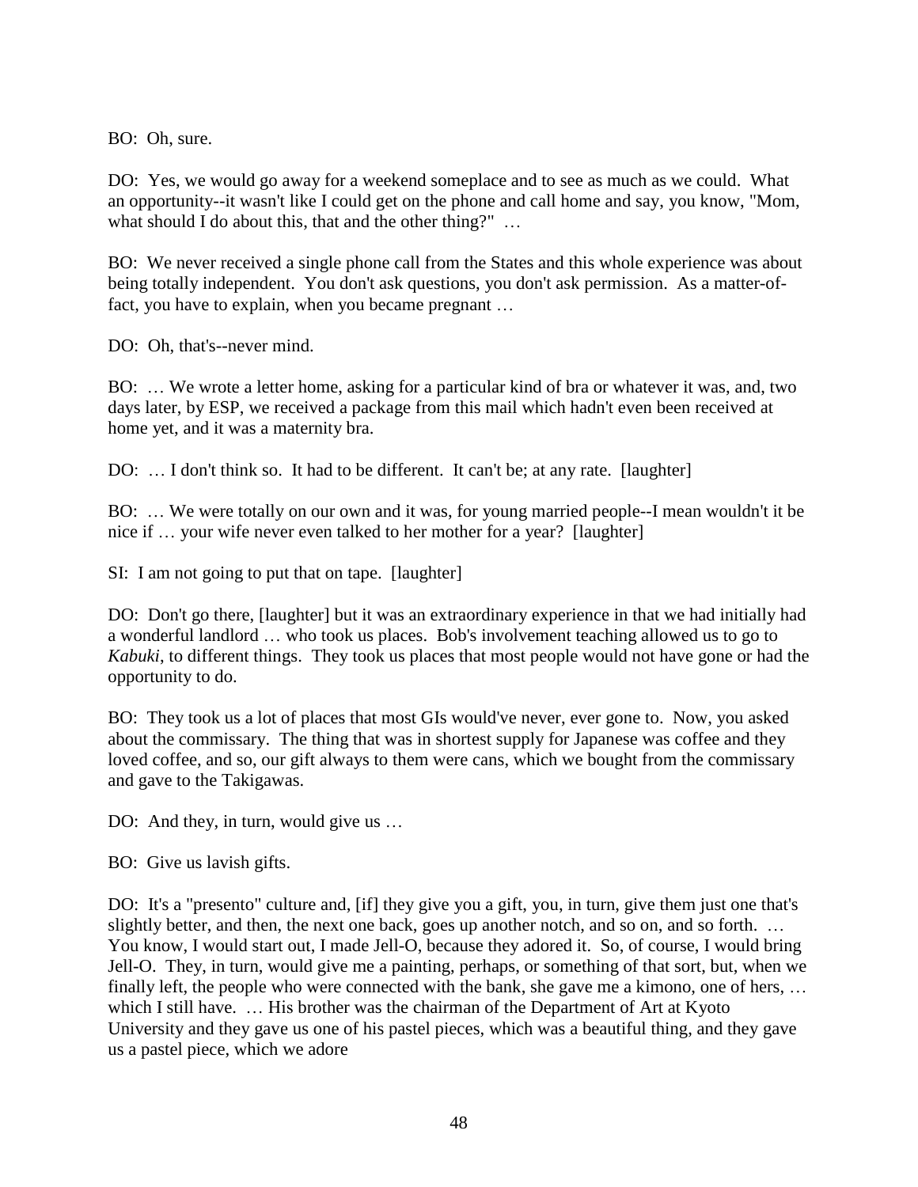BO: Oh, sure.

DO: Yes, we would go away for a weekend someplace and to see as much as we could. What an opportunity--it wasn't like I could get on the phone and call home and say, you know, "Mom, what should I do about this, that and the other thing?" …

BO: We never received a single phone call from the States and this whole experience was about being totally independent. You don't ask questions, you don't ask permission. As a matter-of-fact, you have to explain, when you became pregnant …

DO: Oh, that's--never mind.

BO: … We wrote a letter home, asking for a particular kind of bra or whatever it was, and, two days later, by ESP, we received a package from this mail which hadn't even been received at home yet, and it was a maternity bra.

DO: … I don't think so. It had to be different. It can't be; at any rate. [laughter]

BO: … We were totally on our own and it was, for young married people--I mean wouldn't it be nice if … your wife never even talked to her mother for a year? [laughter]

SI: I am not going to put that on tape. [laughter]

DO: Don't go there, [laughter] but it was an extraordinary experience in that we had initially had a wonderful landlord … who took us places. Bob's involvement teaching allowed us to go to *Kabuki*, to different things. They took us places that most people would not have gone or had the opportunity to do.

BO: They took us a lot of places that most GIs would've never, ever gone to. Now, you asked about the commissary. The thing that was in shortest supply for Japanese was coffee and they loved coffee, and so, our gift always to them were cans, which we bought from the commissary and gave to the Takigawas.

DO: And they, in turn, would give us …

BO: Give us lavish gifts.

DO: It's a "presento" culture and, [if] they give you a gift, you, in turn, give them just one that's slightly better, and then, the next one back, goes up another notch, and so on, and so forth. … You know, I would start out, I made Jell-O, because they adored it. So, of course, I would bring Jell-O. They, in turn, would give me a painting, perhaps, or something of that sort, but, when we finally left, the people who were connected with the bank, she gave me a kimono, one of hers, … which I still have. … His brother was the chairman of the Department of Art at Kyoto University and they gave us one of his pastel pieces, which was a beautiful thing, and they gave us a pastel piece, which we adore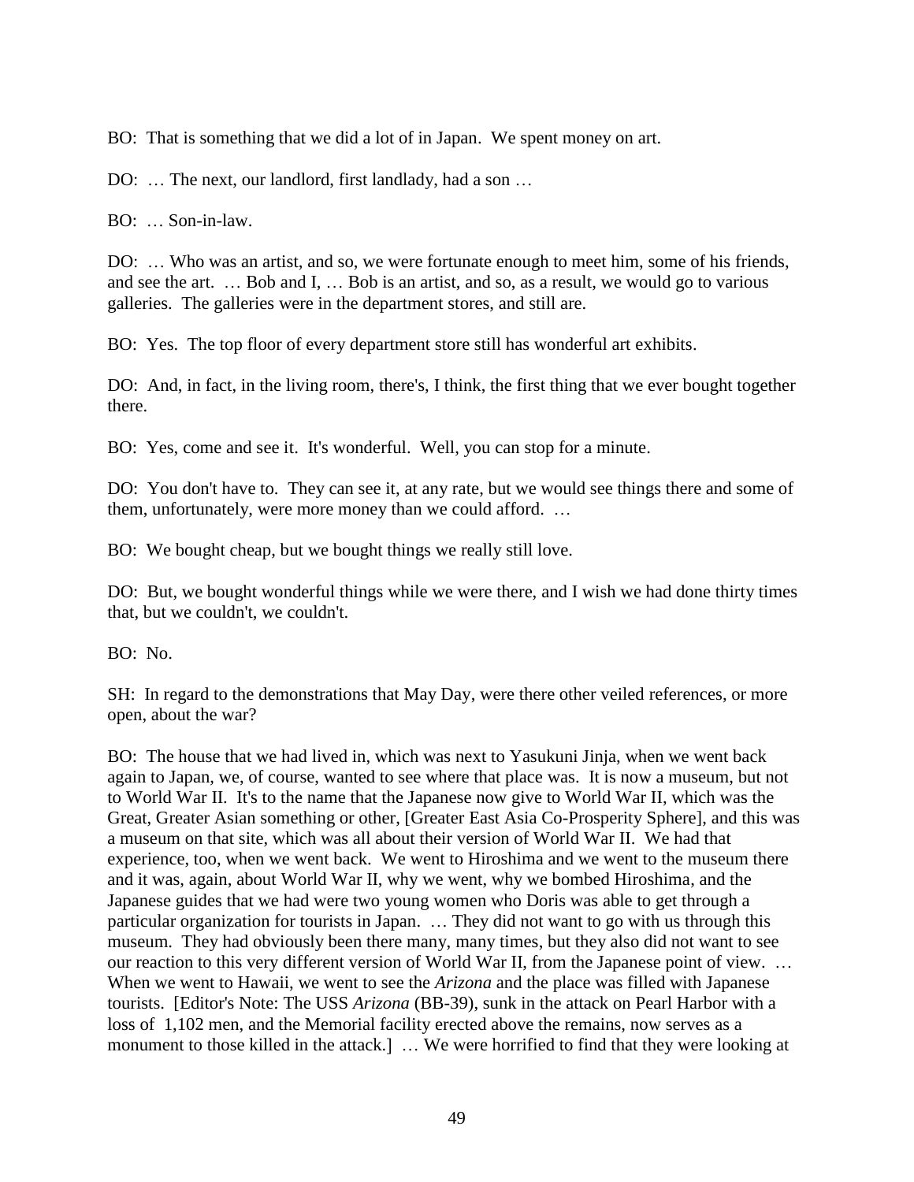BO: That is something that we did a lot of in Japan. We spent money on art.

DO: … The next, our landlord, first landlady, had a son …

BO: … Son-in-law.

DO: … Who was an artist, and so, we were fortunate enough to meet him, some of his friends, and see the art. … Bob and I, … Bob is an artist, and so, as a result, we would go to various galleries. The galleries were in the department stores, and still are.

BO: Yes. The top floor of every department store still has wonderful art exhibits.

DO: And, in fact, in the living room, there's, I think, the first thing that we ever bought together there.

BO: Yes, come and see it. It's wonderful. Well, you can stop for a minute.

DO: You don't have to. They can see it, at any rate, but we would see things there and some of them, unfortunately, were more money than we could afford. …

BO: We bought cheap, but we bought things we really still love.

DO: But, we bought wonderful things while we were there, and I wish we had done thirty times that, but we couldn't, we couldn't.

BO: No.

SH: In regard to the demonstrations that May Day, were there other veiled references, or more open, about the war?

BO: The house that we had lived in, which was next to Yasukuni Jinja, when we went back again to Japan, we, of course, wanted to see where that place was. It is now a museum, but not to World War II. It's to the name that the Japanese now give to World War II, which was the Great, Greater Asian something or other, [Greater East Asia Co-Prosperity Sphere], and this was a museum on that site, which was all about their version of World War II. We had that experience, too, when we went back. We went to Hiroshima and we went to the museum there and it was, again, about World War II, why we went, why we bombed Hiroshima, and the Japanese guides that we had were two young women who Doris was able to get through a particular organization for tourists in Japan. … They did not want to go with us through this museum. They had obviously been there many, many times, but they also did not want to see our reaction to this very different version of World War II, from the Japanese point of view. … When we went to Hawaii, we went to see the *Arizona* and the place was filled with Japanese tourists. [Editor's Note: The USS *Arizona* (BB-39), sunk in the attack on Pearl Harbor with a loss of 1,102 men, and the Memorial facility erected above the remains, now serves as a monument to those killed in the attack.] … We were horrified to find that they were looking at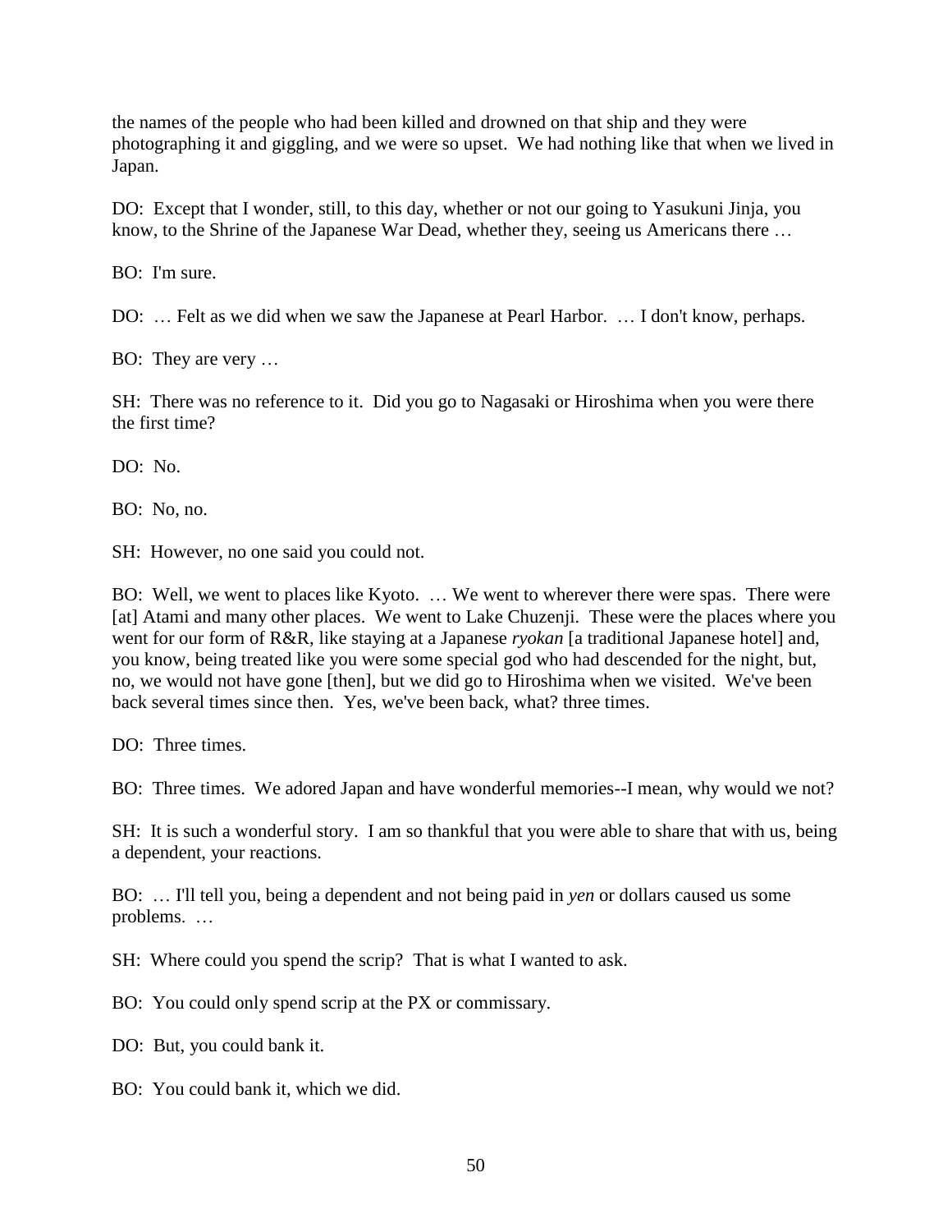the names of the people who had been killed and drowned on that ship and they were photographing it and giggling, and we were so upset. We had nothing like that when we lived in Japan.

DO: Except that I wonder, still, to this day, whether or not our going to Yasukuni Jinja, you know, to the Shrine of the Japanese War Dead, whether they, seeing us Americans there …

BO: I'm sure.

DO: … Felt as we did when we saw the Japanese at Pearl Harbor. … I don't know, perhaps.

BO: They are very …

SH: There was no reference to it. Did you go to Nagasaki or Hiroshima when you were there the first time?

DO: No.

BO: No, no.

SH: However, no one said you could not.

BO: Well, we went to places like Kyoto. … We went to wherever there were spas. There were [at] Atami and many other places. We went to Lake Chuzenji. These were the places where you went for our form of R&R, like staying at a Japanese *ryokan* [a traditional Japanese hotel] and, you know, being treated like you were some special god who had descended for the night, but, no, we would not have gone [then], but we did go to Hiroshima when we visited. We've been back several times since then. Yes, we've been back, what? three times.

DO: Three times.

BO: Three times. We adored Japan and have wonderful memories--I mean, why would we not?

SH: It is such a wonderful story. I am so thankful that you were able to share that with us, being a dependent, your reactions.

BO: … I'll tell you, being a dependent and not being paid in *yen* or dollars caused us some problems. …

SH: Where could you spend the scrip? That is what I wanted to ask.

BO: You could only spend scrip at the PX or commissary.

DO: But, you could bank it.

BO: You could bank it, which we did.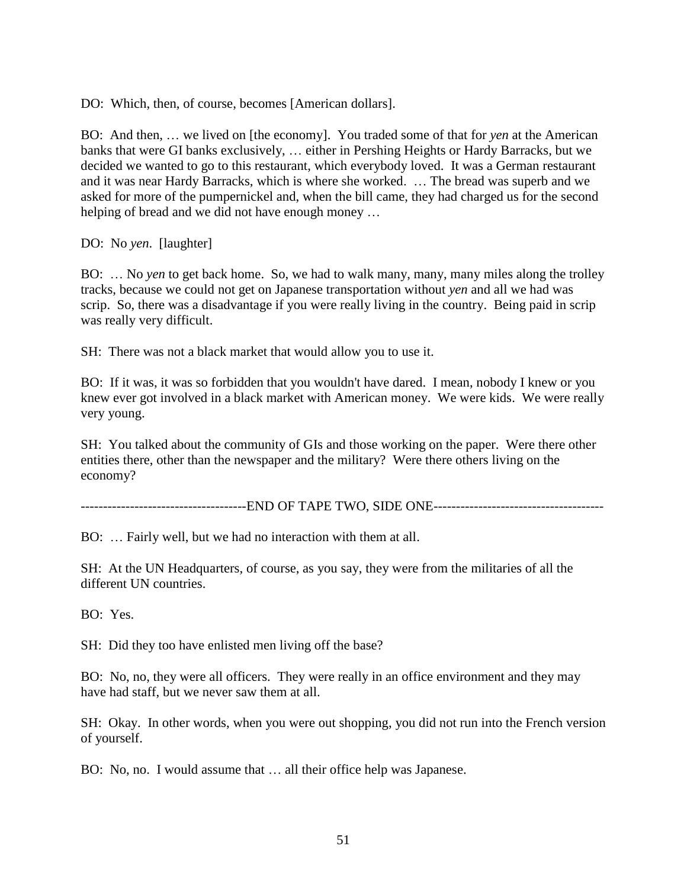DO: Which, then, of course, becomes [American dollars].

BO: And then, … we lived on [the economy]. You traded some of that for *yen* at the American banks that were GI banks exclusively, … either in Pershing Heights or Hardy Barracks, but we decided we wanted to go to this restaurant, which everybody loved. It was a German restaurant and it was near Hardy Barracks, which is where she worked. … The bread was superb and we asked for more of the pumpernickel and, when the bill came, they had charged us for the second helping of bread and we did not have enough money …

DO: No *yen*. [laughter]

BO: … No *yen* to get back home. So, we had to walk many, many, many miles along the trolley tracks, because we could not get on Japanese transportation without *yen* and all we had was scrip. So, there was a disadvantage if you were really living in the country. Being paid in scrip was really very difficult.

SH: There was not a black market that would allow you to use it.

BO: If it was, it was so forbidden that you wouldn't have dared. I mean, nobody I knew or you knew ever got involved in a black market with American money. We were kids. We were really very young.

SH: You talked about the community of GIs and those working on the paper. Were there other entities there, other than the newspaper and the military? Were there others living on the economy?

------------------------------------END OF TAPE TWO, SIDE ONE--------------------------------------

BO: … Fairly well, but we had no interaction with them at all.

SH: At the UN Headquarters, of course, as you say, they were from the militaries of all the different UN countries.

BO: Yes.

SH: Did they too have enlisted men living off the base?

BO: No, no, they were all officers. They were really in an office environment and they may have had staff, but we never saw them at all.

SH: Okay. In other words, when you were out shopping, you did not run into the French version of yourself.

BO: No, no. I would assume that … all their office help was Japanese.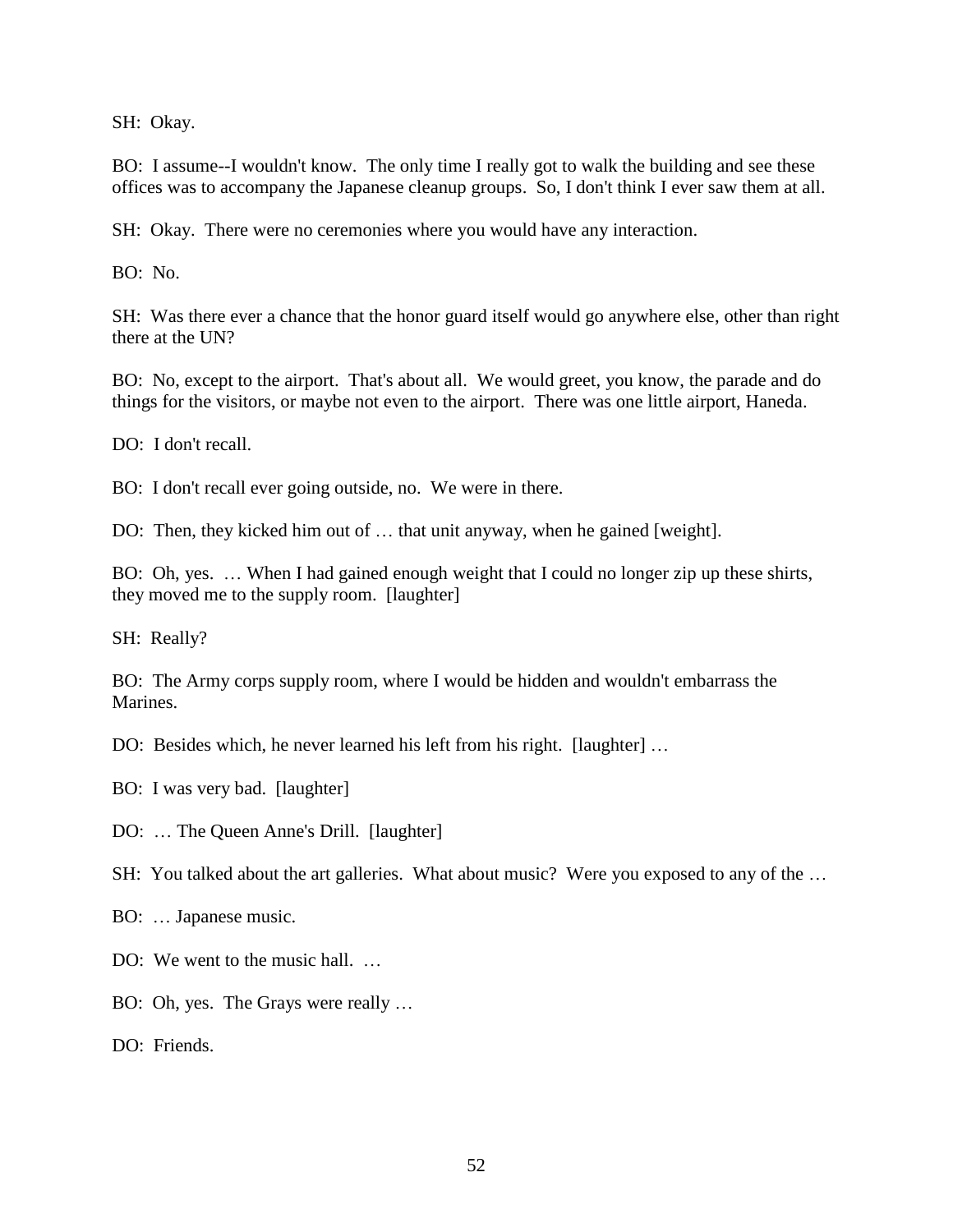SH: Okay.

BO: I assume--I wouldn't know. The only time I really got to walk the building and see these offices was to accompany the Japanese cleanup groups. So, I don't think I ever saw them at all.

SH: Okay. There were no ceremonies where you would have any interaction.

BO: No.

SH: Was there ever a chance that the honor guard itself would go anywhere else, other than right there at the UN?

BO: No, except to the airport. That's about all. We would greet, you know, the parade and do things for the visitors, or maybe not even to the airport. There was one little airport, Haneda.

DO: I don't recall.

BO: I don't recall ever going outside, no. We were in there.

DO: Then, they kicked him out of … that unit anyway, when he gained [weight].

BO: Oh, yes. … When I had gained enough weight that I could no longer zip up these shirts, they moved me to the supply room. [laughter]

SH: Really?

BO: The Army corps supply room, where I would be hidden and wouldn't embarrass the Marines.

DO: Besides which, he never learned his left from his right. [laughter] …

BO: I was very bad. [laughter]

DO: … The Queen Anne's Drill. [laughter]

SH: You talked about the art galleries. What about music? Were you exposed to any of the …

BO: … Japanese music.

DO: We went to the music hall. …

BO: Oh, yes. The Grays were really …

DO: Friends.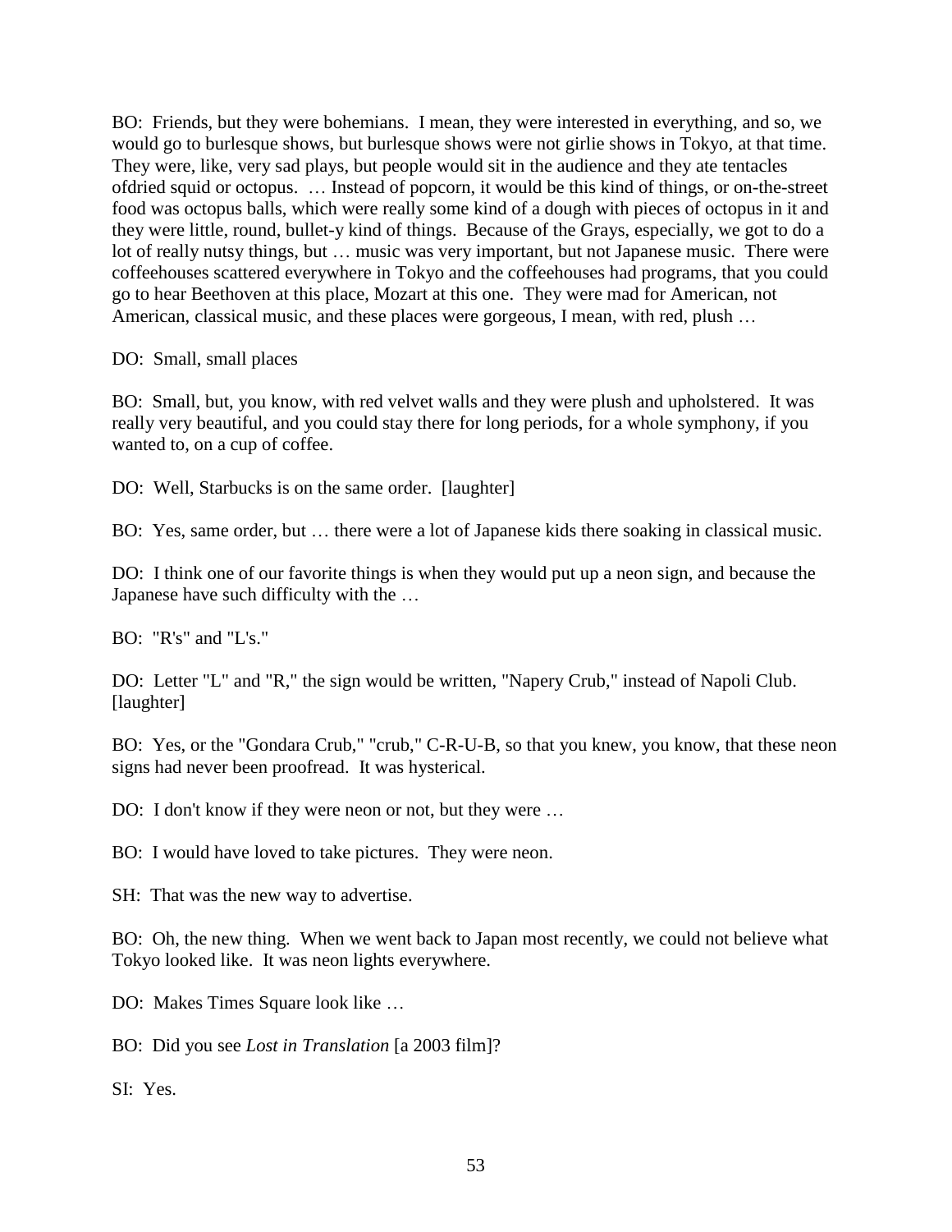BO: Friends, but they were bohemians. I mean, they were interested in everything, and so, we would go to burlesque shows, but burlesque shows were not girlie shows in Tokyo, at that time. They were, like, very sad plays, but people would sit in the audience and they ate tentacles ofdried squid or octopus. … Instead of popcorn, it would be this kind of things, or on-the-street food was octopus balls, which were really some kind of a dough with pieces of octopus in it and they were little, round, bullet-y kind of things. Because of the Grays, especially, we got to do a lot of really nutsy things, but … music was very important, but not Japanese music. There were coffeehouses scattered everywhere in Tokyo and the coffeehouses had programs, that you could go to hear Beethoven at this place, Mozart at this one. They were mad for American, not American, classical music, and these places were gorgeous, I mean, with red, plush …

DO: Small, small places

BO: Small, but, you know, with red velvet walls and they were plush and upholstered. It was really very beautiful, and you could stay there for long periods, for a whole symphony, if you wanted to, on a cup of coffee.

DO: Well, Starbucks is on the same order. [laughter]

BO: Yes, same order, but … there were a lot of Japanese kids there soaking in classical music.

DO: I think one of our favorite things is when they would put up a neon sign, and because the Japanese have such difficulty with the …

BO: "R's" and "L's."

DO: Letter "L" and "R," the sign would be written, "Napery Crub," instead of Napoli Club. [laughter]

BO: Yes, or the "Gondara Crub," "crub," C-R-U-B, so that you knew, you know, that these neon signs had never been proofread. It was hysterical.

DO: I don't know if they were neon or not, but they were …

BO: I would have loved to take pictures. They were neon.

SH: That was the new way to advertise.

BO: Oh, the new thing. When we went back to Japan most recently, we could not believe what Tokyo looked like. It was neon lights everywhere.

DO: Makes Times Square look like …

BO: Did you see *Lost in Translation* [a 2003 film]?

SI: Yes.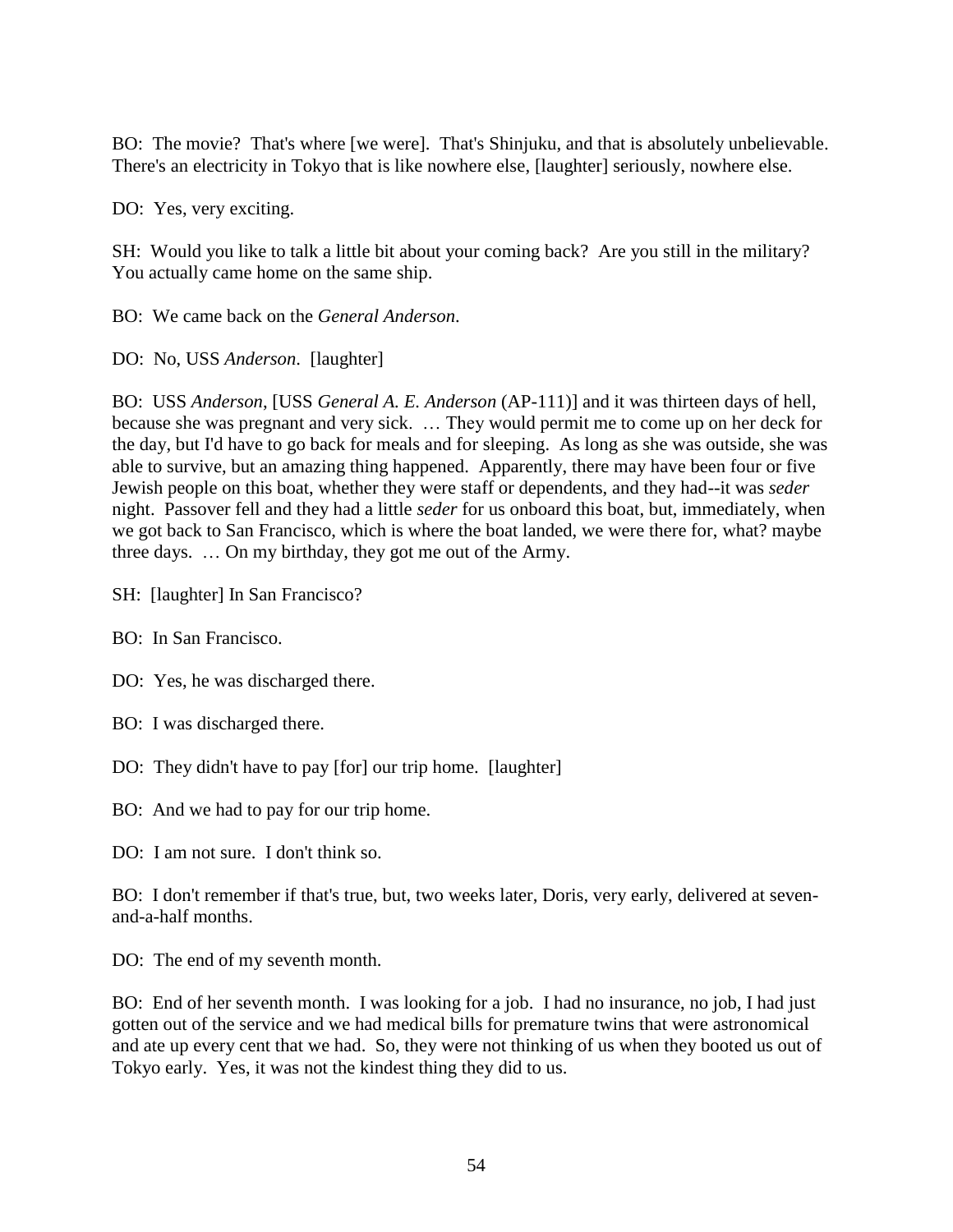BO: The movie? That's where [we were]. That's Shinjuku, and that is absolutely unbelievable. There's an electricity in Tokyo that is like nowhere else, [laughter] seriously, nowhere else.

DO: Yes, very exciting.

SH: Would you like to talk a little bit about your coming back? Are you still in the military? You actually came home on the same ship.

BO: We came back on the *General Anderson*.

DO: No, USS *Anderson*. [laughter]

BO: USS *Anderson*, [USS *General A. E. Anderson* (AP-111)] and it was thirteen days of hell, because she was pregnant and very sick. … They would permit me to come up on her deck for the day, but I'd have to go back for meals and for sleeping. As long as she was outside, she was able to survive, but an amazing thing happened. Apparently, there may have been four or five Jewish people on this boat, whether they were staff or dependents, and they had--it was *seder* night. Passover fell and they had a little *seder* for us onboard this boat, but, immediately, when we got back to San Francisco, which is where the boat landed, we were there for, what? maybe three days. … On my birthday, they got me out of the Army.

SH: [laughter] In San Francisco?

BO: In San Francisco.

DO: Yes, he was discharged there.

BO: I was discharged there.

DO: They didn't have to pay [for] our trip home. [laughter]

BO: And we had to pay for our trip home.

DO: I am not sure. I don't think so.

BO: I don't remember if that's true, but, two weeks later, Doris, very early, delivered at seven-and-a-half months.

DO: The end of my seventh month.

BO: End of her seventh month. I was looking for a job. I had no insurance, no job, I had just gotten out of the service and we had medical bills for premature twins that were astronomical and ate up every cent that we had. So, they were not thinking of us when they booted us out of Tokyo early. Yes, it was not the kindest thing they did to us.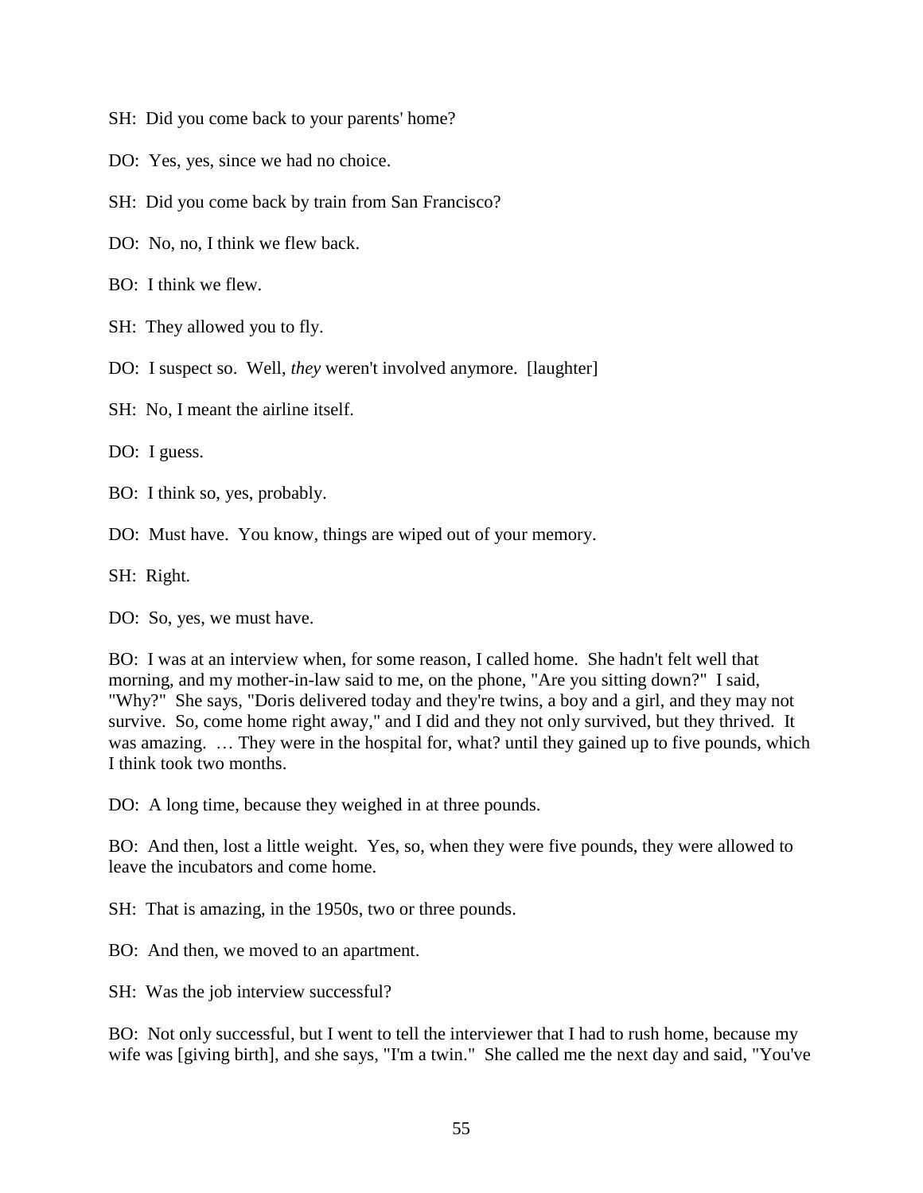SH: Did you come back to your parents' home?

DO: Yes, yes, since we had no choice.

SH: Did you come back by train from San Francisco?

DO: No, no, I think we flew back.

BO: I think we flew.

SH: They allowed you to fly.

DO: I suspect so. Well, *they* weren't involved anymore. [laughter]

SH: No, I meant the airline itself.

DO: I guess.

BO: I think so, yes, probably.

DO: Must have. You know, things are wiped out of your memory.

SH: Right.

DO: So, yes, we must have.

BO: I was at an interview when, for some reason, I called home. She hadn't felt well that morning, and my mother-in-law said to me, on the phone, "Are you sitting down?" I said, "Why?" She says, "Doris delivered today and they're twins, a boy and a girl, and they may not survive. So, come home right away," and I did and they not only survived, but they thrived. It was amazing. … They were in the hospital for, what? until they gained up to five pounds, which I think took two months.

DO: A long time, because they weighed in at three pounds.

BO: And then, lost a little weight. Yes, so, when they were five pounds, they were allowed to leave the incubators and come home.

SH: That is amazing, in the 1950s, two or three pounds.

BO: And then, we moved to an apartment.

SH: Was the job interview successful?

BO: Not only successful, but I went to tell the interviewer that I had to rush home, because my wife was [giving birth], and she says, "I'm a twin." She called me the next day and said, "You've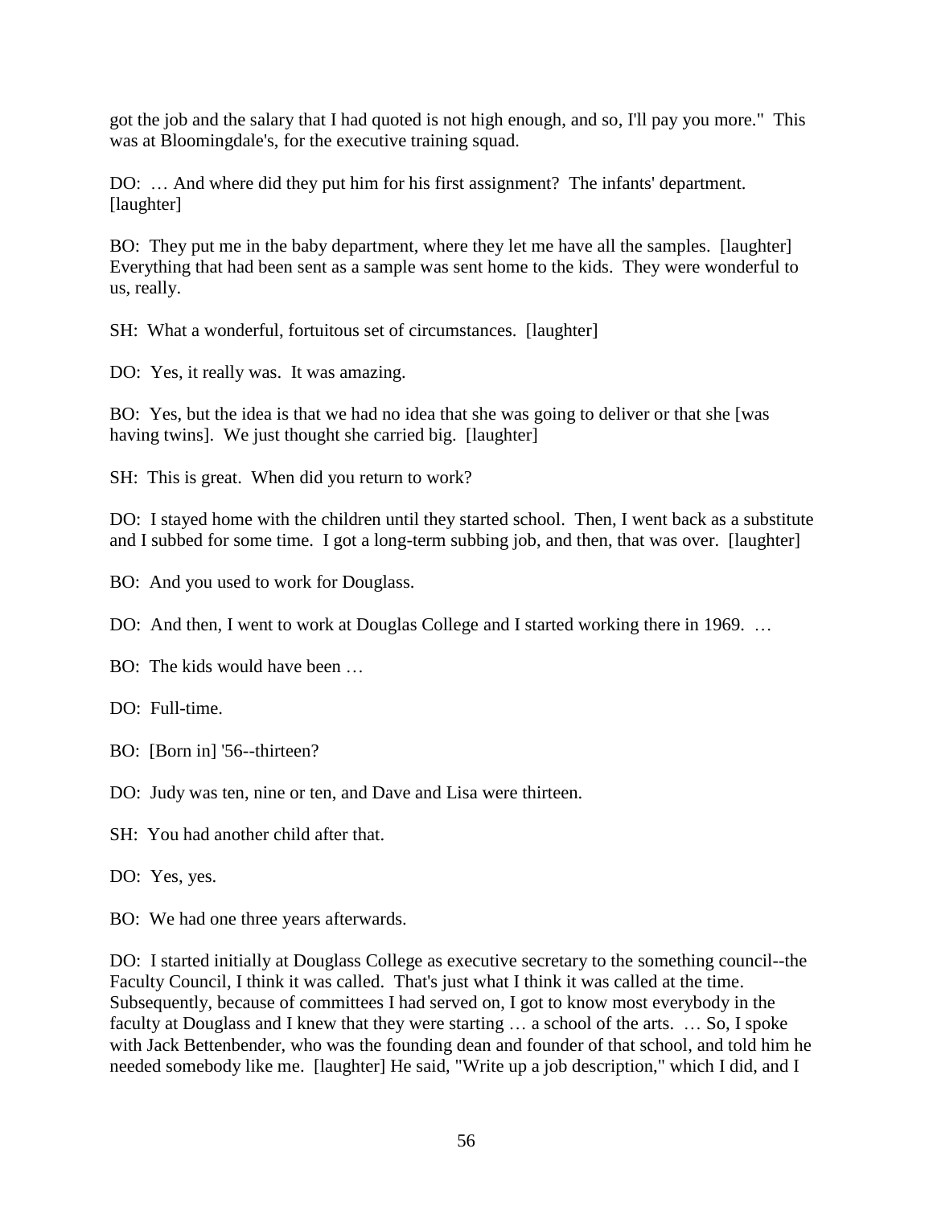got the job and the salary that I had quoted is not high enough, and so, I'll pay you more." This was at Bloomingdale's, for the executive training squad.

DO: … And where did they put him for his first assignment? The infants' department. [laughter]

BO: They put me in the baby department, where they let me have all the samples. [laughter] Everything that had been sent as a sample was sent home to the kids. They were wonderful to us, really.

SH: What a wonderful, fortuitous set of circumstances. [laughter]

DO: Yes, it really was. It was amazing.

BO: Yes, but the idea is that we had no idea that she was going to deliver or that she [was having twins]. We just thought she carried big. [laughter]

SH: This is great. When did you return to work?

DO: I stayed home with the children until they started school. Then, I went back as a substitute and I subbed for some time. I got a long-term subbing job, and then, that was over. [laughter]

BO: And you used to work for Douglass.

DO: And then, I went to work at Douglas College and I started working there in 1969. …

BO: The kids would have been …

DO: Full-time.

BO: [Born in] '56--thirteen?

DO: Judy was ten, nine or ten, and Dave and Lisa were thirteen.

SH: You had another child after that.

DO: Yes, yes.

BO: We had one three years afterwards.

DO: I started initially at Douglass College as executive secretary to the something council--the Faculty Council, I think it was called. That's just what I think it was called at the time. Subsequently, because of committees I had served on, I got to know most everybody in the faculty at Douglass and I knew that they were starting … a school of the arts. … So, I spoke with Jack Bettenbender, who was the founding dean and founder of that school, and told him he needed somebody like me. [laughter] He said, "Write up a job description," which I did, and I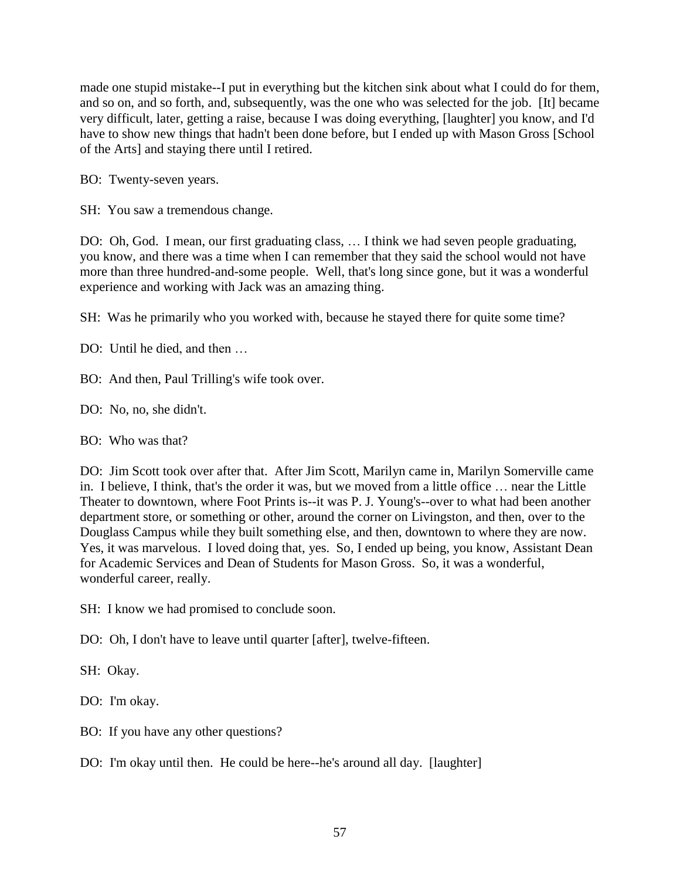made one stupid mistake--I put in everything but the kitchen sink about what I could do for them, and so on, and so forth, and, subsequently, was the one who was selected for the job. [It] became very difficult, later, getting a raise, because I was doing everything, [laughter] you know, and I'd have to show new things that hadn't been done before, but I ended up with Mason Gross [School of the Arts] and staying there until I retired.

BO: Twenty-seven years.

SH: You saw a tremendous change.

DO: Oh, God. I mean, our first graduating class, … I think we had seven people graduating, you know, and there was a time when I can remember that they said the school would not have more than three hundred-and-some people. Well, that's long since gone, but it was a wonderful experience and working with Jack was an amazing thing.

SH: Was he primarily who you worked with, because he stayed there for quite some time?

DO: Until he died, and then …

BO: And then, Paul Trilling's wife took over.

DO: No, no, she didn't.

BO: Who was that?

DO: Jim Scott took over after that. After Jim Scott, Marilyn came in, Marilyn Somerville came in. I believe, I think, that's the order it was, but we moved from a little office … near the Little Theater to downtown, where Foot Prints is--it was P. J. Young's--over to what had been another department store, or something or other, around the corner on Livingston, and then, over to the Douglass Campus while they built something else, and then, downtown to where they are now. Yes, it was marvelous. I loved doing that, yes. So, I ended up being, you know, Assistant Dean for Academic Services and Dean of Students for Mason Gross. So, it was a wonderful, wonderful career, really.

SH: I know we had promised to conclude soon.

DO: Oh, I don't have to leave until quarter [after], twelve-fifteen.

SH: Okay.

DO: I'm okay.

BO: If you have any other questions?

DO: I'm okay until then. He could be here--he's around all day. [laughter]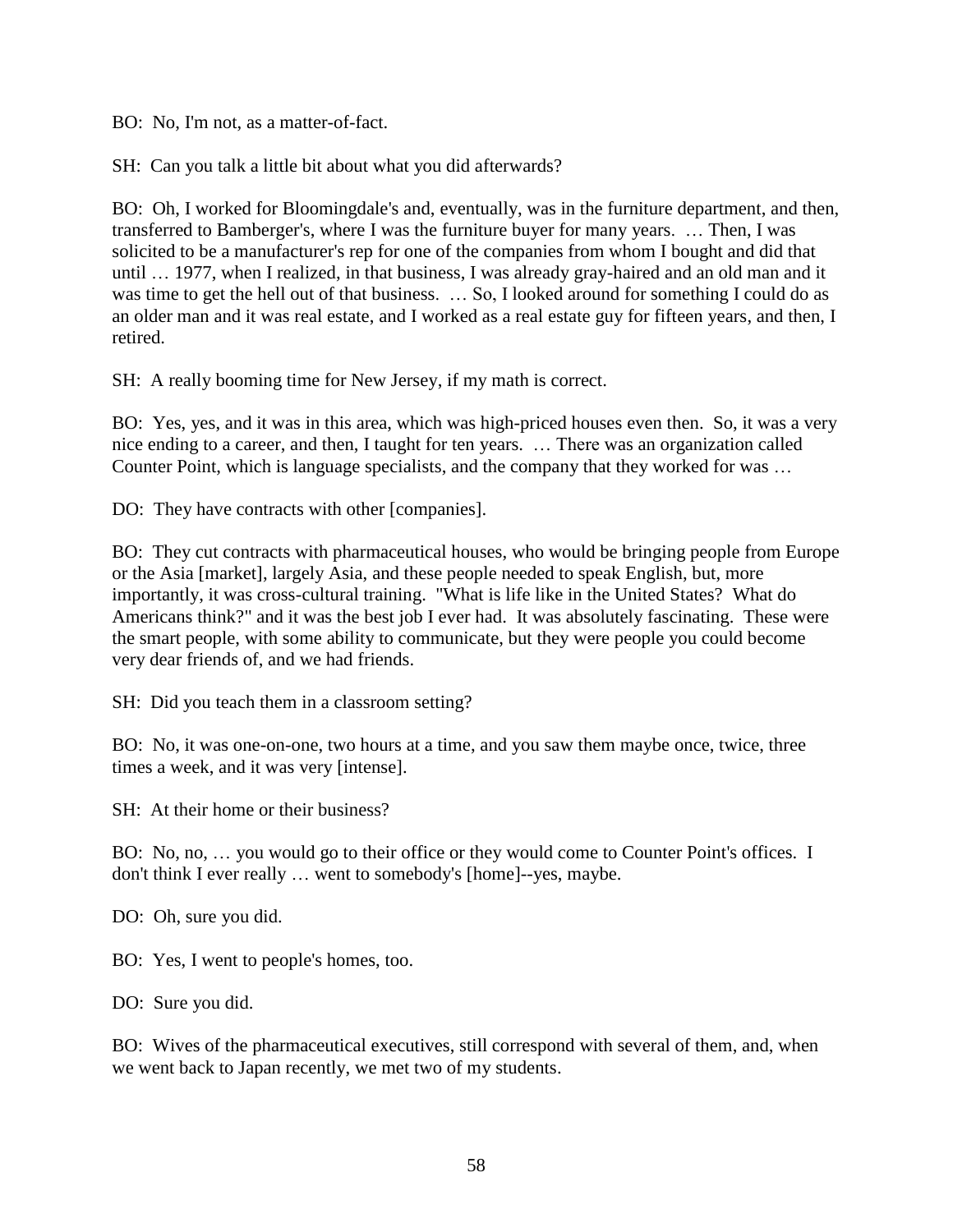BO: No, I'm not, as a matter-of-fact.

SH: Can you talk a little bit about what you did afterwards?

BO: Oh, I worked for Bloomingdale's and, eventually, was in the furniture department, and then, transferred to Bamberger's, where I was the furniture buyer for many years. … Then, I was solicited to be a manufacturer's rep for one of the companies from whom I bought and did that until … 1977, when I realized, in that business, I was already gray-haired and an old man and it was time to get the hell out of that business. … So, I looked around for something I could do as an older man and it was real estate, and I worked as a real estate guy for fifteen years, and then, I retired.

SH: A really booming time for New Jersey, if my math is correct.

BO: Yes, yes, and it was in this area, which was high-priced houses even then. So, it was a very nice ending to a career, and then, I taught for ten years. … There was an organization called Counter Point, which is language specialists, and the company that they worked for was …

DO: They have contracts with other [companies].

BO: They cut contracts with pharmaceutical houses, who would be bringing people from Europe or the Asia [market], largely Asia, and these people needed to speak English, but, more importantly, it was cross-cultural training. "What is life like in the United States? What do Americans think?" and it was the best job I ever had. It was absolutely fascinating. These were the smart people, with some ability to communicate, but they were people you could become very dear friends of, and we had friends.

SH: Did you teach them in a classroom setting?

BO: No, it was one-on-one, two hours at a time, and you saw them maybe once, twice, three times a week, and it was very [intense].

SH: At their home or their business?

BO: No, no, … you would go to their office or they would come to Counter Point's offices. I don't think I ever really … went to somebody's [home]--yes, maybe.

DO: Oh, sure you did.

BO: Yes, I went to people's homes, too.

DO: Sure you did.

BO: Wives of the pharmaceutical executives, still correspond with several of them, and, when we went back to Japan recently, we met two of my students.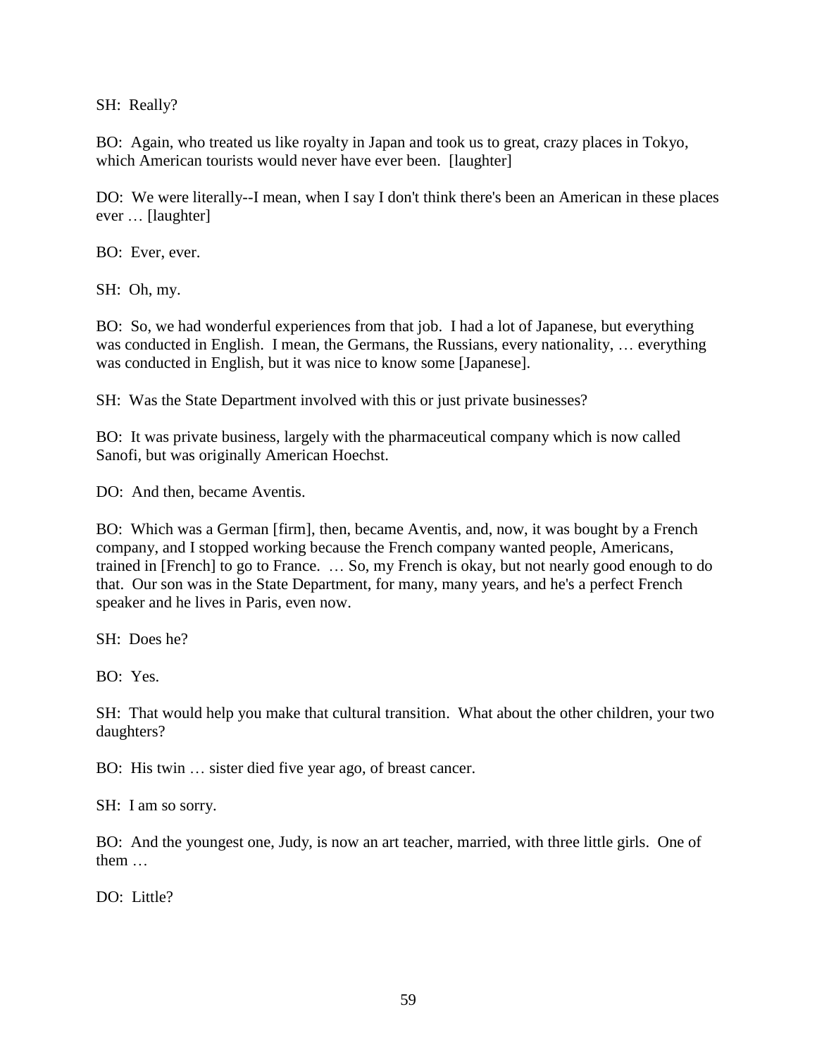SH: Really?

BO: Again, who treated us like royalty in Japan and took us to great, crazy places in Tokyo, which American tourists would never have ever been. [laughter]

DO: We were literally--I mean, when I say I don't think there's been an American in these places ever … [laughter]

BO: Ever, ever.

SH: Oh, my.

BO: So, we had wonderful experiences from that job. I had a lot of Japanese, but everything was conducted in English. I mean, the Germans, the Russians, every nationality, … everything was conducted in English, but it was nice to know some [Japanese].

SH: Was the State Department involved with this or just private businesses?

BO: It was private business, largely with the pharmaceutical company which is now called Sanofi, but was originally American Hoechst.

DO: And then, became Aventis.

BO: Which was a German [firm], then, became Aventis, and, now, it was bought by a French company, and I stopped working because the French company wanted people, Americans, trained in [French] to go to France. … So, my French is okay, but not nearly good enough to do that. Our son was in the State Department, for many, many years, and he's a perfect French speaker and he lives in Paris, even now.

SH: Does he?

BO: Yes.

SH: That would help you make that cultural transition. What about the other children, your two daughters?

BO: His twin … sister died five year ago, of breast cancer.

SH: I am so sorry.

BO: And the youngest one, Judy, is now an art teacher, married, with three little girls. One of them …

DO: Little?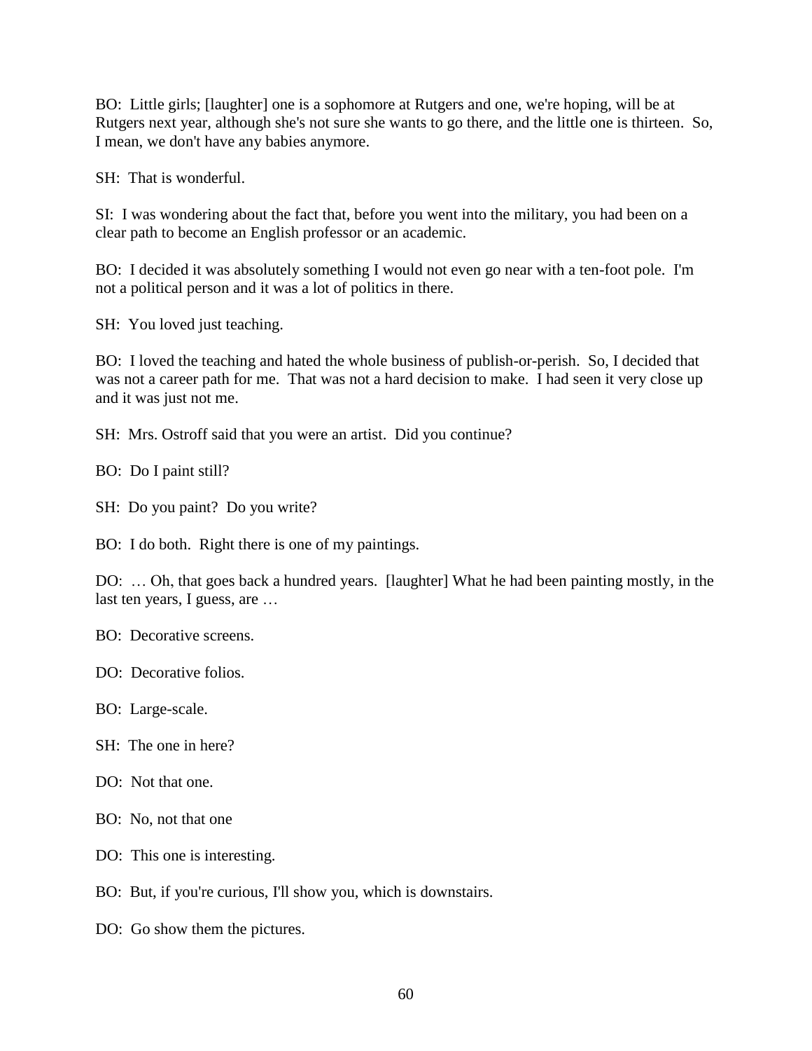BO: Little girls; [laughter] one is a sophomore at Rutgers and one, we're hoping, will be at Rutgers next year, although she's not sure she wants to go there, and the little one is thirteen. So, I mean, we don't have any babies anymore.

SH: That is wonderful.

SI: I was wondering about the fact that, before you went into the military, you had been on a clear path to become an English professor or an academic.

BO: I decided it was absolutely something I would not even go near with a ten-foot pole. I'm not a political person and it was a lot of politics in there.

SH: You loved just teaching.

BO: I loved the teaching and hated the whole business of publish-or-perish. So, I decided that was not a career path for me. That was not a hard decision to make. I had seen it very close up and it was just not me.

SH: Mrs. Ostroff said that you were an artist. Did you continue?

BO: Do I paint still?

SH: Do you paint? Do you write?

BO: I do both. Right there is one of my paintings.

DO: … Oh, that goes back a hundred years. [laughter] What he had been painting mostly, in the last ten years, I guess, are …

BO: Decorative screens.

DO: Decorative folios.

BO: Large-scale.

SH: The one in here?

DO: Not that one.

BO: No, not that one

DO: This one is interesting.

BO: But, if you're curious, I'll show you, which is downstairs.

DO: Go show them the pictures.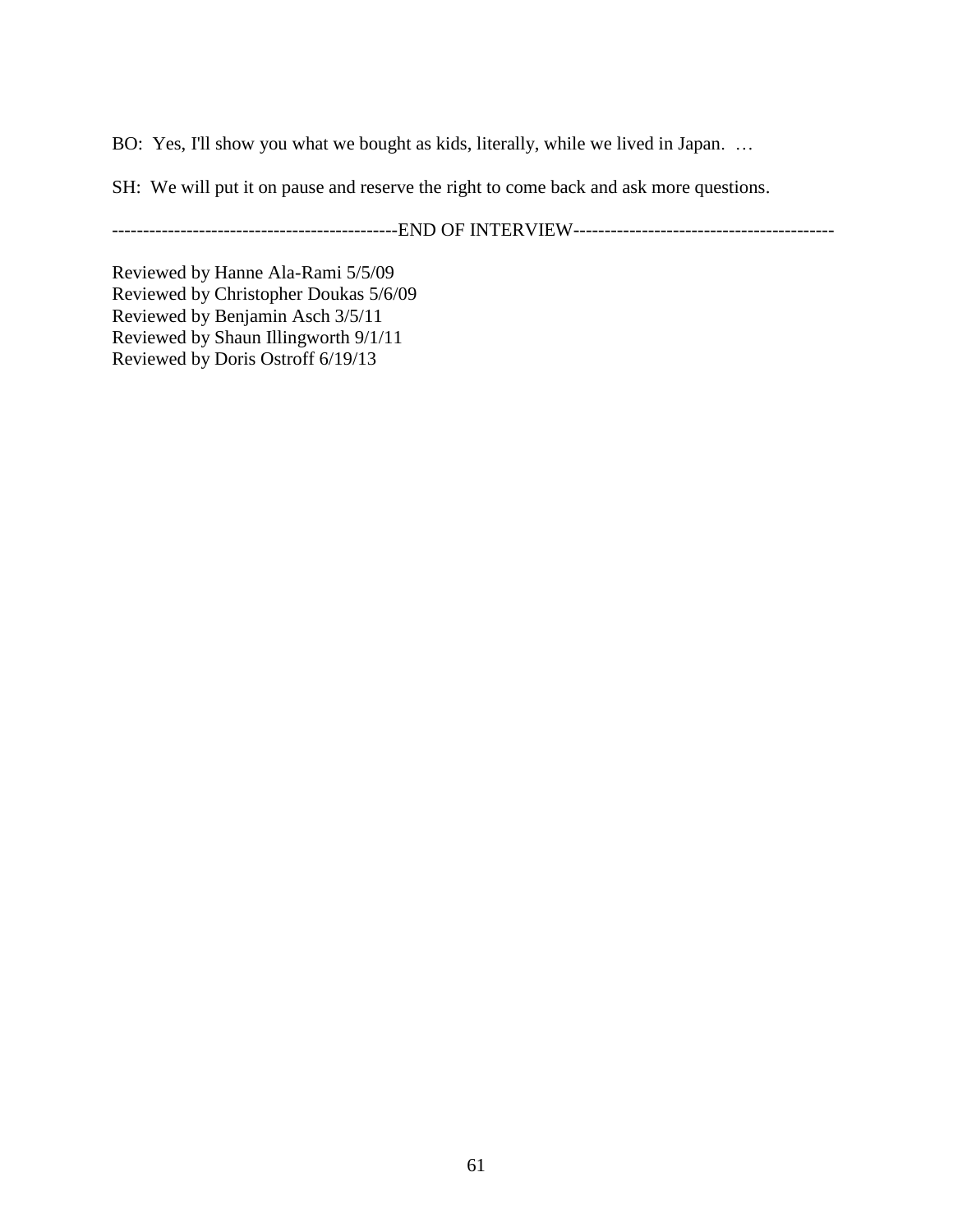BO: Yes, I'll show you what we bought as kids, literally, while we lived in Japan. …

SH: We will put it on pause and reserve the right to come back and ask more questions.

---------------------------------------------END OF INTERVIEW------------------------------------------

Reviewed by Hanne Ala-Rami 5/5/09
Reviewed by Christopher Doukas 5/6/09
Reviewed by Benjamin Asch 3/5/11
Reviewed by Shaun Illingworth 9/1/11
Reviewed by Doris Ostroff 6/19/13